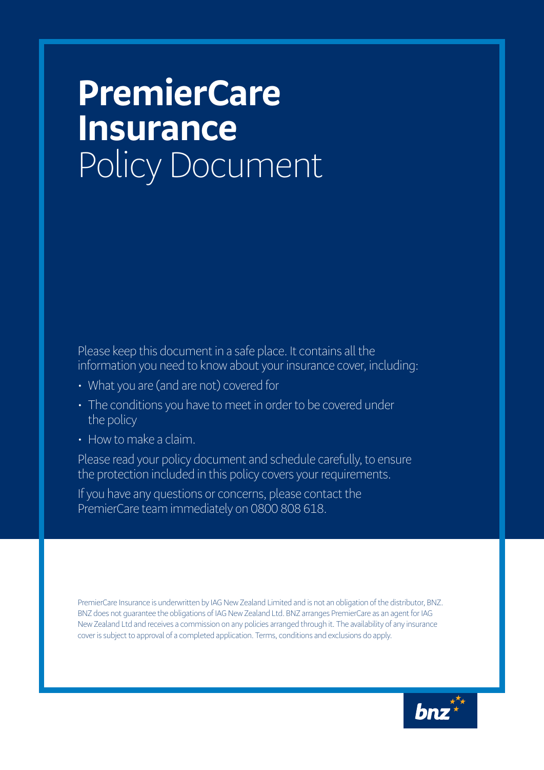# PremierCare Insurance Policy Document

Please keep this document in a safe place. It contains all the information you need to know about your insurance cover, including:

- What you are (and are not) covered for
- The conditions you have to meet in order to be covered under the policy
- How to make a claim.

Please read your policy document and schedule carefully, to ensure the protection included in this policy covers your requirements.

If you have any questions or concerns, please contact the PremierCare team immediately on 0800 808 618.

PremierCare Insurance is underwritten by IAG New Zealand Limited and is not an obligation of the distributor, BNZ. BNZ does not guarantee the obligations of IAG New Zealand Ltd. BNZ arranges PremierCare as an agent for IAG New Zealand Ltd and receives a commission on any policies arranged through it. The availability of any insurance cover is subject to approval of a completed application. Terms, conditions and exclusions do apply.

bnz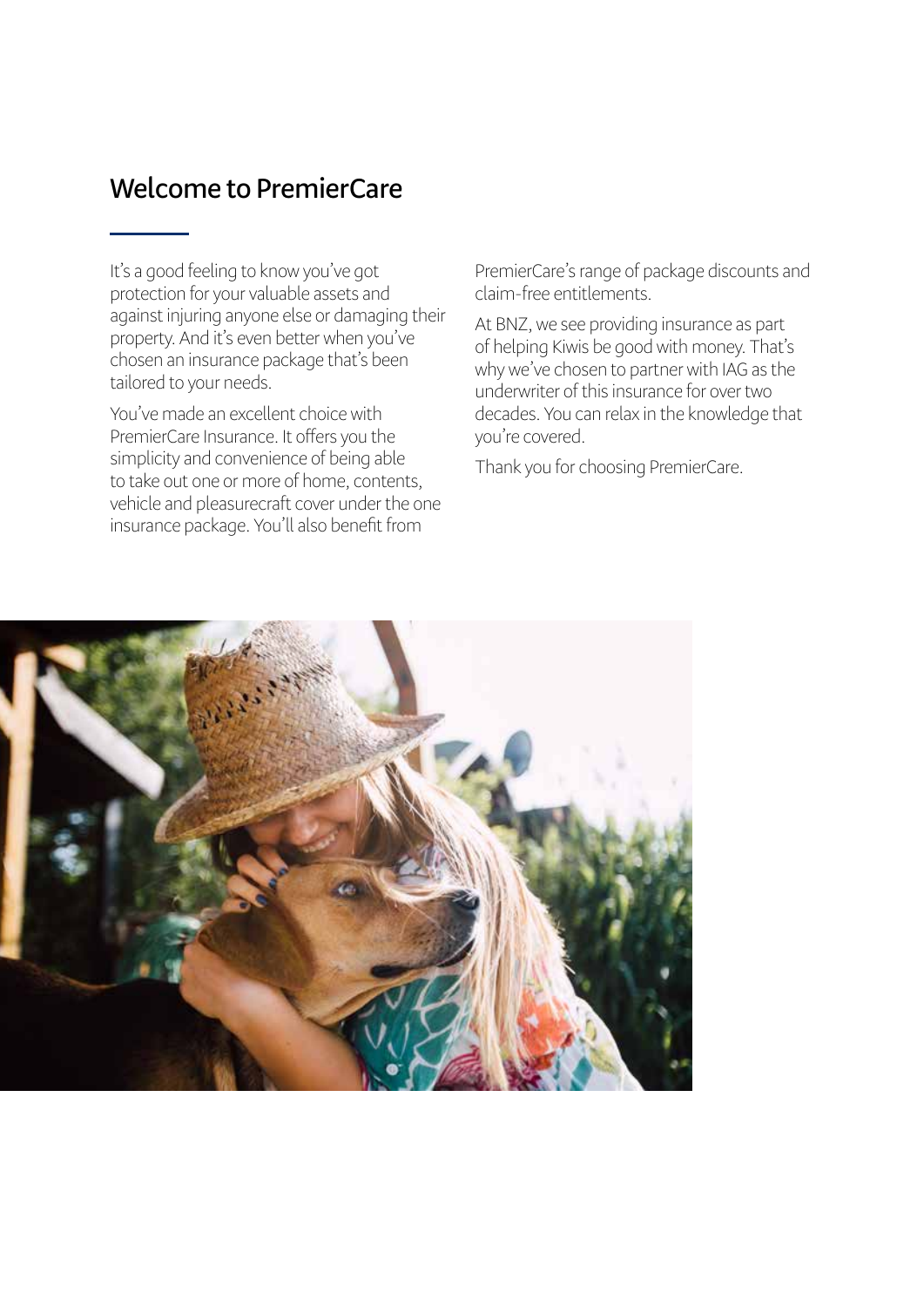# Welcome to PremierCare

It's a good feeling to know you've got protection for your valuable assets and against injuring anyone else or damaging their property. And it's even better when you've chosen an insurance package that's been tailored to your needs.

You've made an excellent choice with PremierCare Insurance. It offers you the simplicity and convenience of being able to take out one or more of home, contents, vehicle and pleasurecraft cover under the one insurance package. You'll also benefit from PremierCare's range of package discounts and claim-free entitlements.

At BNZ, we see providing insurance as part of helping Kiwis be good with money. That's why we've chosen to partner with IAG as the underwriter of this insurance for over two decades. You can relax in the knowledge that you're covered.

Thank you for choosing PremierCare.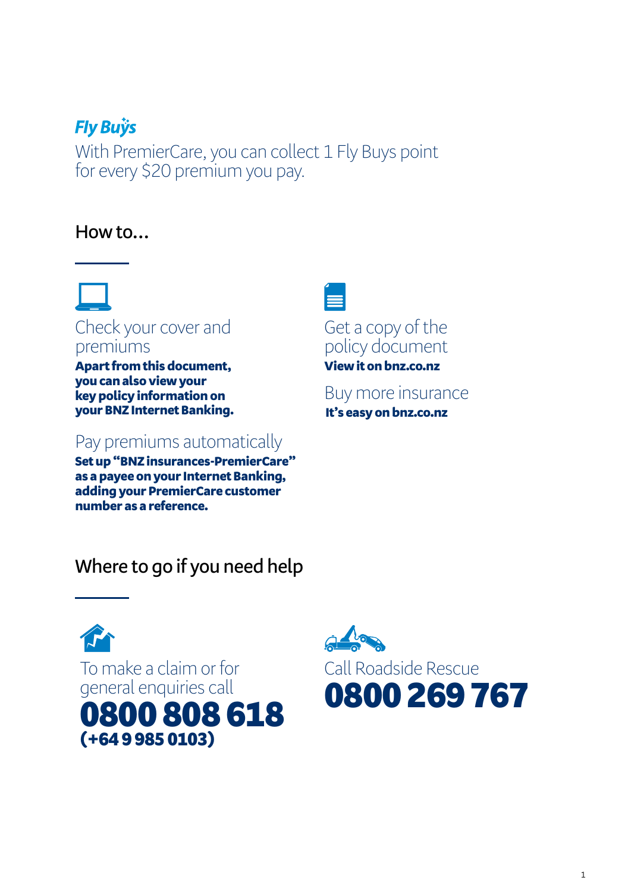**Fly Buys**

With PremierCare, you can collect 1 Fly Buys point for every $20 premium you pay.

## How to…

### Check your cover and premiums

**Apart from this document, you can also view your key policy information on your BNZ Internet Banking.**

### Pay premiums automatically

**Set up "BNZ insurances-PremierCare" as a payee on your Internet Banking, adding your PremierCare customer number as a reference.**

### Get a copy of the policy document

**View it on bnz.co.nz**

### Buy more insurance

**It's easy on bnz.co.nz**

## Where to go if you need help

To make a claim or for general enquiries call

**0800 808 618**
**(+64 9 985 0103)**

Call Roadside Rescue

**0800 269 767**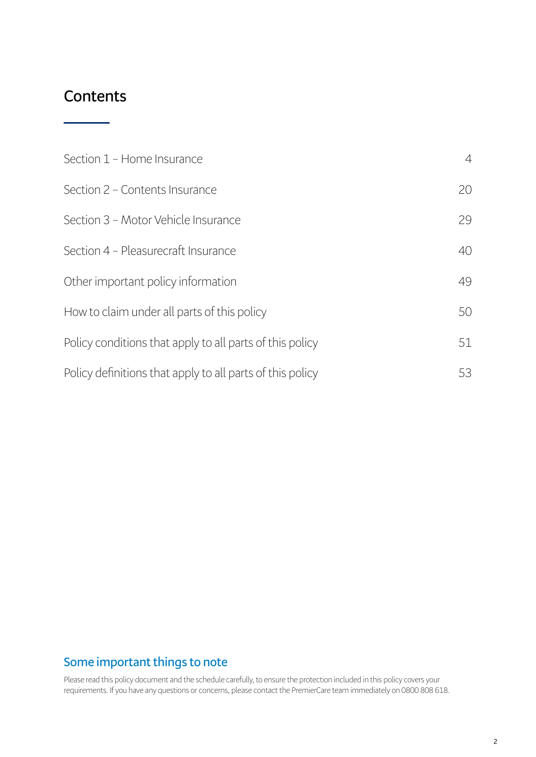# Contents

| | |
|---|---|
| Section 1 – Home Insurance | 4 |
| Section 2 – Contents Insurance | 20 |
| Section 3 – Motor Vehicle Insurance | 29 |
| Section 4 – Pleasurecraft Insurance | 40 |
| Other important policy information | 49 |
| How to claim under all parts of this policy | 50 |
| Policy conditions that apply to all parts of this policy | 51 |
| Policy definitions that apply to all parts of this policy | 53 |

## Some important things to note

Please read this policy document and the schedule carefully, to ensure the protection included in this policy covers your requirements. If you have any questions or concerns, please contact the PremierCare team immediately on 0800 808 618.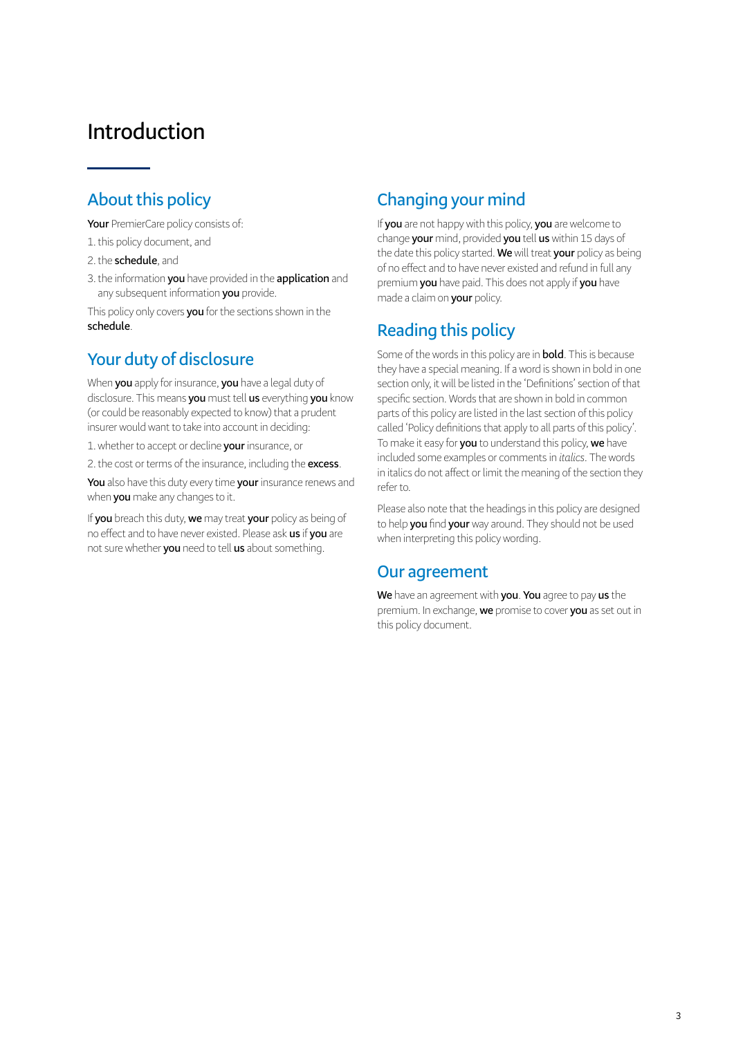# Introduction

## About this policy

**Your** PremierCare policy consists of:

1. this policy document, and
2. the **schedule**, and
3. the information **you** have provided in the **application** and any subsequent information **you** provide.

This policy only covers **you** for the sections shown in the **schedule**.

## Your duty of disclosure

When **you** apply for insurance, **you** have a legal duty of disclosure. This means **you** must tell **us** everything **you** know (or could be reasonably expected to know) that a prudent insurer would want to take into account in deciding:

1. whether to accept or decline **your** insurance, or
2. the cost or terms of the insurance, including the **excess**.

**You** also have this duty every time **your** insurance renews and when **you** make any changes to it.

If **you** breach this duty, **we** may treat **your** policy as being of no effect and to have never existed. Please ask **us** if **you** are not sure whether **you** need to tell **us** about something.

## Changing your mind

If **you** are not happy with this policy, **you** are welcome to change **your** mind, provided **you** tell **us** within 15 days of the date this policy started. **We** will treat **your** policy as being of no effect and to have never existed and refund in full any premium **you** have paid. This does not apply if **you** have made a claim on **your** policy.

## Reading this policy

Some of the words in this policy are in **bold**. This is because they have a special meaning. If a word is shown in bold in one section only, it will be listed in the 'Definitions' section of that specific section. Words that are shown in bold in common parts of this policy are listed in the last section of this policy called 'Policy definitions that apply to all parts of this policy'. To make it easy for **you** to understand this policy, **we** have included some examples or comments in *italics*. The words in italics do not affect or limit the meaning of the section they refer to.

Please also note that the headings in this policy are designed to help **you** find **your** way around. They should not be used when interpreting this policy wording.

## Our agreement

**We** have an agreement with **you**. **You** agree to pay **us** the premium. In exchange, **we** promise to cover **you** as set out in this policy document.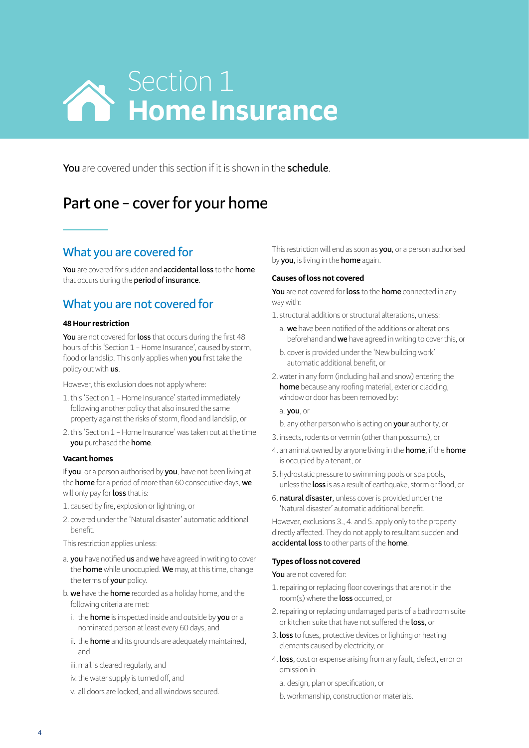# Section 1 **Home Insurance**

**You** are covered under this section if it is shown in the **schedule**.

## Part one – cover for your home

### What you are covered for

**You** are covered for sudden and **accidental loss** to the **home** that occurs during the **period of insurance**.

### What you are not covered for

**48 Hour restriction**

**You** are not covered for **loss** that occurs during the first 48 hours of this 'Section 1 – Home Insurance', caused by storm, flood or landslip. This only applies when **you** first take the policy out with **us**.

However, this exclusion does not apply where:

1. this 'Section 1 – Home Insurance' started immediately following another policy that also insured the same property against the risks of storm, flood and landslip, or
2. this 'Section 1 – Home Insurance' was taken out at the time **you** purchased the **home**.

**Vacant homes**

If **you**, or a person authorised by **you**, have not been living at the **home** for a period of more than 60 consecutive days, **we** will only pay for **loss** that is:

1. caused by fire, explosion or lightning, or
2. covered under the 'Natural disaster' automatic additional benefit.

This restriction applies unless:

a. **you** have notified **us** and **we** have agreed in writing to cover the **home** while unoccupied. **We** may, at this time, change the terms of **your** policy.

b. **we** have the **home** recorded as a holiday home, and the following criteria are met:

   i. the **home** is inspected inside and outside by **you** or a nominated person at least every 60 days, and
   
   ii. the **home** and its grounds are adequately maintained, and
   
   iii. mail is cleared regularly, and
   
   iv. the water supply is turned off, and
   
   v. all doors are locked, and all windows secured.

This restriction will end as soon as **you**, or a person authorised by **you**, is living in the **home** again.

**Causes of loss not covered**

**You** are not covered for **loss** to the **home** connected in any way with:

1. structural additions or structural alterations, unless:
   a. **we** have been notified of the additions or alterations beforehand and **we** have agreed in writing to cover this, or
   b. cover is provided under the 'New building work' automatic additional benefit, or
2. water in any form (including hail and snow) entering the **home** because any roofing material, exterior cladding, window or door has been removed by:
   a. **you**, or
   b. any other person who is acting on **your** authority, or
3. insects, rodents or vermin (other than possums), or
4. an animal owned by anyone living in the **home**, if the **home** is occupied by a tenant, or
5. hydrostatic pressure to swimming pools or spa pools, unless the **loss** is as a result of earthquake, storm or flood, or
6. **natural disaster**, unless cover is provided under the 'Natural disaster' automatic additional benefit.

However, exclusions 3., 4. and 5. apply only to the property directly affected. They do not apply to resultant sudden and **accidental loss** to other parts of the **home**.

**Types of loss not covered**

**You** are not covered for:

1. repairing or replacing floor coverings that are not in the room(s) where the **loss** occurred, or
2. repairing or replacing undamaged parts of a bathroom suite or kitchen suite that have not suffered the **loss**, or
3. **loss** to fuses, protective devices or lighting or heating elements caused by electricity, or
4. **loss**, cost or expense arising from any fault, defect, error or omission in:
   a. design, plan or specification, or
   b. workmanship, construction or materials.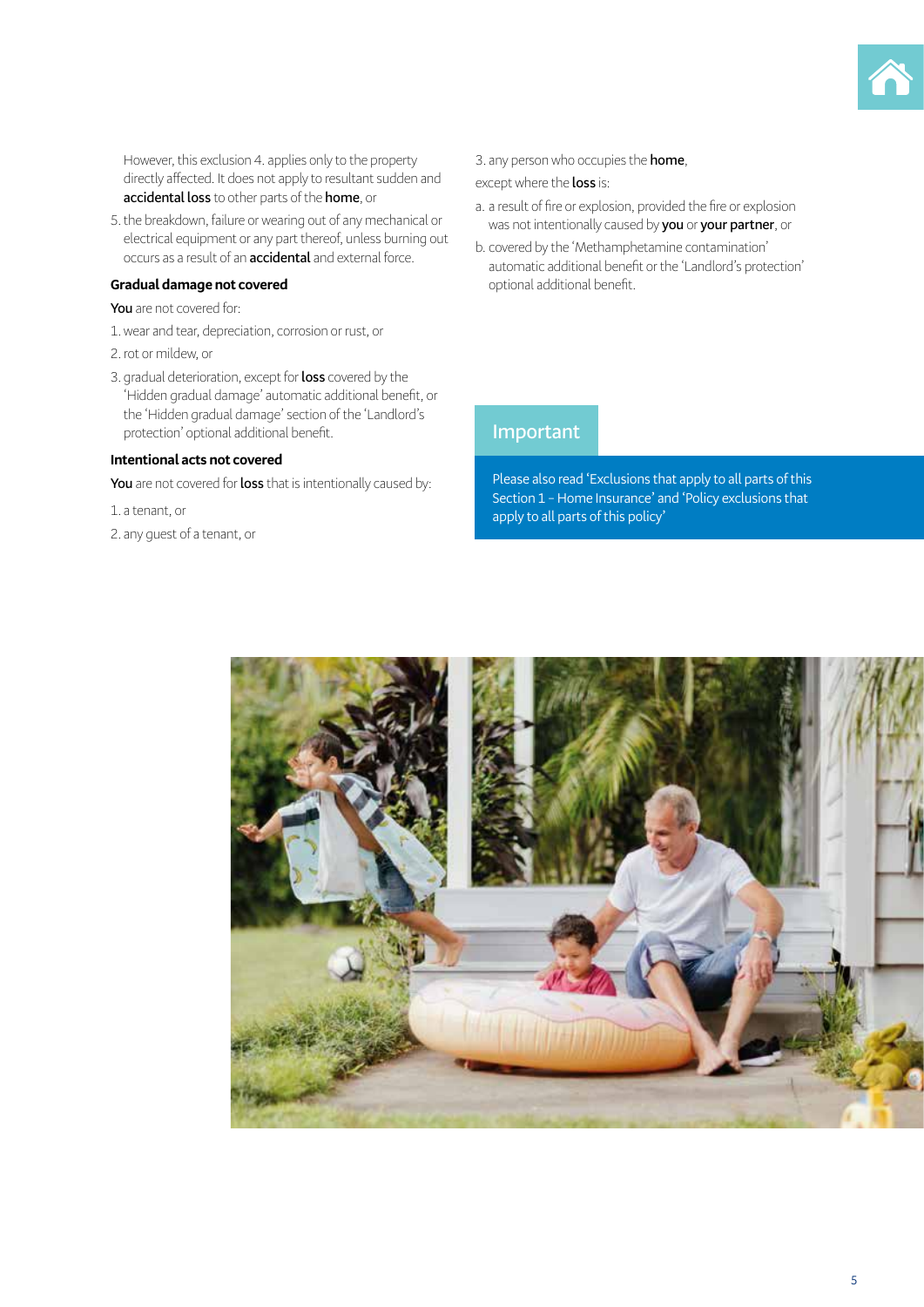However, this exclusion 4. applies only to the property directly affected. It does not apply to resultant sudden and **accidental loss** to other parts of the **home**, or

5. the breakdown, failure or wearing out of any mechanical or electrical equipment or any part thereof, unless burning out occurs as a result of an **accidental** and external force.

### Gradual damage not covered

**You** are not covered for:

1. wear and tear, depreciation, corrosion or rust, or
2. rot or mildew, or
3. gradual deterioration, except for **loss** covered by the 'Hidden gradual damage' automatic additional benefit, or the 'Hidden gradual damage' section of the 'Landlord's protection' optional additional benefit.

### Intentional acts not covered

**You** are not covered for **loss** that is intentionally caused by:

1. a tenant, or
2. any guest of a tenant, or
3. any person who occupies the **home**,

except where the **loss** is:

a. a result of fire or explosion, provided the fire or explosion was not intentionally caused by **you** or **your partner**, or

b. covered by the 'Methamphetamine contamination' automatic additional benefit or the 'Landlord's protection' optional additional benefit.

### Important

Please also read 'Exclusions that apply to all parts of this Section 1 – Home Insurance' and 'Policy exclusions that apply to all parts of this policy'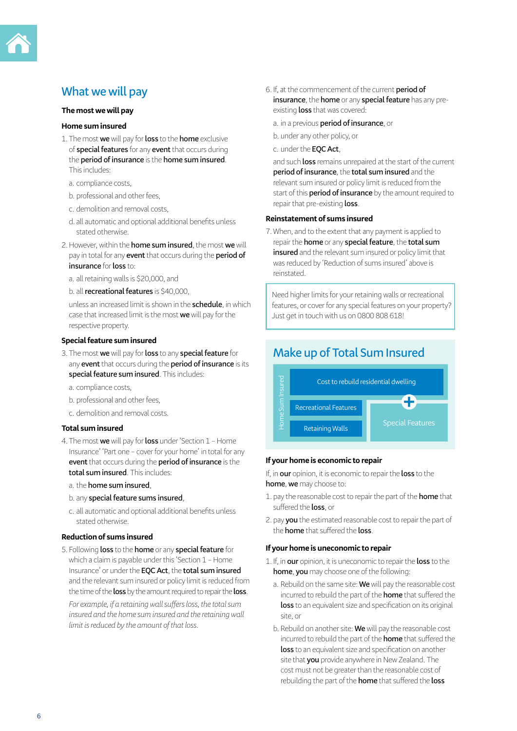## What we will pay

### The most we will pay

### Home sum insured

1. The most **we** will pay for **loss** to the **home** exclusive of **special features** for any **event** that occurs during the **period of insurance** is the **home sum insured**. This includes:
   a. compliance costs,
   b. professional and other fees,
   c. demolition and removal costs,
   d. all automatic and optional additional benefits unless stated otherwise.
2. However, within the **home sum insured**, the most **we** will pay in total for any **event** that occurs during the **period of insurance** for **loss** to:
   a. all retaining walls is $20,000, and
   b. all **recreational features** is $40,000,

   unless an increased limit is shown in the **schedule**, in which case that increased limit is the most **we** will pay for the respective property.

### Special feature sum insured

3. The most **we** will pay for **loss** to any **special feature** for any **event** that occurs during the **period of insurance** is its **special feature sum insured**. This includes:
   a. compliance costs,
   b. professional and other fees,
   c. demolition and removal costs.

### Total sum insured

4. The most **we** will pay for **loss** under 'Section 1 – Home Insurance' 'Part one – cover for your home' in total for any **event** that occurs during the **period of insurance** is the **total sum insured**. This includes:
   a. the **home sum insured**,
   b. any **special feature sums insured**,
   c. all automatic and optional additional benefits unless stated otherwise.

### Reduction of sums insured

5. Following **loss** to the **home** or any **special feature** for which a claim is payable under this 'Section 1 – Home Insurance' or under the **EQC Act**, the **total sum insured** and the relevant sum insured or policy limit is reduced from the time of the **loss** by the amount required to repair the **loss**.

   *For example, if a retaining wall suffers loss, the total sum insured and the home sum insured and the retaining wall limit is reduced by the amount of that loss.*
6. If, at the commencement of the current **period of insurance**, the **home** or any **special feature** has any pre-existing **loss** that was covered:
   a. in a previous **period of insurance**, or
   b. under any other policy, or
   c. under the **EQC Act**,

   and such **loss** remains unrepaired at the start of the current **period of insurance**, the **total sum insured** and the relevant sum insured or policy limit is reduced from the start of this **period of insurance** by the amount required to repair that pre-existing **loss**.

### Reinstatement of sums insured

7. When, and to the extent that any payment is applied to repair the **home** or any **special feature**, the **total sum insured** and the relevant sum insured or policy limit that was reduced by 'Reduction of sums insured' above is reinstated.

Need higher limits for your retaining walls or recreational features, or cover for any special features on your property? Just get in touch with us on 0800 808 618!

## Make up of Total Sum Insured

Home Sum Insured: Cost to rebuild residential dwelling; Recreational Features; Retaining Walls

\+ Special Features

### If your home is economic to repair

If, in **our** opinion, it is economic to repair the **loss** to the **home**, **we** may choose to:

1. pay the reasonable cost to repair the part of the **home** that suffered the **loss**, or
2. pay **you** the estimated reasonable cost to repair the part of the **home** that suffered the **loss**.

### If your home is uneconomic to repair

1. If, in **our** opinion, it is uneconomic to repair the **loss** to the **home**, **you** may choose one of the following:
   a. Rebuild on the same site: **We** will pay the reasonable cost incurred to rebuild the part of the **home** that suffered the **loss** to an equivalent size and specification on its original site, or
   b. Rebuild on another site: **We** will pay the reasonable cost incurred to rebuild the part of the **home** that suffered the **loss** to an equivalent size and specification on another site that **you** provide anywhere in New Zealand. The cost must not be greater than the reasonable cost of rebuilding the part of the **home** that suffered the **loss**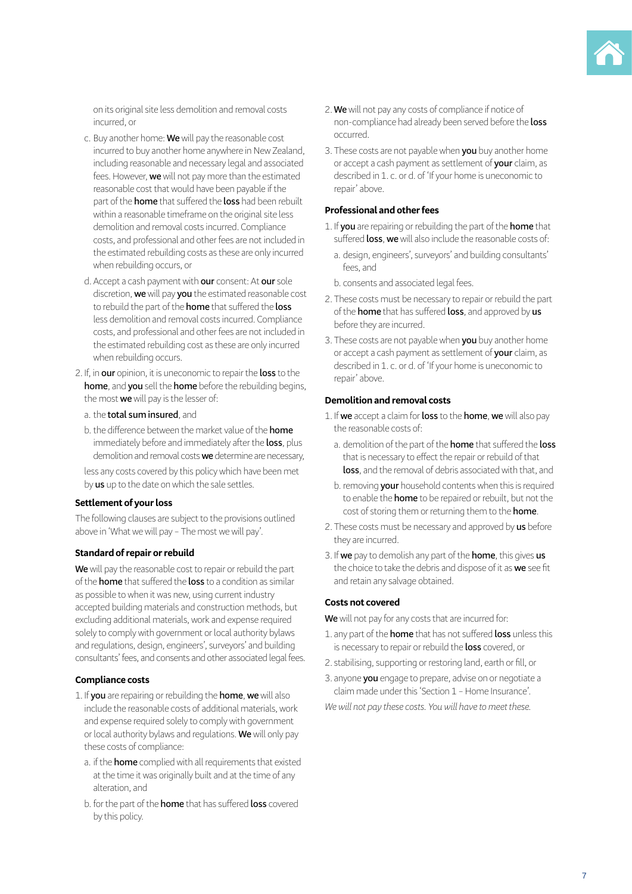on its original site less demolition and removal costs incurred, or

c. Buy another home: **We** will pay the reasonable cost incurred to buy another home anywhere in New Zealand, including reasonable and necessary legal and associated fees. However, **we** will not pay more than the estimated reasonable cost that would have been payable if the part of the **home** that suffered the **loss** had been rebuilt within a reasonable timeframe on the original site less demolition and removal costs incurred. Compliance costs, and professional and other fees are not included in the estimated rebuilding costs as these are only incurred when rebuilding occurs, or

d. Accept a cash payment with **our** consent: At **our** sole discretion, **we** will pay **you** the estimated reasonable cost to rebuild the part of the **home** that suffered the **loss** less demolition and removal costs incurred. Compliance costs, and professional and other fees are not included in the estimated rebuilding cost as these are only incurred when rebuilding occurs.

2. If, in **our** opinion, it is uneconomic to repair the **loss** to the **home**, and **you** sell the **home** before the rebuilding begins, the most **we** will pay is the lesser of:

   a. the **total sum insured**, and

   b. the difference between the market value of the **home** immediately before and immediately after the **loss**, plus demolition and removal costs **we** determine are necessary,

   less any costs covered by this policy which have been met by **us** up to the date on which the sale settles.

### Settlement of your loss

The following clauses are subject to the provisions outlined above in 'What we will pay – The most we will pay'.

### Standard of repair or rebuild

**We** will pay the reasonable cost to repair or rebuild the part of the **home** that suffered the **loss** to a condition as similar as possible to when it was new, using current industry accepted building materials and construction methods, but excluding additional materials, work and expense required solely to comply with government or local authority bylaws and regulations, design, engineers', surveyors' and building consultants' fees, and consents and other associated legal fees.

### Compliance costs

1. If **you** are repairing or rebuilding the **home**, **we** will also include the reasonable costs of additional materials, work and expense required solely to comply with government or local authority bylaws and regulations. **We** will only pay these costs of compliance:

   a. if the **home** complied with all requirements that existed at the time it was originally built and at the time of any alteration, and

   b. for the part of the **home** that has suffered **loss** covered by this policy.

2. **We** will not pay any costs of compliance if notice of non-compliance had already been served before the **loss** occurred.

3. These costs are not payable when **you** buy another home or accept a cash payment as settlement of **your** claim, as described in 1. c. or d. of 'If your home is uneconomic to repair' above.

### Professional and other fees

1. If **you** are repairing or rebuilding the part of the **home** that suffered **loss**, **we** will also include the reasonable costs of:

   a. design, engineers', surveyors' and building consultants' fees, and

   b. consents and associated legal fees.

2. These costs must be necessary to repair or rebuild the part of the **home** that has suffered **loss**, and approved by **us** before they are incurred.

3. These costs are not payable when **you** buy another home or accept a cash payment as settlement of **your** claim, as described in 1. c. or d. of 'If your home is uneconomic to repair' above.

### Demolition and removal costs

1. If **we** accept a claim for **loss** to the **home**, **we** will also pay the reasonable costs of:

   a. demolition of the part of the **home** that suffered the **loss** that is necessary to effect the repair or rebuild of that **loss**, and the removal of debris associated with that, and

   b. removing **your** household contents when this is required to enable the **home** to be repaired or rebuilt, but not the cost of storing them or returning them to the **home**.

2. These costs must be necessary and approved by **us** before they are incurred.

3. If **we** pay to demolish any part of the **home**, this gives **us** the choice to take the debris and dispose of it as **we** see fit and retain any salvage obtained.

### Costs not covered

**We** will not pay for any costs that are incurred for:

1. any part of the **home** that has not suffered **loss** unless this is necessary to repair or rebuild the **loss** covered, or
2. stabilising, supporting or restoring land, earth or fill, or
3. anyone **you** engage to prepare, advise on or negotiate a claim made under this 'Section 1 – Home Insurance'.

*We will not pay these costs. You will have to meet these.*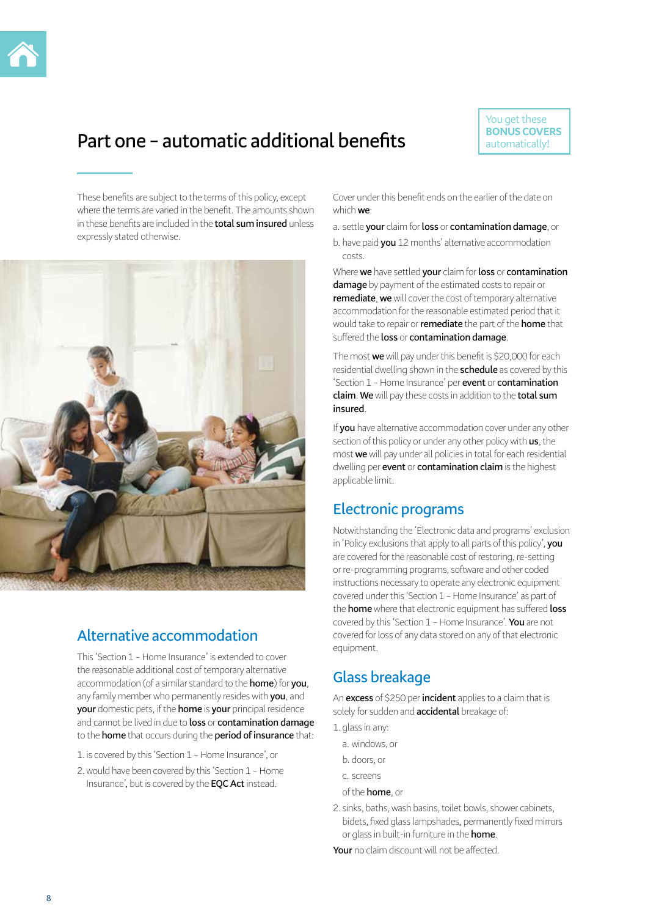# Part one – automatic additional benefits

You get these **BONUS COVERS** automatically!

These benefits are subject to the terms of this policy, except where the terms are varied in the benefit. The amounts shown in these benefits are included in the **total sum insured** unless expressly stated otherwise.

## Alternative accommodation

This 'Section 1 – Home Insurance' is extended to cover the reasonable additional cost of temporary alternative accommodation (of a similar standard to the **home**) for **you**, any family member who permanently resides with **you**, and **your** domestic pets, if the **home** is **your** principal residence and cannot be lived in due to **loss** or **contamination damage** to the **home** that occurs during the **period of insurance** that:

1. is covered by this 'Section 1 – Home Insurance', or
2. would have been covered by this 'Section 1 – Home Insurance', but is covered by the **EQC Act** instead.

Cover under this benefit ends on the earlier of the date on which **we**:

a. settle **your** claim for **loss** or **contamination damage**, or
b. have paid **you** 12 months' alternative accommodation costs.

Where **we** have settled **your** claim for **loss** or **contamination damage** by payment of the estimated costs to repair or **remediate**, **we** will cover the cost of temporary alternative accommodation for the reasonable estimated period that it would take to repair or **remediate** the part of the **home** that suffered the **loss** or **contamination damage**.

The most **we** will pay under this benefit is $20,000 for each residential dwelling shown in the **schedule** as covered by this 'Section 1 – Home Insurance' per **event** or **contamination claim**. **We** will pay these costs in addition to the **total sum insured**.

If **you** have alternative accommodation cover under any other section of this policy or under any other policy with **us**, the most **we** will pay under all policies in total for each residential dwelling per **event** or **contamination claim** is the highest applicable limit.

## Electronic programs

Notwithstanding the 'Electronic data and programs' exclusion in 'Policy exclusions that apply to all parts of this policy', **you** are covered for the reasonable cost of restoring, re-setting or re-programming programs, software and other coded instructions necessary to operate any electronic equipment covered under this 'Section 1 – Home Insurance' as part of the **home** where that electronic equipment has suffered **loss** covered by this 'Section 1 – Home Insurance'. **You** are not covered for loss of any data stored on any of that electronic equipment.

## Glass breakage

An **excess** of $250 per **incident** applies to a claim that is solely for sudden and **accidental** breakage of:

1. glass in any:
   a. windows, or
   b. doors, or
   c. screens

   of the **home**, or
2. sinks, baths, wash basins, toilet bowls, shower cabinets, bidets, fixed glass lampshades, permanently fixed mirrors or glass in built-in furniture in the **home**.

**Your** no claim discount will not be affected.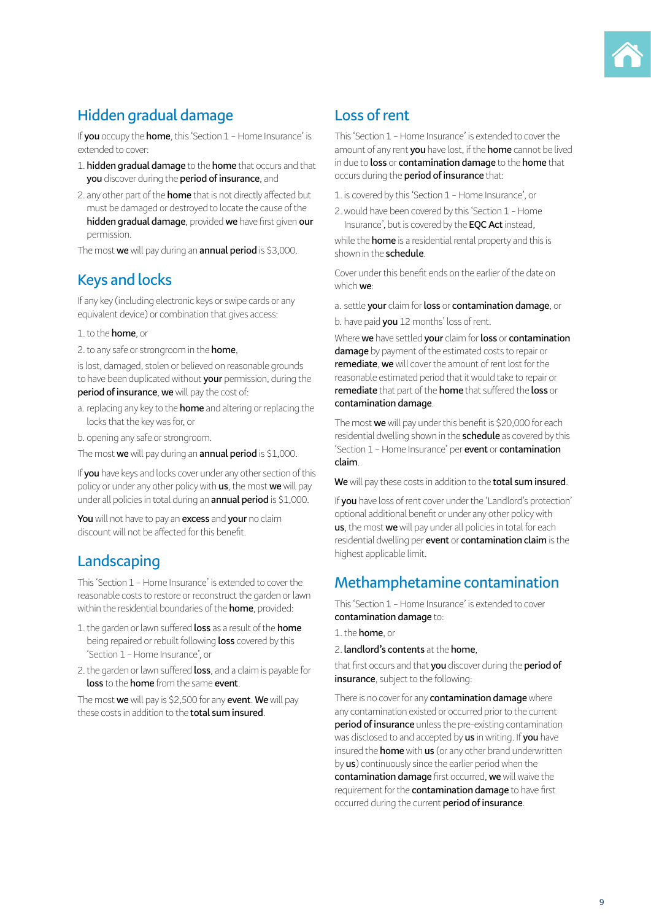## Hidden gradual damage

If **you** occupy the **home**, this 'Section 1 – Home Insurance' is extended to cover:

1. **hidden gradual damage** to the **home** that occurs and that **you** discover during the **period of insurance**, and
2. any other part of the **home** that is not directly affected but must be damaged or destroyed to locate the cause of the **hidden gradual damage**, provided **we** have first given **our** permission.

The most **we** will pay during an **annual period** is $3,000.

## Keys and locks

If any key (including electronic keys or swipe cards or any equivalent device) or combination that gives access:

1. to the **home**, or
2. to any safe or strongroom in the **home**,

is lost, damaged, stolen or believed on reasonable grounds to have been duplicated without **your** permission, during the **period of insurance**, **we** will pay the cost of:

a. replacing any key to the **home** and altering or replacing the locks that the key was for, or

b. opening any safe or strongroom.

The most **we** will pay during an **annual period** is $1,000.

If **you** have keys and locks cover under any other section of this policy or under any other policy with **us**, the most **we** will pay under all policies in total during an **annual period** is $1,000.

**You** will not have to pay an **excess** and **your** no claim discount will not be affected for this benefit.

## Landscaping

This 'Section 1 – Home Insurance' is extended to cover the reasonable costs to restore or reconstruct the garden or lawn within the residential boundaries of the **home**, provided:

1. the garden or lawn suffered **loss** as a result of the **home** being repaired or rebuilt following **loss** covered by this 'Section 1 – Home Insurance', or
2. the garden or lawn suffered **loss**, and a claim is payable for **loss** to the **home** from the same **event**.

The most **we** will pay is $2,500 for any **event**. **We** will pay these costs in addition to the **total sum insured**.

## Loss of rent

This 'Section 1 – Home Insurance' is extended to cover the amount of any rent **you** have lost, if the **home** cannot be lived in due to **loss** or **contamination damage** to the **home** that occurs during the **period of insurance** that:

1. is covered by this 'Section 1 – Home Insurance', or
2. would have been covered by this 'Section 1 – Home Insurance', but is covered by the **EQC Act** instead,

while the **home** is a residential rental property and this is shown in the **schedule**.

Cover under this benefit ends on the earlier of the date on which **we**:

a. settle **your** claim for **loss** or **contamination damage**, or

b. have paid **you** 12 months' loss of rent.

Where **we** have settled **your** claim for **loss** or **contamination damage** by payment of the estimated costs to repair or **remediate**, **we** will cover the amount of rent lost for the reasonable estimated period that it would take to repair or **remediate** that part of the **home** that suffered the **loss** or **contamination damage**.

The most **we** will pay under this benefit is $20,000 for each residential dwelling shown in the **schedule** as covered by this 'Section 1 – Home Insurance' per **event** or **contamination claim**.

**We** will pay these costs in addition to the **total sum insured**.

If **you** have loss of rent cover under the 'Landlord's protection' optional additional benefit or under any other policy with **us**, the most **we** will pay under all policies in total for each residential dwelling per **event** or **contamination claim** is the highest applicable limit.

## Methamphetamine contamination

This 'Section 1 – Home Insurance' is extended to cover **contamination damage** to:

1. the **home**, or
2. **landlord's contents** at the **home**,

that first occurs and that **you** discover during the **period of insurance**, subject to the following:

There is no cover for any **contamination damage** where any contamination existed or occurred prior to the current **period of insurance** unless the pre-existing contamination was disclosed to and accepted by **us** in writing. If **you** have insured the **home** with **us** (or any other brand underwritten by **us**) continuously since the earlier period when the **contamination damage** first occurred, **we** will waive the requirement for the **contamination damage** to have first occurred during the current **period of insurance**.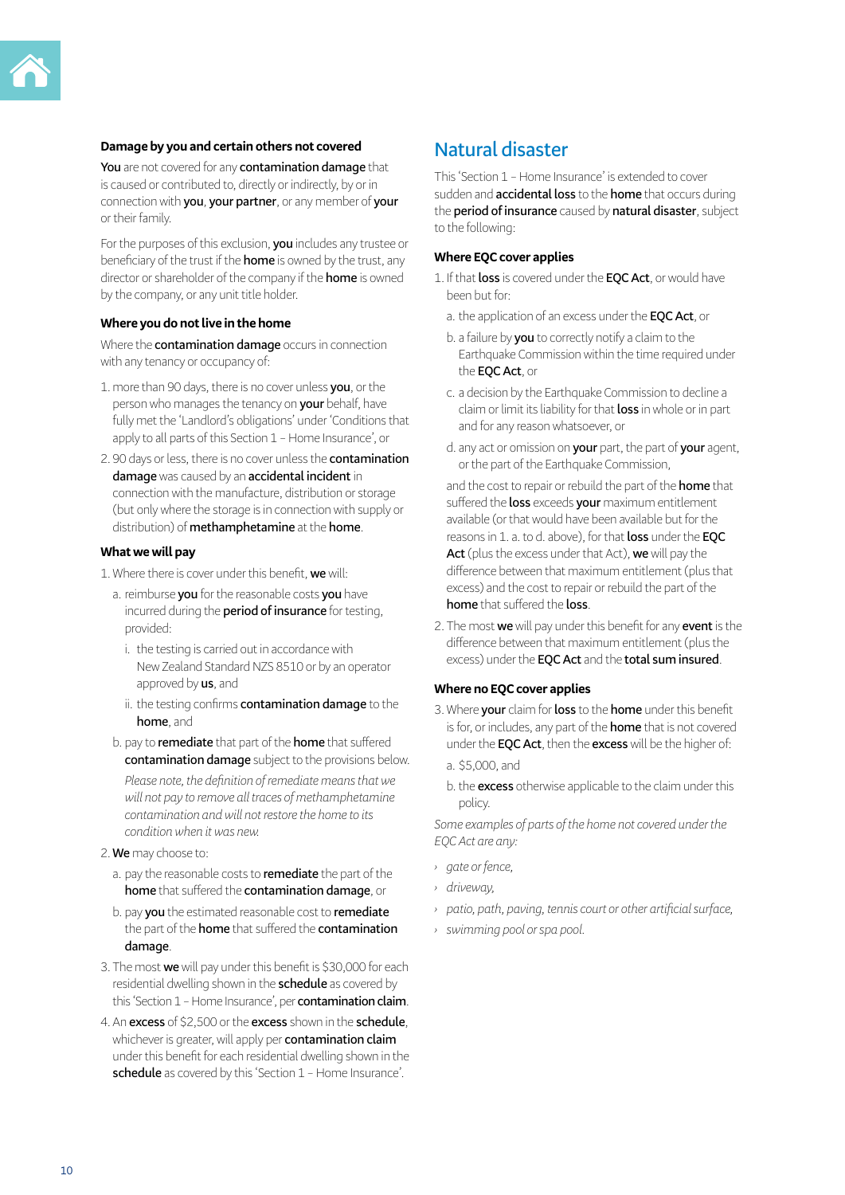#### Damage by you and certain others not covered

**You** are not covered for any **contamination damage** that is caused or contributed to, directly or indirectly, by or in connection with **you**, **your partner**, or any member of **your** or their family.

For the purposes of this exclusion, **you** includes any trustee or beneficiary of the trust if the **home** is owned by the trust, any director or shareholder of the company if the **home** is owned by the company, or any unit title holder.

#### Where you do not live in the home

Where the **contamination damage** occurs in connection with any tenancy or occupancy of:

1. more than 90 days, there is no cover unless **you**, or the person who manages the tenancy on **your** behalf, have fully met the 'Landlord's obligations' under 'Conditions that apply to all parts of this Section 1 – Home Insurance', or
2. 90 days or less, there is no cover unless the **contamination damage** was caused by an **accidental incident** in connection with the manufacture, distribution or storage (but only where the storage is in connection with supply or distribution) of **methamphetamine** at the **home**.

#### What we will pay

1. Where there is cover under this benefit, **we** will:
   a. reimburse **you** for the reasonable costs **you** have incurred during the **period of insurance** for testing, provided:
      i. the testing is carried out in accordance with New Zealand Standard NZS 8510 or by an operator approved by **us**, and
      ii. the testing confirms **contamination damage** to the **home**, and
   b. pay to **remediate** that part of the **home** that suffered **contamination damage** subject to the provisions below.

      *Please note, the definition of remediate means that we will not pay to remove all traces of methamphetamine contamination and will not restore the home to its condition when it was new.*
2. **We** may choose to:
   a. pay the reasonable costs to **remediate** the part of the **home** that suffered the **contamination damage**, or
   b. pay **you** the estimated reasonable cost to **remediate** the part of the **home** that suffered the **contamination damage**.
3. The most **we** will pay under this benefit is $30,000 for each residential dwelling shown in the **schedule** as covered by this 'Section 1 – Home Insurance', per **contamination claim**.
4. An **excess** of $2,500 or the **excess** shown in the **schedule**, whichever is greater, will apply per **contamination claim** under this benefit for each residential dwelling shown in the **schedule** as covered by this 'Section 1 – Home Insurance'.

## Natural disaster

This 'Section 1 – Home Insurance' is extended to cover sudden and **accidental loss** to the **home** that occurs during the **period of insurance** caused by **natural disaster**, subject to the following:

#### Where EQC cover applies

1. If that **loss** is covered under the **EQC Act**, or would have been but for:
   a. the application of an excess under the **EQC Act**, or
   b. a failure by **you** to correctly notify a claim to the Earthquake Commission within the time required under the **EQC Act**, or
   c. a decision by the Earthquake Commission to decline a claim or limit its liability for that **loss** in whole or in part and for any reason whatsoever, or
   d. any act or omission on **your** part, the part of **your** agent, or the part of the Earthquake Commission,

   and the cost to repair or rebuild the part of the **home** that suffered the **loss** exceeds **your** maximum entitlement available (or that would have been available but for the reasons in 1. a. to d. above), for that **loss** under the **EQC Act** (plus the excess under that Act), **we** will pay the difference between that maximum entitlement (plus that excess) and the cost to repair or rebuild the part of the **home** that suffered the **loss**.
2. The most **we** will pay under this benefit for any **event** is the difference between that maximum entitlement (plus the excess) under the **EQC Act** and the **total sum insured**.

#### Where no EQC cover applies

3. Where **your** claim for **loss** to the **home** under this benefit is for, or includes, any part of the **home** that is not covered under the **EQC Act**, then the **excess** will be the higher of:
   a. $5,000, and
   b. the **excess** otherwise applicable to the claim under this policy.

*Some examples of parts of the home not covered under the EQC Act are any:*

- *gate or fence,*
- *driveway,*
- *patio, path, paving, tennis court or other artificial surface,*
- *swimming pool or spa pool.*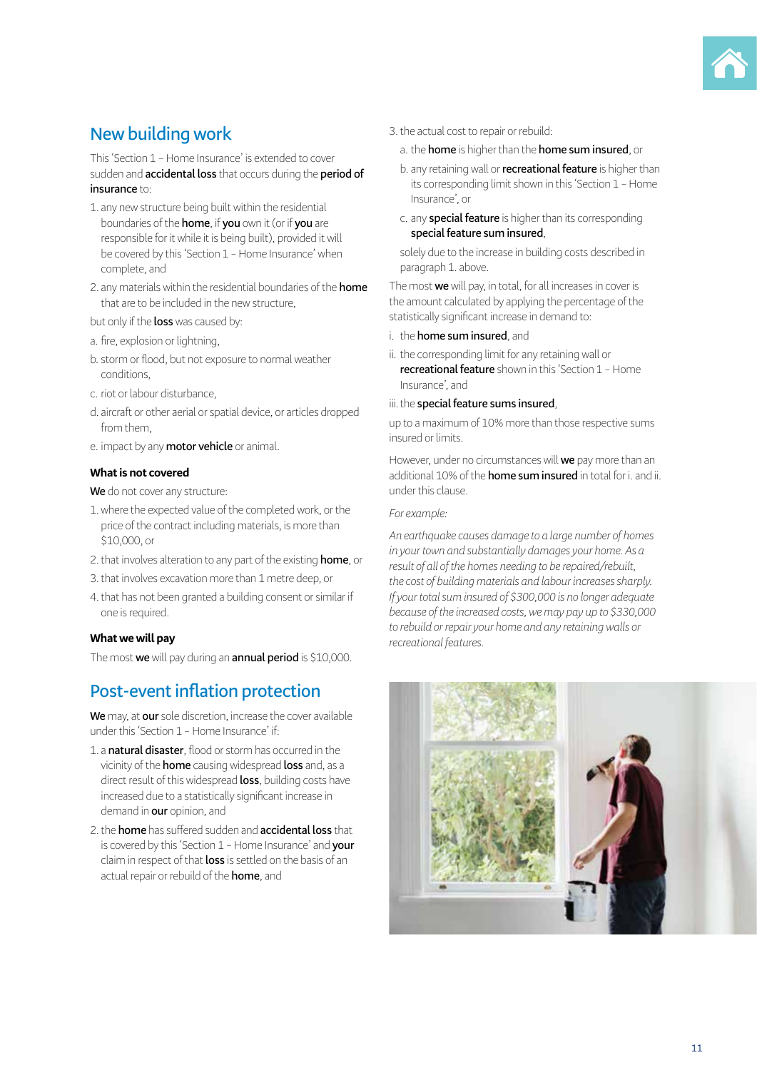## New building work

This 'Section 1 – Home Insurance' is extended to cover sudden and **accidental loss** that occurs during the **period of insurance** to:

1. any new structure being built within the residential boundaries of the **home**, if **you** own it (or if **you** are responsible for it while it is being built), provided it will be covered by this 'Section 1 – Home Insurance' when complete, and
2. any materials within the residential boundaries of the **home** that are to be included in the new structure,

but only if the **loss** was caused by:

a. fire, explosion or lightning,

b. storm or flood, but not exposure to normal weather conditions,

c. riot or labour disturbance,

d. aircraft or other aerial or spatial device, or articles dropped from them,

e. impact by any **motor vehicle** or animal.

### What is not covered

**We** do not cover any structure:

1. where the expected value of the completed work, or the price of the contract including materials, is more than $10,000, or
2. that involves alteration to any part of the existing **home**, or
3. that involves excavation more than 1 metre deep, or
4. that has not been granted a building consent or similar if one is required.

### What we will pay

The most **we** will pay during an **annual period** is $10,000.

## Post-event inflation protection

**We** may, at **our** sole discretion, increase the cover available under this 'Section 1 – Home Insurance' if:

1. a **natural disaster**, flood or storm has occurred in the vicinity of the **home** causing widespread **loss** and, as a direct result of this widespread **loss**, building costs have increased due to a statistically significant increase in demand in **our** opinion, and
2. the **home** has suffered sudden and **accidental loss** that is covered by this 'Section 1 – Home Insurance' and **your** claim in respect of that **loss** is settled on the basis of an actual repair or rebuild of the **home**, and
3. the actual cost to repair or rebuild:
   a. the **home** is higher than the **home sum insured**, or
   b. any retaining wall or **recreational feature** is higher than its corresponding limit shown in this 'Section 1 – Home Insurance', or
   c. any **special feature** is higher than its corresponding **special feature sum insured**,

   solely due to the increase in building costs described in paragraph 1. above.

The most **we** will pay, in total, for all increases in cover is the amount calculated by applying the percentage of the statistically significant increase in demand to:

i. the **home sum insured**, and

ii. the corresponding limit for any retaining wall or **recreational feature** shown in this 'Section 1 – Home Insurance', and

iii. the **special feature sums insured**,

up to a maximum of 10% more than those respective sums insured or limits.

However, under no circumstances will **we** pay more than an additional 10% of the **home sum insured** in total for i. and ii. under this clause.

*For example:*

*An earthquake causes damage to a large number of homes in your town and substantially damages your home. As a result of all of the homes needing to be repaired/rebuilt, the cost of building materials and labour increases sharply. If your total sum insured of $300,000 is no longer adequate because of the increased costs, we may pay up to $330,000 to rebuild or repair your home and any retaining walls or recreational features.*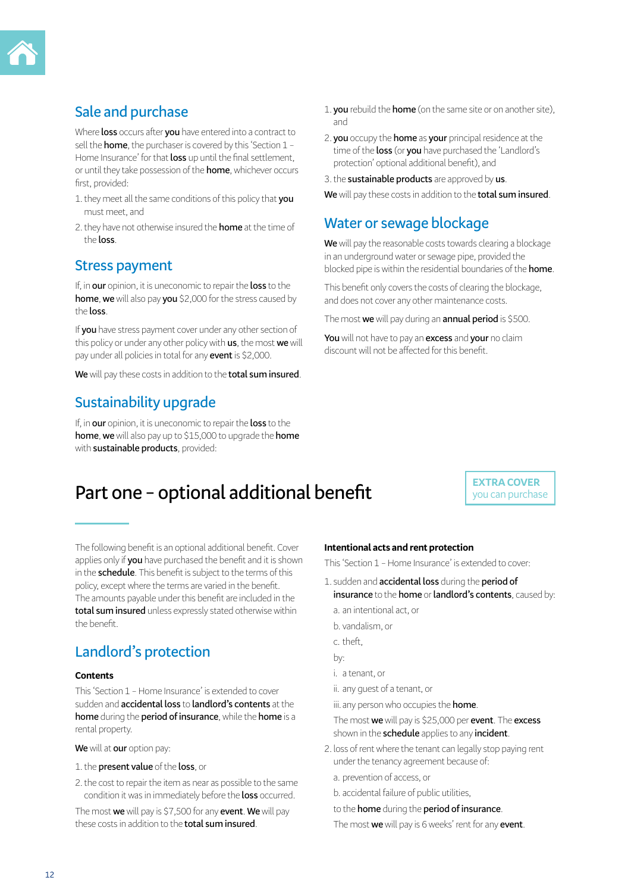## Sale and purchase

Where **loss** occurs after **you** have entered into a contract to sell the **home**, the purchaser is covered by this 'Section 1 – Home Insurance' for that **loss** up until the final settlement, or until they take possession of the **home**, whichever occurs first, provided:

1. they meet all the same conditions of this policy that **you** must meet, and
2. they have not otherwise insured the **home** at the time of the **loss**.

## Stress payment

If, in **our** opinion, it is uneconomic to repair the **loss** to the **home**, **we** will also pay **you** $2,000 for the stress caused by the **loss**.

If **you** have stress payment cover under any other section of this policy or under any other policy with **us**, the most **we** will pay under all policies in total for any **event** is $2,000.

**We** will pay these costs in addition to the **total sum insured**.

## Sustainability upgrade

If, in **our** opinion, it is uneconomic to repair the **loss** to the **home**, **we** will also pay up to $15,000 to upgrade the **home** with **sustainable products**, provided:

1. **you** rebuild the **home** (on the same site or on another site), and
2. **you** occupy the **home** as **your** principal residence at the time of the **loss** (or **you** have purchased the 'Landlord's protection' optional additional benefit), and
3. the **sustainable products** are approved by **us**.

**We** will pay these costs in addition to the **total sum insured**.

## Water or sewage blockage

**We** will pay the reasonable costs towards clearing a blockage in an underground water or sewage pipe, provided the blocked pipe is within the residential boundaries of the **home**.

This benefit only covers the costs of clearing the blockage, and does not cover any other maintenance costs.

The most **we** will pay during an **annual period** is $500.

**You** will not have to pay an **excess** and **your** no claim discount will not be affected for this benefit.

# Part one – optional additional benefit

**EXTRA COVER**
you can purchase

The following benefit is an optional additional benefit. Cover applies only if **you** have purchased the benefit and it is shown in the **schedule**. This benefit is subject to the terms of this policy, except where the terms are varied in the benefit. The amounts payable under this benefit are included in the **total sum insured** unless expressly stated otherwise within the benefit.

## Landlord's protection

### Contents

This 'Section 1 – Home Insurance' is extended to cover sudden and **accidental loss** to **landlord's contents** at the **home** during the **period of insurance**, while the **home** is a rental property.

**We** will at **our** option pay:

1. the **present value** of the **loss**, or
2. the cost to repair the item as near as possible to the same condition it was in immediately before the **loss** occurred.

The most **we** will pay is $7,500 for any **event**. **We** will pay these costs in addition to the **total sum insured**.

### Intentional acts and rent protection

This 'Section 1 – Home Insurance' is extended to cover:

1. sudden and **accidental loss** during the **period of insurance** to the **home** or **landlord's contents**, caused by:
   a. an intentional act, or
   b. vandalism, or
   c. theft,

   by:

   i. a tenant, or
   ii. any guest of a tenant, or
   iii. any person who occupies the **home**.

   The most **we** will pay is $25,000 per **event**. The **excess** shown in the **schedule** applies to any **incident**.
2. loss of rent where the tenant can legally stop paying rent under the tenancy agreement because of:
   a. prevention of access, or
   b. accidental failure of public utilities,

   to the **home** during the **period of insurance**.

   The most **we** will pay is 6 weeks' rent for any **event**.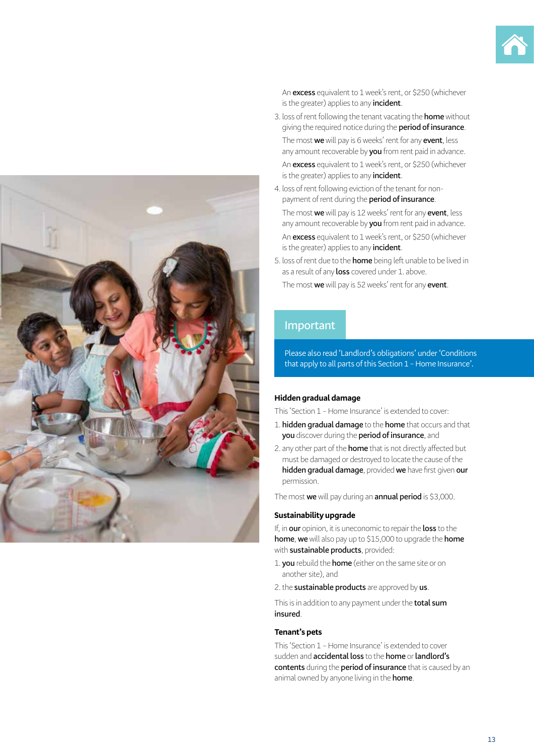An **excess** equivalent to 1 week's rent, or $250 (whichever is the greater) applies to any **incident**.

3. loss of rent following the tenant vacating the **home** without giving the required notice during the **period of insurance**.

   The most **we** will pay is 6 weeks' rent for any **event**, less any amount recoverable by **you** from rent paid in advance.

   An **excess** equivalent to 1 week's rent, or $250 (whichever is the greater) applies to any **incident**.

4. loss of rent following eviction of the tenant for non-payment of rent during the **period of insurance**.

   The most **we** will pay is 12 weeks' rent for any **event**, less any amount recoverable by **you** from rent paid in advance.

   An **excess** equivalent to 1 week's rent, or $250 (whichever is the greater) applies to any **incident**.

5. loss of rent due to the **home** being left unable to be lived in as a result of any **loss** covered under 1. above.

   The most **we** will pay is 52 weeks' rent for any **event**.

> **Important**
>
> Please also read 'Landlord's obligations' under 'Conditions that apply to all parts of this Section 1 – Home Insurance'.

### Hidden gradual damage

This 'Section 1 – Home Insurance' is extended to cover:

1. **hidden gradual damage** to the **home** that occurs and that **you** discover during the **period of insurance**, and
2. any other part of the **home** that is not directly affected but must be damaged or destroyed to locate the cause of the **hidden gradual damage**, provided **we** have first given **our** permission.

The most **we** will pay during an **annual period** is $3,000.

### Sustainability upgrade

If, in **our** opinion, it is uneconomic to repair the **loss** to the **home**, **we** will also pay up to $15,000 to upgrade the **home** with **sustainable products**, provided:

1. **you** rebuild the **home** (either on the same site or on another site), and
2. the **sustainable products** are approved by **us**.

This is in addition to any payment under the **total sum insured**.

### Tenant's pets

This 'Section 1 – Home Insurance' is extended to cover sudden and **accidental loss** to the **home** or **landlord's contents** during the **period of insurance** that is caused by an animal owned by anyone living in the **home**.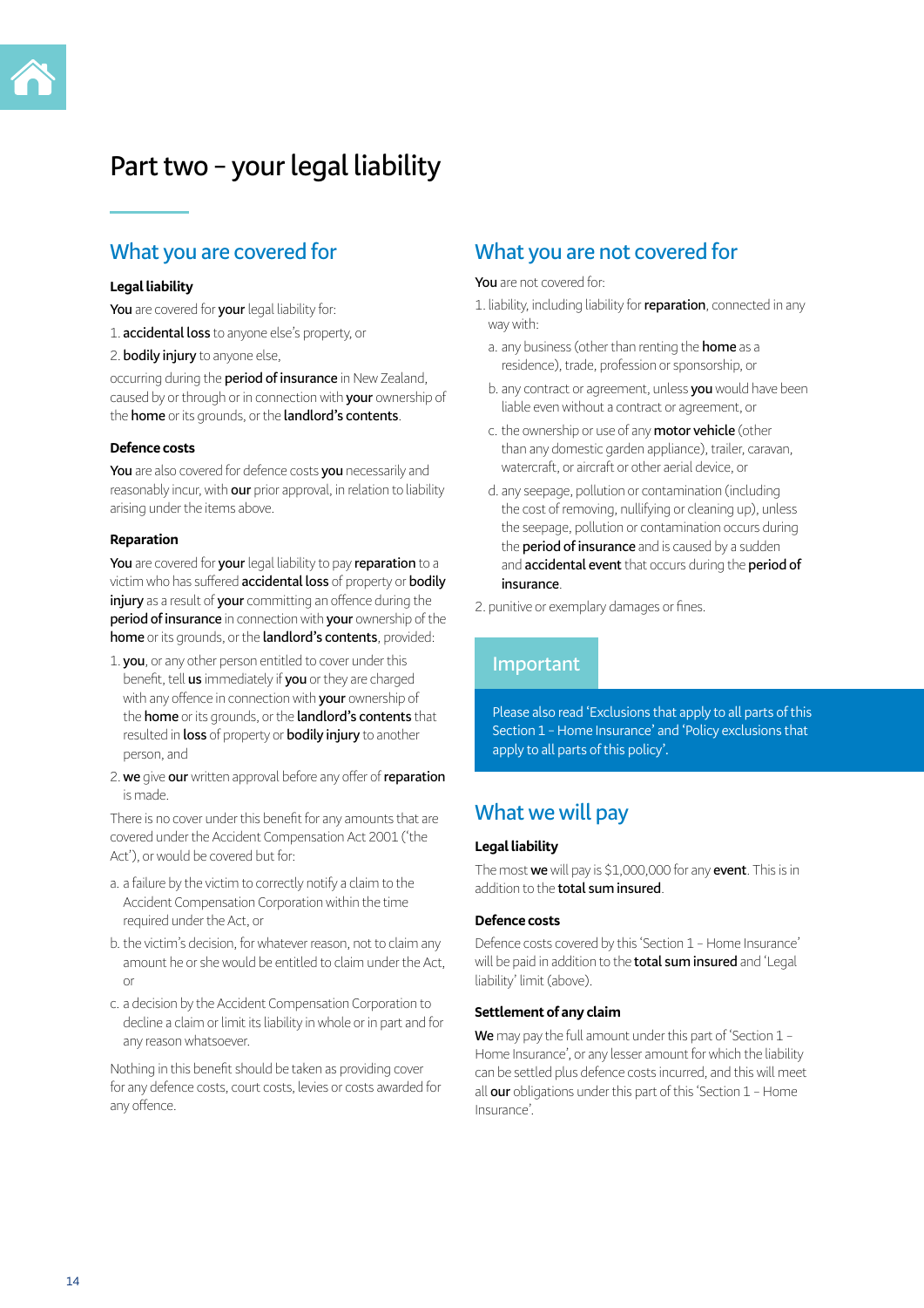# Part two – your legal liability

## What you are covered for

**Legal liability**

**You** are covered for **your** legal liability for:

1. **accidental loss** to anyone else's property, or
2. **bodily injury** to anyone else,

occurring during the **period of insurance** in New Zealand, caused by or through or in connection with **your** ownership of the **home** or its grounds, or the **landlord's contents**.

**Defence costs**

**You** are also covered for defence costs **you** necessarily and reasonably incur, with **our** prior approval, in relation to liability arising under the items above.

**Reparation**

**You** are covered for **your** legal liability to pay **reparation** to a victim who has suffered **accidental loss** of property or **bodily injury** as a result of **your** committing an offence during the **period of insurance** in connection with **your** ownership of the **home** or its grounds, or the **landlord's contents**, provided:

1. **you**, or any other person entitled to cover under this benefit, tell **us** immediately if **you** or they are charged with any offence in connection with **your** ownership of the **home** or its grounds, or the **landlord's contents** that resulted in **loss** of property or **bodily injury** to another person, and
2. **we** give **our** written approval before any offer of **reparation** is made.

There is no cover under this benefit for any amounts that are covered under the Accident Compensation Act 2001 ('the Act'), or would be covered but for:

a. a failure by the victim to correctly notify a claim to the Accident Compensation Corporation within the time required under the Act, or

b. the victim's decision, for whatever reason, not to claim any amount he or she would be entitled to claim under the Act, or

c. a decision by the Accident Compensation Corporation to decline a claim or limit its liability in whole or in part and for any reason whatsoever.

Nothing in this benefit should be taken as providing cover for any defence costs, court costs, levies or costs awarded for any offence.

## What you are not covered for

**You** are not covered for:

1. liability, including liability for **reparation**, connected in any way with:
   a. any business (other than renting the **home** as a residence), trade, profession or sponsorship, or
   b. any contract or agreement, unless **you** would have been liable even without a contract or agreement, or
   c. the ownership or use of any **motor vehicle** (other than any domestic garden appliance), trailer, caravan, watercraft, or aircraft or other aerial device, or
   d. any seepage, pollution or contamination (including the cost of removing, nullifying or cleaning up), unless the seepage, pollution or contamination occurs during the **period of insurance** and is caused by a sudden and **accidental event** that occurs during the **period of insurance**.
2. punitive or exemplary damages or fines.

**Important**

Please also read 'Exclusions that apply to all parts of this Section 1 – Home Insurance' and 'Policy exclusions that apply to all parts of this policy'.

## What we will pay

**Legal liability**

The most **we** will pay is $1,000,000 for any **event**. This is in addition to the **total sum insured**.

**Defence costs**

Defence costs covered by this 'Section 1 – Home Insurance' will be paid in addition to the **total sum insured** and 'Legal liability' limit (above).

**Settlement of any claim**

**We** may pay the full amount under this part of 'Section 1 – Home Insurance', or any lesser amount for which the liability can be settled plus defence costs incurred, and this will meet all **our** obligations under this part of this 'Section 1 – Home Insurance'.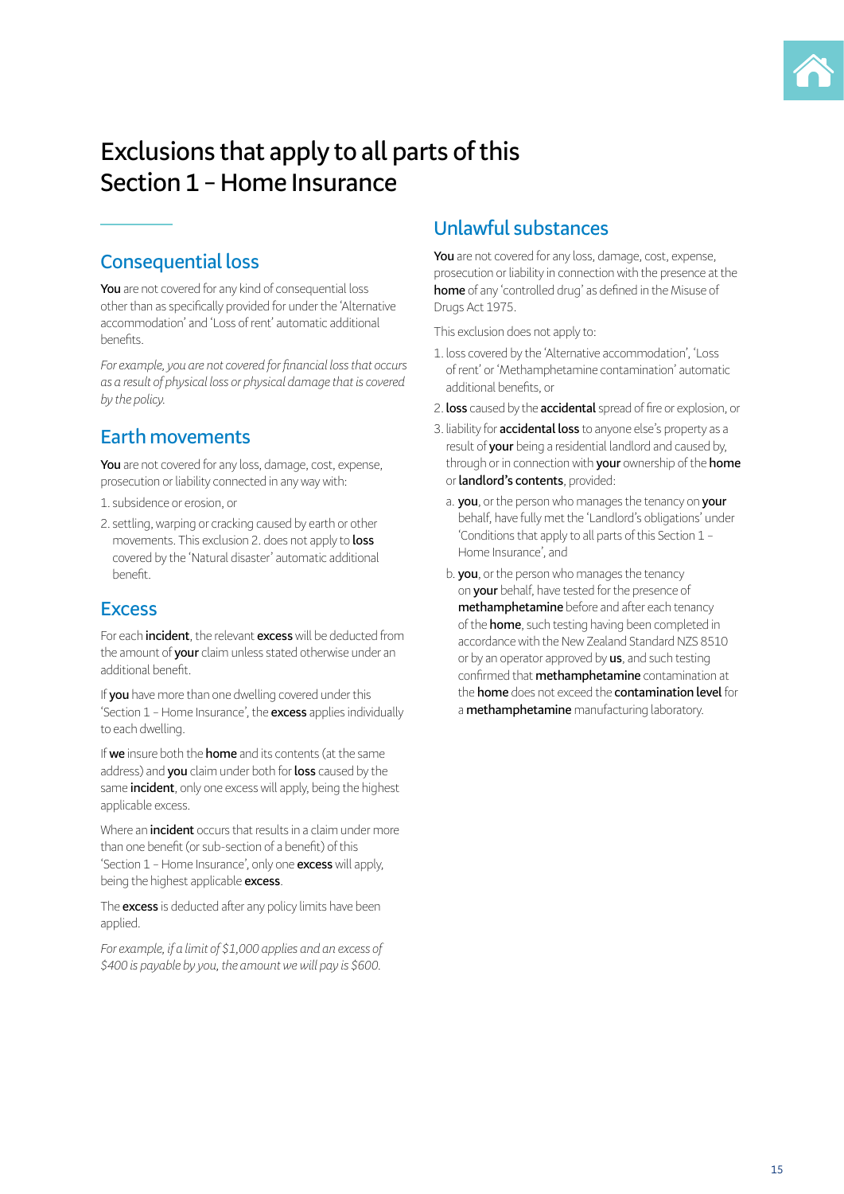# Exclusions that apply to all parts of this Section 1 – Home Insurance

## Consequential loss

**You** are not covered for any kind of consequential loss other than as specifically provided for under the 'Alternative accommodation' and 'Loss of rent' automatic additional benefits.

*For example, you are not covered for financial loss that occurs as a result of physical loss or physical damage that is covered by the policy.*

## Earth movements

**You** are not covered for any loss, damage, cost, expense, prosecution or liability connected in any way with:

1. subsidence or erosion, or
2. settling, warping or cracking caused by earth or other movements. This exclusion 2. does not apply to **loss** covered by the 'Natural disaster' automatic additional benefit.

## Excess

For each **incident**, the relevant **excess** will be deducted from the amount of **your** claim unless stated otherwise under an additional benefit.

If **you** have more than one dwelling covered under this 'Section 1 – Home Insurance', the **excess** applies individually to each dwelling.

If **we** insure both the **home** and its contents (at the same address) and **you** claim under both for **loss** caused by the same **incident**, only one excess will apply, being the highest applicable excess.

Where an **incident** occurs that results in a claim under more than one benefit (or sub-section of a benefit) of this 'Section 1 – Home Insurance', only one **excess** will apply, being the highest applicable **excess**.

The **excess** is deducted after any policy limits have been applied.

*For example, if a limit of $1,000 applies and an excess of $400 is payable by you, the amount we will pay is $600.*

## Unlawful substances

**You** are not covered for any loss, damage, cost, expense, prosecution or liability in connection with the presence at the **home** of any 'controlled drug' as defined in the Misuse of Drugs Act 1975.

This exclusion does not apply to:

1. loss covered by the 'Alternative accommodation', 'Loss of rent' or 'Methamphetamine contamination' automatic additional benefits, or
2. **loss** caused by the **accidental** spread of fire or explosion, or
3. liability for **accidental loss** to anyone else's property as a result of **your** being a residential landlord and caused by, through or in connection with **your** ownership of the **home** or **landlord's contents**, provided:
   a. **you**, or the person who manages the tenancy on **your** behalf, have fully met the 'Landlord's obligations' under 'Conditions that apply to all parts of this Section 1 – Home Insurance', and
   b. **you**, or the person who manages the tenancy on **your** behalf, have tested for the presence of **methamphetamine** before and after each tenancy of the **home**, such testing having been completed in accordance with the New Zealand Standard NZS 8510 or by an operator approved by **us**, and such testing confirmed that **methamphetamine** contamination at the **home** does not exceed the **contamination level** for a **methamphetamine** manufacturing laboratory.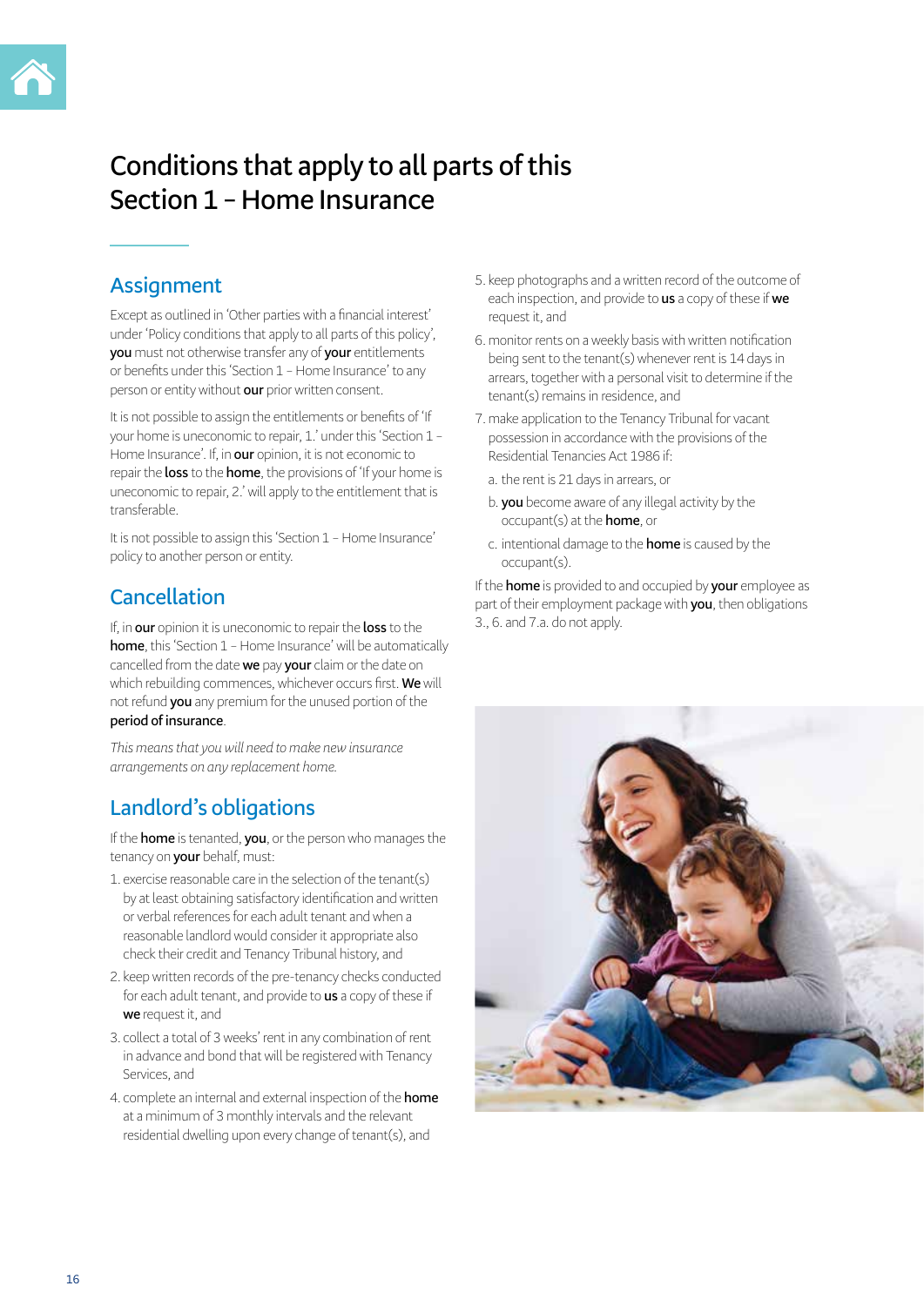# Conditions that apply to all parts of this Section 1 – Home Insurance

## Assignment

Except as outlined in 'Other parties with a financial interest' under 'Policy conditions that apply to all parts of this policy', **you** must not otherwise transfer any of **your** entitlements or benefits under this 'Section 1 – Home Insurance' to any person or entity without **our** prior written consent.

It is not possible to assign the entitlements or benefits of 'If your home is uneconomic to repair, 1.' under this 'Section 1 – Home Insurance'. If, in **our** opinion, it is not economic to repair the **loss** to the **home**, the provisions of 'If your home is uneconomic to repair, 2.' will apply to the entitlement that is transferable.

It is not possible to assign this 'Section 1 – Home Insurance' policy to another person or entity.

## Cancellation

If, in **our** opinion it is uneconomic to repair the **loss** to the **home**, this 'Section 1 – Home Insurance' will be automatically cancelled from the date **we** pay **your** claim or the date on which rebuilding commences, whichever occurs first. **We** will not refund **you** any premium for the unused portion of the **period of insurance**.

*This means that you will need to make new insurance arrangements on any replacement home.*

## Landlord's obligations

If the **home** is tenanted, **you**, or the person who manages the tenancy on **your** behalf, must:

1. exercise reasonable care in the selection of the tenant(s) by at least obtaining satisfactory identification and written or verbal references for each adult tenant and when a reasonable landlord would consider it appropriate also check their credit and Tenancy Tribunal history, and
2. keep written records of the pre-tenancy checks conducted for each adult tenant, and provide to **us** a copy of these if **we** request it, and
3. collect a total of 3 weeks' rent in any combination of rent in advance and bond that will be registered with Tenancy Services, and
4. complete an internal and external inspection of the **home** at a minimum of 3 monthly intervals and the relevant residential dwelling upon every change of tenant(s), and
5. keep photographs and a written record of the outcome of each inspection, and provide to **us** a copy of these if **we** request it, and
6. monitor rents on a weekly basis with written notification being sent to the tenant(s) whenever rent is 14 days in arrears, together with a personal visit to determine if the tenant(s) remains in residence, and
7. make application to the Tenancy Tribunal for vacant possession in accordance with the provisions of the Residential Tenancies Act 1986 if:
   a. the rent is 21 days in arrears, or
   b. **you** become aware of any illegal activity by the occupant(s) at the **home**, or
   c. intentional damage to the **home** is caused by the occupant(s).

If the **home** is provided to and occupied by **your** employee as part of their employment package with **you**, then obligations 3., 6. and 7.a. do not apply.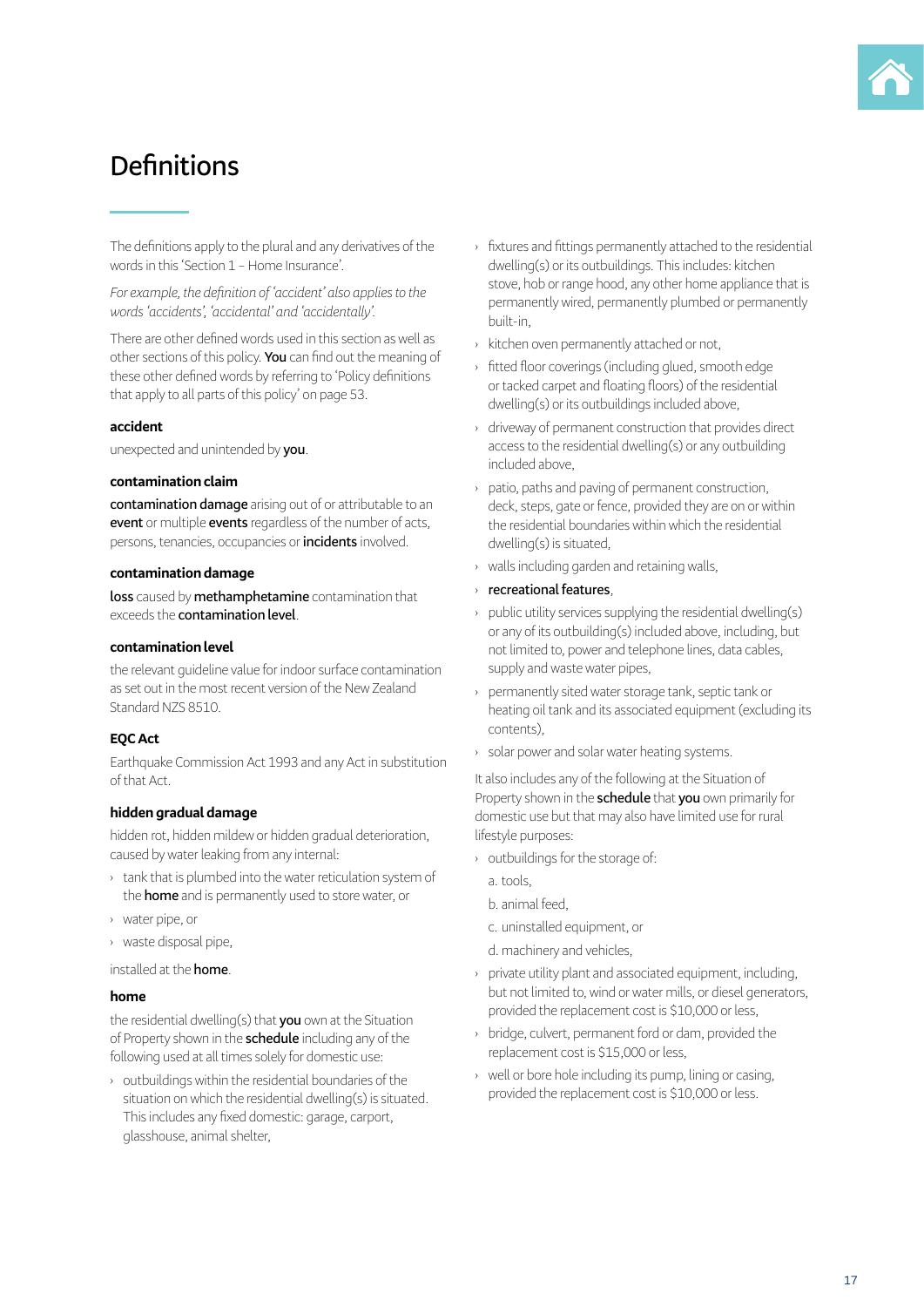# Definitions

The definitions apply to the plural and any derivatives of the words in this 'Section 1 – Home Insurance'.

*For example, the definition of 'accident' also applies to the words 'accidents', 'accidental' and 'accidentally'.*

There are other defined words used in this section as well as other sections of this policy. **You** can find out the meaning of these other defined words by referring to 'Policy definitions that apply to all parts of this policy' on page 53.

### accident

unexpected and unintended by **you**.

### contamination claim

**contamination damage** arising out of or attributable to an **event** or multiple **events** regardless of the number of acts, persons, tenancies, occupancies or **incidents** involved.

### contamination damage

**loss** caused by **methamphetamine** contamination that exceeds the **contamination level**.

### contamination level

the relevant guideline value for indoor surface contamination as set out in the most recent version of the New Zealand Standard NZS 8510.

### EQC Act

Earthquake Commission Act 1993 and any Act in substitution of that Act.

### hidden gradual damage

hidden rot, hidden mildew or hidden gradual deterioration, caused by water leaking from any internal:

- tank that is plumbed into the water reticulation system of the **home** and is permanently used to store water, or
- water pipe, or
- waste disposal pipe,

installed at the **home**.

### home

the residential dwelling(s) that **you** own at the Situation of Property shown in the **schedule** including any of the following used at all times solely for domestic use:

- outbuildings within the residential boundaries of the situation on which the residential dwelling(s) is situated. This includes any fixed domestic: garage, carport, glasshouse, animal shelter,
- fixtures and fittings permanently attached to the residential dwelling(s) or its outbuildings. This includes: kitchen stove, hob or range hood, any other home appliance that is permanently wired, permanently plumbed or permanently built-in,
- kitchen oven permanently attached or not,
- fitted floor coverings (including glued, smooth edge or tacked carpet and floating floors) of the residential dwelling(s) or its outbuildings included above,
- driveway of permanent construction that provides direct access to the residential dwelling(s) or any outbuilding included above,
- patio, paths and paving of permanent construction, deck, steps, gate or fence, provided they are on or within the residential boundaries within which the residential dwelling(s) is situated,
- walls including garden and retaining walls,
- **recreational features**,
- public utility services supplying the residential dwelling(s) or any of its outbuilding(s) included above, including, but not limited to, power and telephone lines, data cables, supply and waste water pipes,
- permanently sited water storage tank, septic tank or heating oil tank and its associated equipment (excluding its contents),
- solar power and solar water heating systems.

It also includes any of the following at the Situation of Property shown in the **schedule** that **you** own primarily for domestic use but that may also have limited use for rural lifestyle purposes:

- outbuildings for the storage of:
  a. tools,
  b. animal feed,
  c. uninstalled equipment, or
  d. machinery and vehicles,
- private utility plant and associated equipment, including, but not limited to, wind or water mills, or diesel generators, provided the replacement cost is $10,000 or less,
- bridge, culvert, permanent ford or dam, provided the replacement cost is $15,000 or less,
- well or bore hole including its pump, lining or casing, provided the replacement cost is $10,000 or less.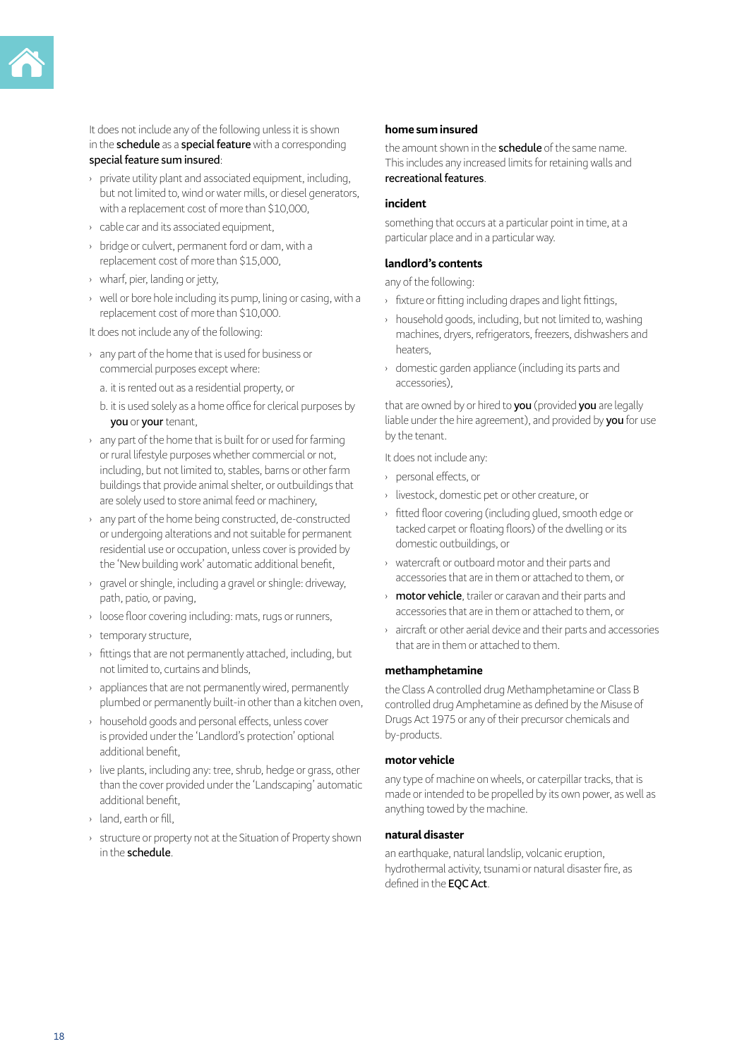It does not include any of the following unless it is shown in the **schedule** as a **special feature** with a corresponding **special feature sum insured**:

- private utility plant and associated equipment, including, but not limited to, wind or water mills, or diesel generators, with a replacement cost of more than $10,000,
- cable car and its associated equipment,
- bridge or culvert, permanent ford or dam, with a replacement cost of more than $15,000,
- wharf, pier, landing or jetty,
- well or bore hole including its pump, lining or casing, with a replacement cost of more than $10,000.

It does not include any of the following:

- any part of the home that is used for business or commercial purposes except where:
  a. it is rented out as a residential property, or
  b. it is used solely as a home office for clerical purposes by **you** or **your** tenant,
- any part of the home that is built for or used for farming or rural lifestyle purposes whether commercial or not, including, but not limited to, stables, barns or other farm buildings that provide animal shelter, or outbuildings that are solely used to store animal feed or machinery,
- any part of the home being constructed, de-constructed or undergoing alterations and not suitable for permanent residential use or occupation, unless cover is provided by the 'New building work' automatic additional benefit,
- gravel or shingle, including a gravel or shingle: driveway, path, patio, or paving,
- loose floor covering including: mats, rugs or runners,
- temporary structure,
- fittings that are not permanently attached, including, but not limited to, curtains and blinds,
- appliances that are not permanently wired, permanently plumbed or permanently built-in other than a kitchen oven,
- household goods and personal effects, unless cover is provided under the 'Landlord's protection' optional additional benefit,
- live plants, including any: tree, shrub, hedge or grass, other than the cover provided under the 'Landscaping' automatic additional benefit,
- land, earth or fill,
- structure or property not at the Situation of Property shown in the **schedule**.

**home sum insured**

the amount shown in the **schedule** of the same name. This includes any increased limits for retaining walls and **recreational features**.

**incident**

something that occurs at a particular point in time, at a particular place and in a particular way.

**landlord's contents**

any of the following:

- fixture or fitting including drapes and light fittings,
- household goods, including, but not limited to, washing machines, dryers, refrigerators, freezers, dishwashers and heaters,
- domestic garden appliance (including its parts and accessories),

that are owned by or hired to **you** (provided **you** are legally liable under the hire agreement), and provided by **you** for use by the tenant.

It does not include any:

- personal effects, or
- livestock, domestic pet or other creature, or
- fitted floor covering (including glued, smooth edge or tacked carpet or floating floors) of the dwelling or its domestic outbuildings, or
- watercraft or outboard motor and their parts and accessories that are in them or attached to them, or
- **motor vehicle**, trailer or caravan and their parts and accessories that are in them or attached to them, or
- aircraft or other aerial device and their parts and accessories that are in them or attached to them.

**methamphetamine**

the Class A controlled drug Methamphetamine or Class B controlled drug Amphetamine as defined by the Misuse of Drugs Act 1975 or any of their precursor chemicals and by-products.

**motor vehicle**

any type of machine on wheels, or caterpillar tracks, that is made or intended to be propelled by its own power, as well as anything towed by the machine.

**natural disaster**

an earthquake, natural landslip, volcanic eruption, hydrothermal activity, tsunami or natural disaster fire, as defined in the **EQC Act**.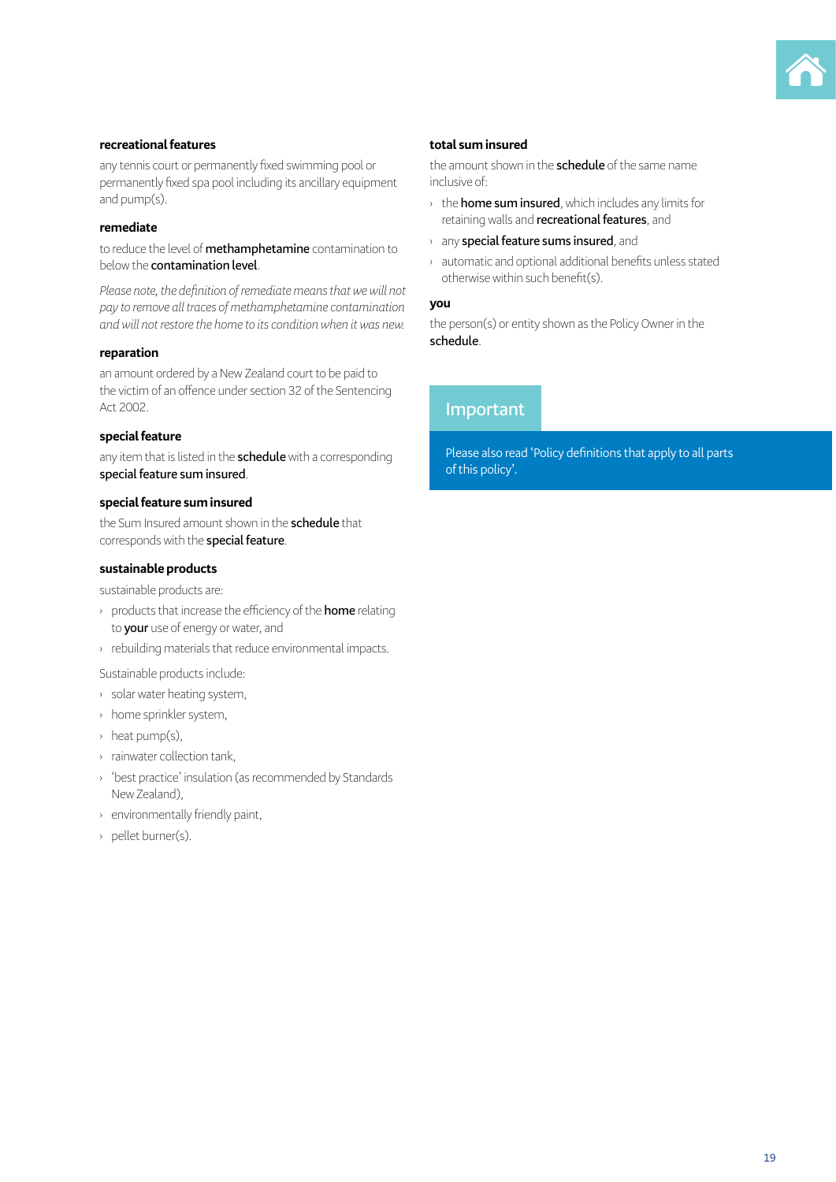### recreational features

any tennis court or permanently fixed swimming pool or permanently fixed spa pool including its ancillary equipment and pump(s).

### remediate

to reduce the level of **methamphetamine** contamination to below the **contamination level**.

*Please note, the definition of remediate means that we will not pay to remove all traces of methamphetamine contamination and will not restore the home to its condition when it was new.*

### reparation

an amount ordered by a New Zealand court to be paid to the victim of an offence under section 32 of the Sentencing Act 2002.

### special feature

any item that is listed in the **schedule** with a corresponding **special feature sum insured**.

### special feature sum insured

the Sum Insured amount shown in the **schedule** that corresponds with the **special feature**.

### sustainable products

sustainable products are:

- products that increase the efficiency of the **home** relating to **your** use of energy or water, and
- rebuilding materials that reduce environmental impacts.

Sustainable products include:

- solar water heating system,
- home sprinkler system,
- heat pump(s),
- rainwater collection tank,
- 'best practice' insulation (as recommended by Standards New Zealand),
- environmentally friendly paint,
- pellet burner(s).

### total sum insured

the amount shown in the **schedule** of the same name inclusive of:

- the **home sum insured**, which includes any limits for retaining walls and **recreational features**, and
- any **special feature sums insured**, and
- automatic and optional additional benefits unless stated otherwise within such benefit(s).

### you

the person(s) or entity shown as the Policy Owner in the **schedule**.

## Important

Please also read 'Policy definitions that apply to all parts of this policy'.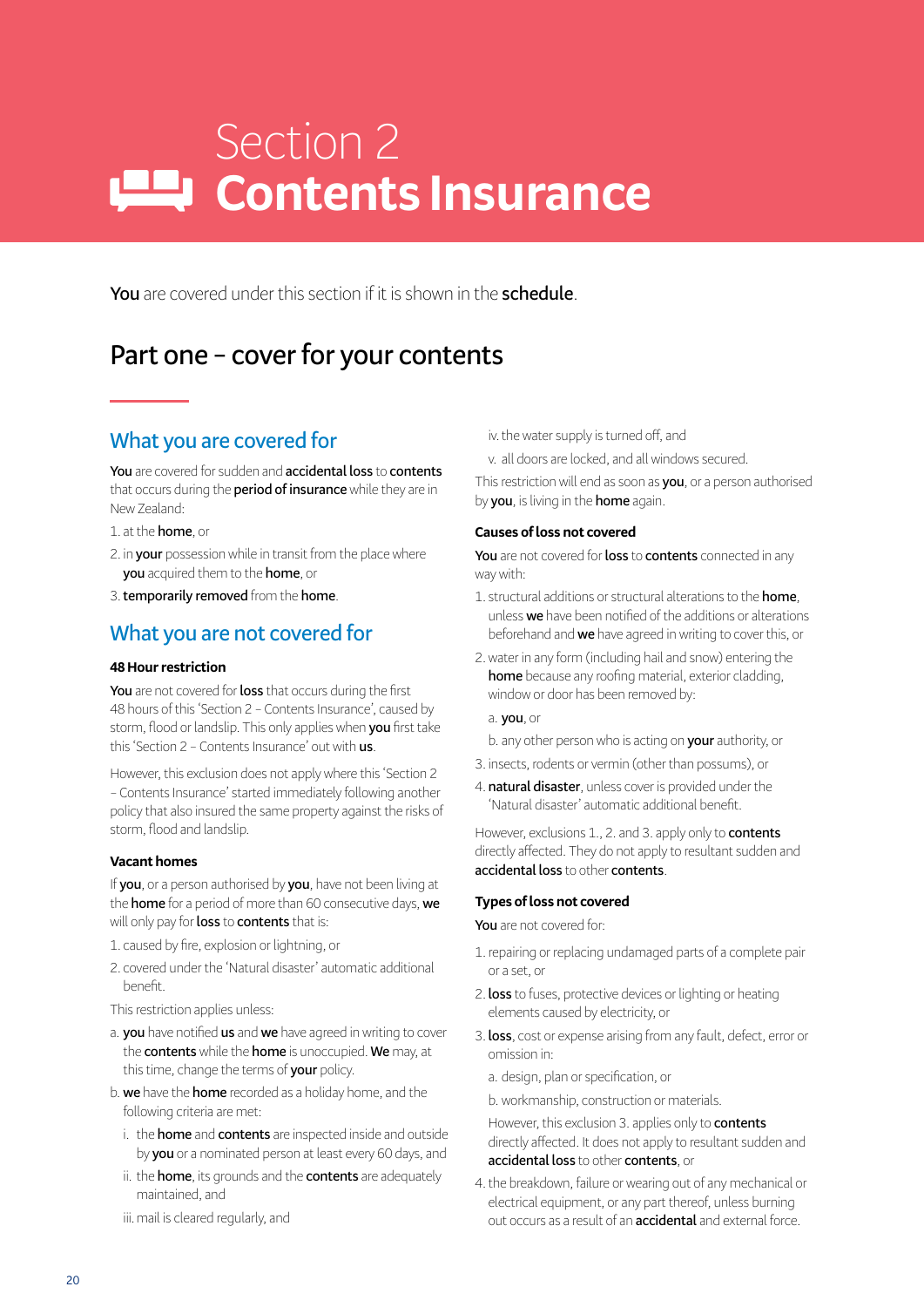# Section 2
# Contents Insurance

**You** are covered under this section if it is shown in the **schedule**.

## Part one – cover for your contents

### What you are covered for

**You** are covered for sudden and **accidental loss** to **contents** that occurs during the **period of insurance** while they are in New Zealand:

1. at the **home**, or
2. in **your** possession while in transit from the place where **you** acquired them to the **home**, or
3. **temporarily removed** from the **home**.

### What you are not covered for

#### 48 Hour restriction

**You** are not covered for **loss** that occurs during the first 48 hours of this 'Section 2 – Contents Insurance', caused by storm, flood or landslip. This only applies when **you** first take this 'Section 2 – Contents Insurance' out with **us**.

However, this exclusion does not apply where this 'Section 2 – Contents Insurance' started immediately following another policy that also insured the same property against the risks of storm, flood and landslip.

#### Vacant homes

If **you**, or a person authorised by **you**, have not been living at the **home** for a period of more than 60 consecutive days, **we** will only pay for **loss** to **contents** that is:

1. caused by fire, explosion or lightning, or
2. covered under the 'Natural disaster' automatic additional benefit.

This restriction applies unless:

a. **you** have notified **us** and **we** have agreed in writing to cover the **contents** while the **home** is unoccupied. **We** may, at this time, change the terms of **your** policy.

b. **we** have the **home** recorded as a holiday home, and the following criteria are met:

  i. the **home** and **contents** are inspected inside and outside by **you** or a nominated person at least every 60 days, and

  ii. the **home**, its grounds and the **contents** are adequately maintained, and

  iii. mail is cleared regularly, and

  iv. the water supply is turned off, and

  v. all doors are locked, and all windows secured.

This restriction will end as soon as **you**, or a person authorised by **you**, is living in the **home** again.

#### Causes of loss not covered

**You** are not covered for **loss** to **contents** connected in any way with:

1. structural additions or structural alterations to the **home**, unless **we** have been notified of the additions or alterations beforehand and **we** have agreed in writing to cover this, or
2. water in any form (including hail and snow) entering the **home** because any roofing material, exterior cladding, window or door has been removed by:

   a. **you**, or

   b. any other person who is acting on **your** authority, or
3. insects, rodents or vermin (other than possums), or
4. **natural disaster**, unless cover is provided under the 'Natural disaster' automatic additional benefit.

However, exclusions 1., 2. and 3. apply only to **contents** directly affected. They do not apply to resultant sudden and **accidental loss** to other **contents**.

#### Types of loss not covered

**You** are not covered for:

1. repairing or replacing undamaged parts of a complete pair or a set, or
2. **loss** to fuses, protective devices or lighting or heating elements caused by electricity, or
3. **loss**, cost or expense arising from any fault, defect, error or omission in:

   a. design, plan or specification, or

   b. workmanship, construction or materials.

   However, this exclusion 3. applies only to **contents** directly affected. It does not apply to resultant sudden and **accidental loss** to other **contents**, or
4. the breakdown, failure or wearing out of any mechanical or electrical equipment, or any part thereof, unless burning out occurs as a result of an **accidental** and external force.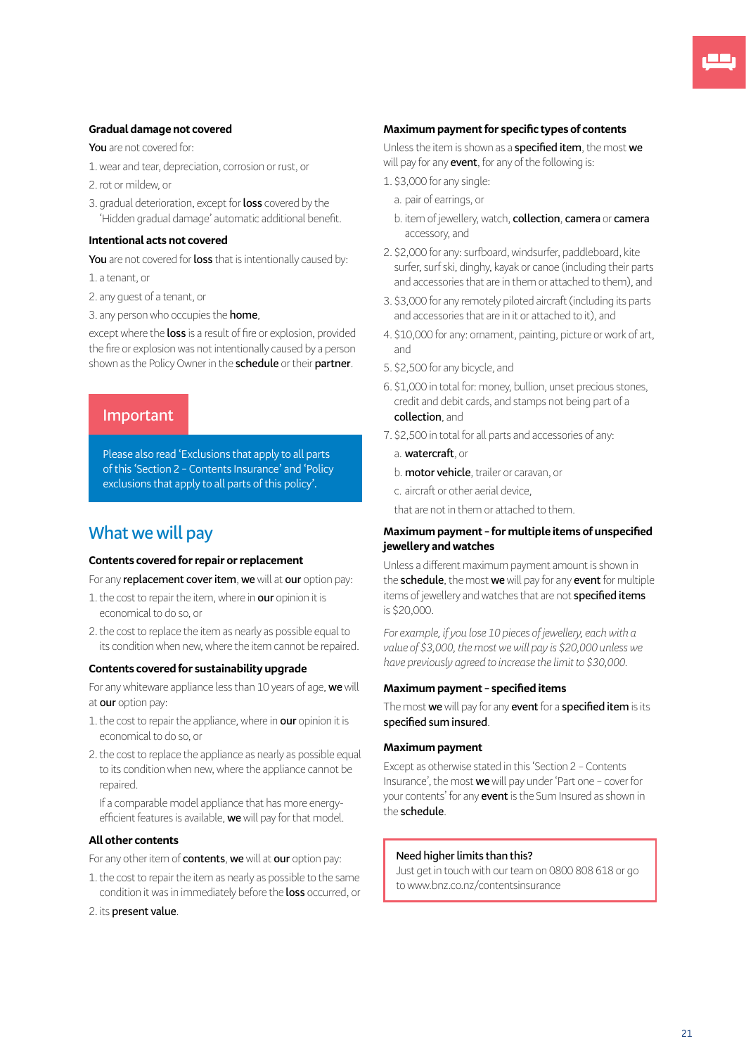### Gradual damage not covered

**You** are not covered for:

1. wear and tear, depreciation, corrosion or rust, or
2. rot or mildew, or
3. gradual deterioration, except for **loss** covered by the 'Hidden gradual damage' automatic additional benefit.

### Intentional acts not covered

**You** are not covered for **loss** that is intentionally caused by:

1. a tenant, or
2. any guest of a tenant, or
3. any person who occupies the **home**,

except where the **loss** is a result of fire or explosion, provided the fire or explosion was not intentionally caused by a person shown as the Policy Owner in the **schedule** or their **partner**.

> **Important**
>
> Please also read 'Exclusions that apply to all parts of this 'Section 2 – Contents Insurance' and 'Policy exclusions that apply to all parts of this policy'.

## What we will pay

### Contents covered for repair or replacement

For any **replacement cover item**, **we** will at **our** option pay:

1. the cost to repair the item, where in **our** opinion it is economical to do so, or
2. the cost to replace the item as nearly as possible equal to its condition when new, where the item cannot be repaired.

### Contents covered for sustainability upgrade

For any whiteware appliance less than 10 years of age, **we** will at **our** option pay:

1. the cost to repair the appliance, where in **our** opinion it is economical to do so, or
2. the cost to replace the appliance as nearly as possible equal to its condition when new, where the appliance cannot be repaired.

   If a comparable model appliance that has more energy-efficient features is available, **we** will pay for that model.

### All other contents

For any other item of **contents**, **we** will at **our** option pay:

1. the cost to repair the item as nearly as possible to the same condition it was in immediately before the **loss** occurred, or
2. its **present value**.

### Maximum payment for specific types of contents

Unless the item is shown as a **specified item**, the most **we** will pay for any **event**, for any of the following is:

1. $3,000 for any single:
   a. pair of earrings, or
   b. item of jewellery, watch, **collection**, **camera** or **camera** accessory, and
2. $2,000 for any: surfboard, windsurfer, paddleboard, kite surfer, surf ski, dinghy, kayak or canoe (including their parts and accessories that are in them or attached to them), and
3. $3,000 for any remotely piloted aircraft (including its parts and accessories that are in it or attached to it), and
4. $10,000 for any: ornament, painting, picture or work of art, and
5. $2,500 for any bicycle, and
6. $1,000 in total for: money, bullion, unset precious stones, credit and debit cards, and stamps not being part of a **collection**, and
7. $2,500 in total for all parts and accessories of any:
   a. **watercraft**, or
   b. **motor vehicle**, trailer or caravan, or
   c. aircraft or other aerial device,

   that are not in them or attached to them.

### Maximum payment - for multiple items of unspecified jewellery and watches

Unless a different maximum payment amount is shown in the **schedule**, the most **we** will pay for any **event** for multiple items of jewellery and watches that are not **specified items** is $20,000.

*For example, if you lose 10 pieces of jewellery, each with a value of $3,000, the most we will pay is $20,000 unless we have previously agreed to increase the limit to $30,000.*

### Maximum payment - specified items

The most **we** will pay for any **event** for a **specified item** is its **specified sum insured**.

### Maximum payment

Except as otherwise stated in this 'Section 2 – Contents Insurance', the most **we** will pay under 'Part one – cover for your contents' for any **event** is the Sum Insured as shown in the **schedule**.

> **Need higher limits than this?**
>
> Just get in touch with our team on 0800 808 618 or go to www.bnz.co.nz/contentsinsurance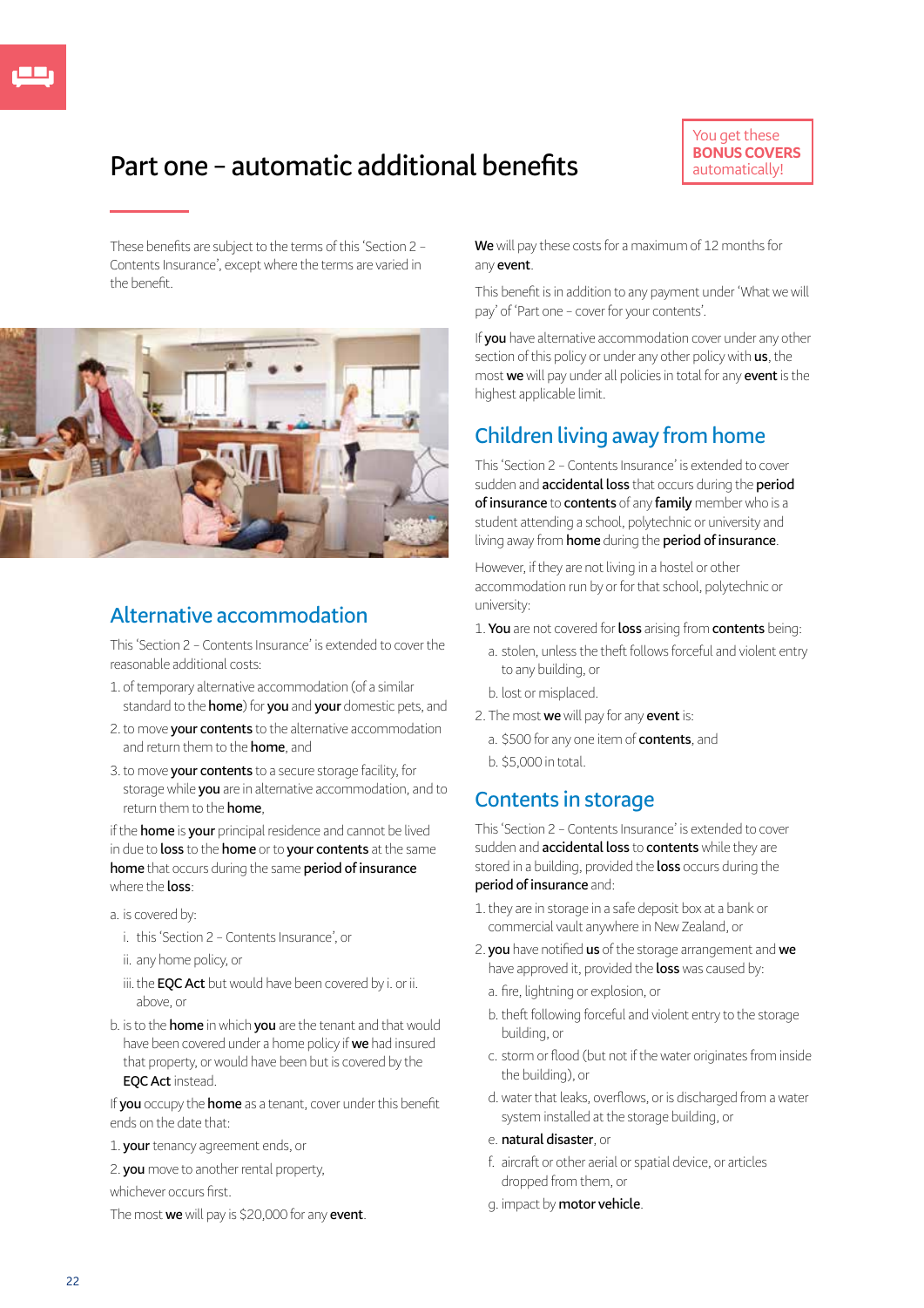# Part one – automatic additional benefits

You get these **BONUS COVERS** automatically!

These benefits are subject to the terms of this 'Section 2 – Contents Insurance', except where the terms are varied in the benefit.

## Alternative accommodation

This 'Section 2 – Contents Insurance' is extended to cover the reasonable additional costs:

1. of temporary alternative accommodation (of a similar standard to the **home**) for **you** and **your** domestic pets, and
2. to move **your contents** to the alternative accommodation and return them to the **home**, and
3. to move **your contents** to a secure storage facility, for storage while **you** are in alternative accommodation, and to return them to the **home**,

if the **home** is **your** principal residence and cannot be lived in due to **loss** to the **home** or to **your contents** at the same **home** that occurs during the same **period of insurance** where the **loss**:

a. is covered by:
   - i. this 'Section 2 – Contents Insurance', or
   - ii. any home policy, or
   - iii. the **EQC Act** but would have been covered by i. or ii. above, or

b. is to the **home** in which **you** are the tenant and that would have been covered under a home policy if **we** had insured that property, or would have been but is covered by the **EQC Act** instead.

If **you** occupy the **home** as a tenant, cover under this benefit ends on the date that:

1. **your** tenancy agreement ends, or
2. **you** move to another rental property,

whichever occurs first.

The most **we** will pay is $20,000 for any **event**.

**We** will pay these costs for a maximum of 12 months for any **event**.

This benefit is in addition to any payment under 'What we will pay' of 'Part one – cover for your contents'.

If **you** have alternative accommodation cover under any other section of this policy or under any other policy with **us**, the most **we** will pay under all policies in total for any **event** is the highest applicable limit.

## Children living away from home

This 'Section 2 – Contents Insurance' is extended to cover sudden and **accidental loss** that occurs during the **period of insurance** to **contents** of any **family** member who is a student attending a school, polytechnic or university and living away from **home** during the **period of insurance**.

However, if they are not living in a hostel or other accommodation run by or for that school, polytechnic or university:

1. **You** are not covered for **loss** arising from **contents** being:
   a. stolen, unless the theft follows forceful and violent entry to any building, or
   b. lost or misplaced.
2. The most **we** will pay for any **event** is:
   a. $500 for any one item of **contents**, and
   b. $5,000 in total.

## Contents in storage

This 'Section 2 – Contents Insurance' is extended to cover sudden and **accidental loss** to **contents** while they are stored in a building, provided the **loss** occurs during the **period of insurance** and:

1. they are in storage in a safe deposit box at a bank or commercial vault anywhere in New Zealand, or
2. **you** have notified **us** of the storage arrangement and **we** have approved it, provided the **loss** was caused by:
   a. fire, lightning or explosion, or
   b. theft following forceful and violent entry to the storage building, or
   c. storm or flood (but not if the water originates from inside the building), or
   d. water that leaks, overflows, or is discharged from a water system installed at the storage building, or
   e. **natural disaster**, or
   f. aircraft or other aerial or spatial device, or articles dropped from them, or
   g. impact by **motor vehicle**.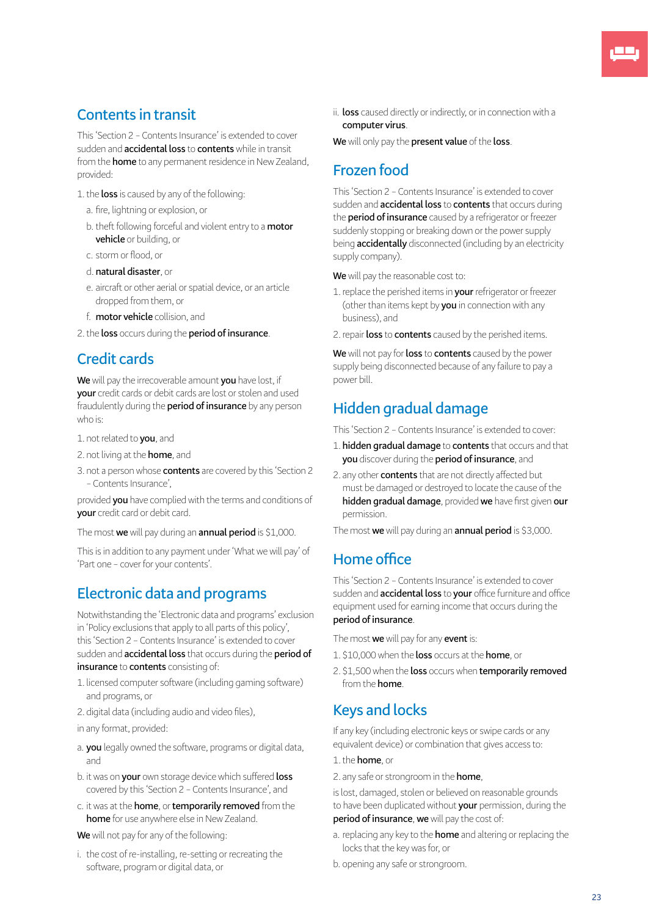## Contents in transit

This 'Section 2 – Contents Insurance' is extended to cover sudden and **accidental loss** to **contents** while in transit from the **home** to any permanent residence in New Zealand, provided:

1. the **loss** is caused by any of the following:
   a. fire, lightning or explosion, or
   b. theft following forceful and violent entry to a **motor vehicle** or building, or
   c. storm or flood, or
   d. **natural disaster**, or
   e. aircraft or other aerial or spatial device, or an article dropped from them, or
   f. **motor vehicle** collision, and
2. the **loss** occurs during the **period of insurance**.

## Credit cards

**We** will pay the irrecoverable amount **you** have lost, if **your** credit cards or debit cards are lost or stolen and used fraudulently during the **period of insurance** by any person who is:

1. not related to **you**, and
2. not living at the **home**, and
3. not a person whose **contents** are covered by this 'Section 2 – Contents Insurance',

provided **you** have complied with the terms and conditions of **your** credit card or debit card.

The most **we** will pay during an **annual period** is $1,000.

This is in addition to any payment under 'What we will pay' of 'Part one – cover for your contents'.

## Electronic data and programs

Notwithstanding the 'Electronic data and programs' exclusion in 'Policy exclusions that apply to all parts of this policy', this 'Section 2 – Contents Insurance' is extended to cover sudden and **accidental loss** that occurs during the **period of insurance** to **contents** consisting of:

1. licensed computer software (including gaming software) and programs, or
2. digital data (including audio and video files),

in any format, provided:

a. **you** legally owned the software, programs or digital data, and

b. it was on **your** own storage device which suffered **loss** covered by this 'Section 2 – Contents Insurance', and

c. it was at the **home**, or **temporarily removed** from the **home** for use anywhere else in New Zealand.

**We** will not pay for any of the following:

i. the cost of re-installing, re-setting or recreating the software, program or digital data, or

ii. **loss** caused directly or indirectly, or in connection with a **computer virus**.

**We** will only pay the **present value** of the **loss**.

## Frozen food

This 'Section 2 – Contents Insurance' is extended to cover sudden and **accidental loss** to **contents** that occurs during the **period of insurance** caused by a refrigerator or freezer suddenly stopping or breaking down or the power supply being **accidentally** disconnected (including by an electricity supply company).

**We** will pay the reasonable cost to:

1. replace the perished items in **your** refrigerator or freezer (other than items kept by **you** in connection with any business), and
2. repair **loss** to **contents** caused by the perished items.

**We** will not pay for **loss** to **contents** caused by the power supply being disconnected because of any failure to pay a power bill.

## Hidden gradual damage

This 'Section 2 – Contents Insurance' is extended to cover:

1. **hidden gradual damage** to **contents** that occurs and that **you** discover during the **period of insurance**, and
2. any other **contents** that are not directly affected but must be damaged or destroyed to locate the cause of the **hidden gradual damage**, provided **we** have first given **our** permission.

The most **we** will pay during an **annual period** is $3,000.

## Home office

This 'Section 2 – Contents Insurance' is extended to cover sudden and **accidental loss** to **your** office furniture and office equipment used for earning income that occurs during the **period of insurance**.

The most **we** will pay for any **event** is:

1. $10,000 when the **loss** occurs at the **home**, or
2. $1,500 when the **loss** occurs when **temporarily removed** from the **home**.

## Keys and locks

If any key (including electronic keys or swipe cards or any equivalent device) or combination that gives access to:

1. the **home**, or
2. any safe or strongroom in the **home**,

is lost, damaged, stolen or believed on reasonable grounds to have been duplicated without **your** permission, during the **period of insurance**, **we** will pay the cost of:

a. replacing any key to the **home** and altering or replacing the locks that the key was for, or

b. opening any safe or strongroom.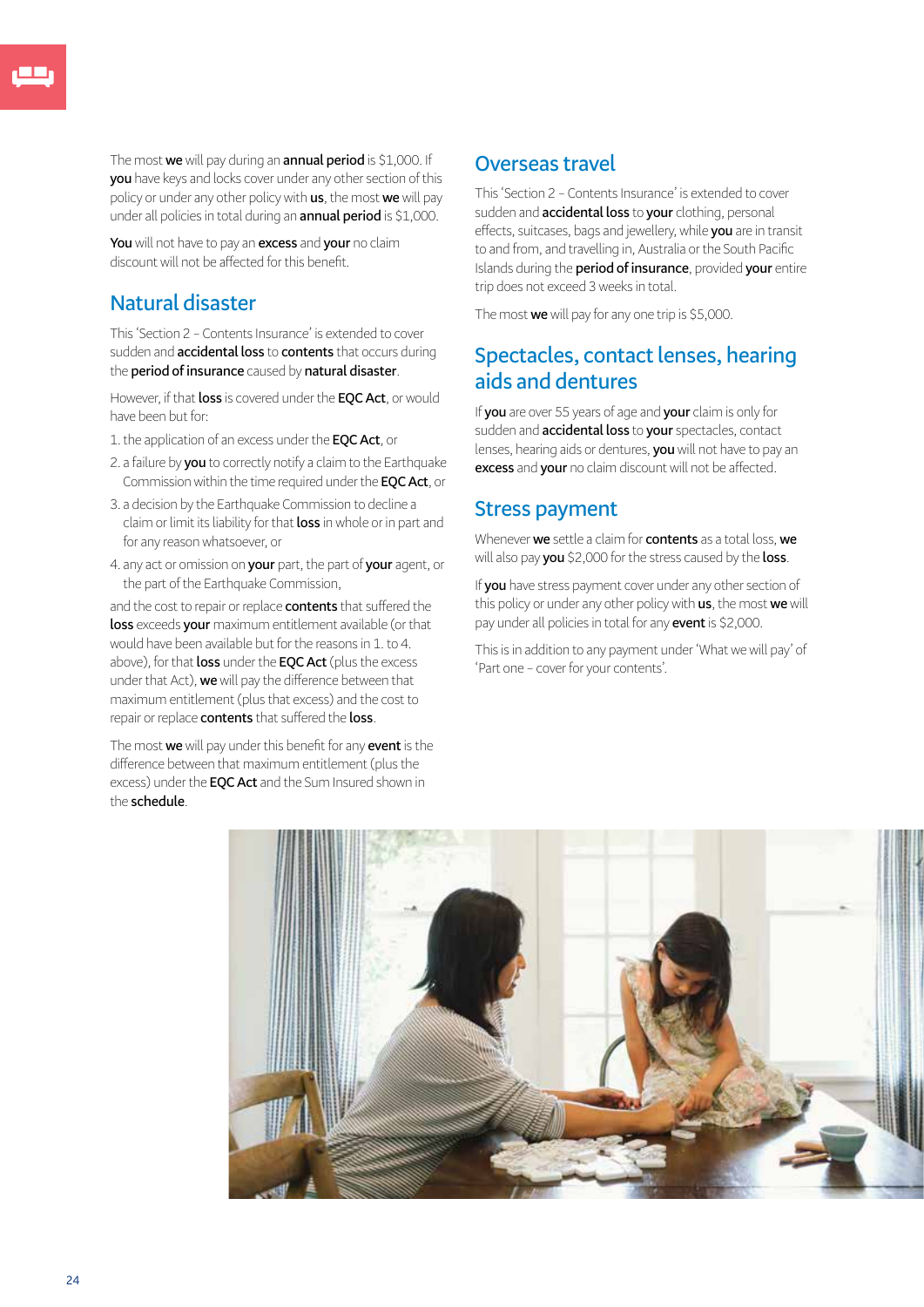The most **we** will pay during an **annual period** is $1,000. If **you** have keys and locks cover under any other section of this policy or under any other policy with **us**, the most **we** will pay under all policies in total during an **annual period** is $1,000.

**You** will not have to pay an **excess** and **your** no claim discount will not be affected for this benefit.

## Natural disaster

This 'Section 2 – Contents Insurance' is extended to cover sudden and **accidental loss** to **contents** that occurs during the **period of insurance** caused by **natural disaster**.

However, if that **loss** is covered under the **EQC Act**, or would have been but for:

1. the application of an excess under the **EQC Act**, or
2. a failure by **you** to correctly notify a claim to the Earthquake Commission within the time required under the **EQC Act**, or
3. a decision by the Earthquake Commission to decline a claim or limit its liability for that **loss** in whole or in part and for any reason whatsoever, or
4. any act or omission on **your** part, the part of **your** agent, or the part of the Earthquake Commission,

and the cost to repair or replace **contents** that suffered the **loss** exceeds **your** maximum entitlement available (or that would have been available but for the reasons in 1. to 4. above), for that **loss** under the **EQC Act** (plus the excess under that Act), **we** will pay the difference between that maximum entitlement (plus that excess) and the cost to repair or replace **contents** that suffered the **loss**.

The most **we** will pay under this benefit for any **event** is the difference between that maximum entitlement (plus the excess) under the **EQC Act** and the Sum Insured shown in the **schedule**.

## Overseas travel

This 'Section 2 – Contents Insurance' is extended to cover sudden and **accidental loss** to **your** clothing, personal effects, suitcases, bags and jewellery, while **you** are in transit to and from, and travelling in, Australia or the South Pacific Islands during the **period of insurance**, provided **your** entire trip does not exceed 3 weeks in total.

The most **we** will pay for any one trip is $5,000.

## Spectacles, contact lenses, hearing aids and dentures

If **you** are over 55 years of age and **your** claim is only for sudden and **accidental loss** to **your** spectacles, contact lenses, hearing aids or dentures, **you** will not have to pay an **excess** and **your** no claim discount will not be affected.

## Stress payment

Whenever **we** settle a claim for **contents** as a total loss, **we** will also pay **you** $2,000 for the stress caused by the **loss**.

If **you** have stress payment cover under any other section of this policy or under any other policy with **us**, the most **we** will pay under all policies in total for any **event** is $2,000.

This is in addition to any payment under 'What we will pay' of 'Part one – cover for your contents'.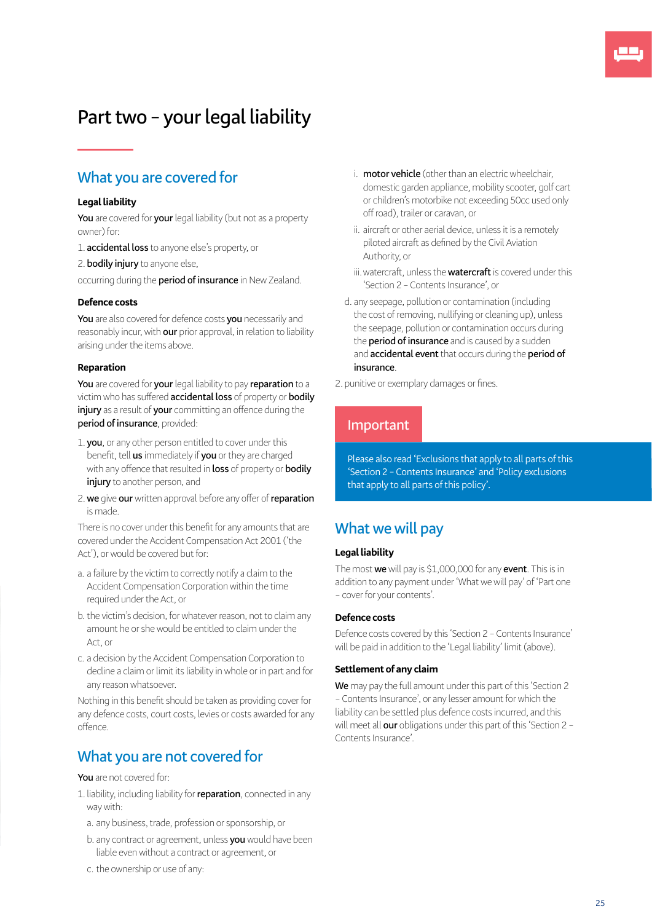# Part two – your legal liability

## What you are covered for

### Legal liability

**You** are covered for **your** legal liability (but not as a property owner) for:

1. **accidental loss** to anyone else's property, or
2. **bodily injury** to anyone else,

occurring during the **period of insurance** in New Zealand.

### Defence costs

**You** are also covered for defence costs **you** necessarily and reasonably incur, with **our** prior approval, in relation to liability arising under the items above.

### Reparation

**You** are covered for **your** legal liability to pay **reparation** to a victim who has suffered **accidental loss** of property or **bodily injury** as a result of **your** committing an offence during the **period of insurance**, provided:

1. **you**, or any other person entitled to cover under this benefit, tell **us** immediately if **you** or they are charged with any offence that resulted in **loss** of property or **bodily injury** to another person, and
2. **we** give **our** written approval before any offer of **reparation** is made.

There is no cover under this benefit for any amounts that are covered under the Accident Compensation Act 2001 ('the Act'), or would be covered but for:

a. a failure by the victim to correctly notify a claim to the Accident Compensation Corporation within the time required under the Act, or

b. the victim's decision, for whatever reason, not to claim any amount he or she would be entitled to claim under the Act, or

c. a decision by the Accident Compensation Corporation to decline a claim or limit its liability in whole or in part and for any reason whatsoever.

Nothing in this benefit should be taken as providing cover for any defence costs, court costs, levies or costs awarded for any offence.

## What you are not covered for

**You** are not covered for:

1. liability, including liability for **reparation**, connected in any way with:

   a. any business, trade, profession or sponsorship, or

   b. any contract or agreement, unless **you** would have been liable even without a contract or agreement, or

   c. the ownership or use of any:

      i. **motor vehicle** (other than an electric wheelchair, domestic garden appliance, mobility scooter, golf cart or children's motorbike not exceeding 50cc used only off road), trailer or caravan, or

      ii. aircraft or other aerial device, unless it is a remotely piloted aircraft as defined by the Civil Aviation Authority, or

      iii. watercraft, unless the **watercraft** is covered under this 'Section 2 – Contents Insurance', or

   d. any seepage, pollution or contamination (including the cost of removing, nullifying or cleaning up), unless the seepage, pollution or contamination occurs during the **period of insurance** and is caused by a sudden and **accidental event** that occurs during the **period of insurance**.

2. punitive or exemplary damages or fines.

> **Important**
>
> Please also read 'Exclusions that apply to all parts of this 'Section 2 – Contents Insurance' and 'Policy exclusions that apply to all parts of this policy'.

## What we will pay

### Legal liability

The most **we** will pay is $1,000,000 for any **event**. This is in addition to any payment under 'What we will pay' of 'Part one – cover for your contents'.

### Defence costs

Defence costs covered by this 'Section 2 – Contents Insurance' will be paid in addition to the 'Legal liability' limit (above).

### Settlement of any claim

**We** may pay the full amount under this part of this 'Section 2 – Contents Insurance', or any lesser amount for which the liability can be settled plus defence costs incurred, and this will meet all **our** obligations under this part of this 'Section 2 – Contents Insurance'.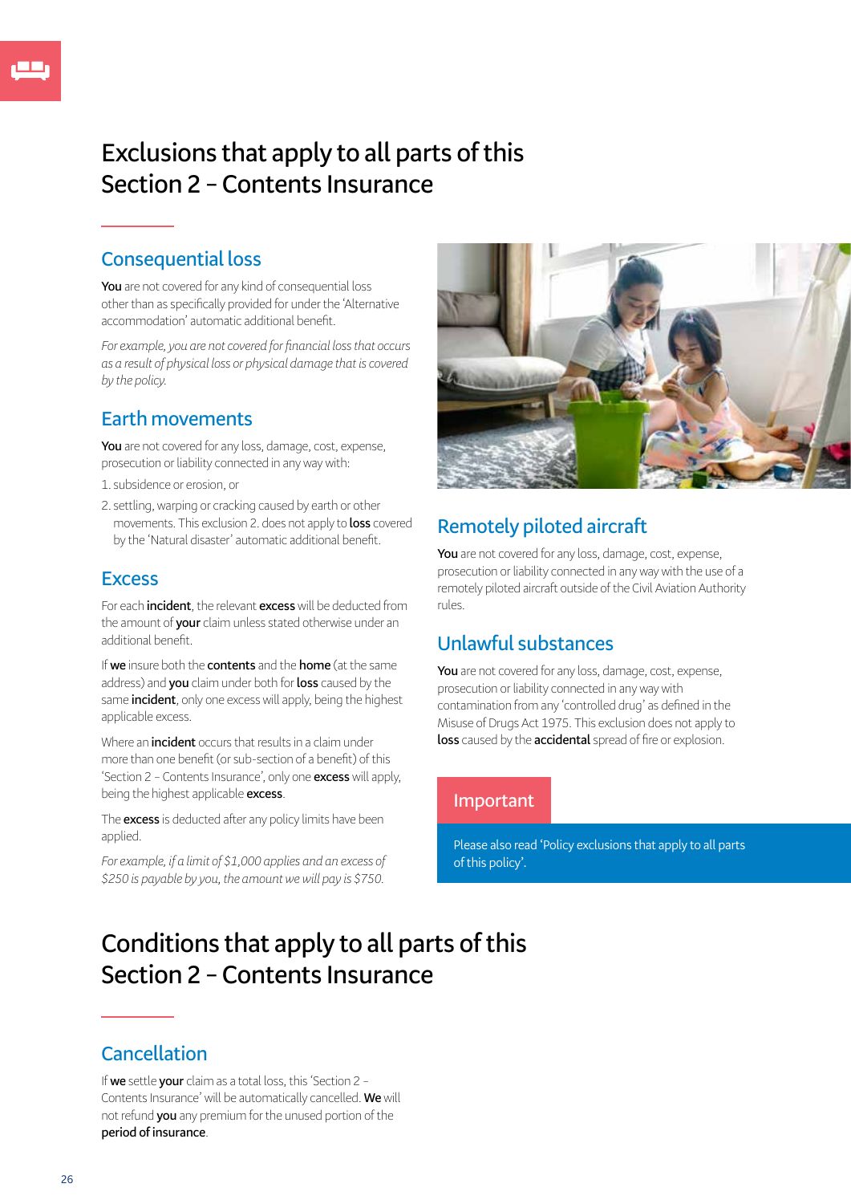# Exclusions that apply to all parts of this Section 2 – Contents Insurance

## Consequential loss

**You** are not covered for any kind of consequential loss other than as specifically provided for under the 'Alternative accommodation' automatic additional benefit.

*For example, you are not covered for financial loss that occurs as a result of physical loss or physical damage that is covered by the policy.*

## Earth movements

**You** are not covered for any loss, damage, cost, expense, prosecution or liability connected in any way with:

1. subsidence or erosion, or
2. settling, warping or cracking caused by earth or other movements. This exclusion 2. does not apply to **loss** covered by the 'Natural disaster' automatic additional benefit.

## Excess

For each **incident**, the relevant **excess** will be deducted from the amount of **your** claim unless stated otherwise under an additional benefit.

If **we** insure both the **contents** and the **home** (at the same address) and **you** claim under both for **loss** caused by the same **incident**, only one excess will apply, being the highest applicable excess.

Where an **incident** occurs that results in a claim under more than one benefit (or sub-section of a benefit) of this 'Section 2 – Contents Insurance', only one **excess** will apply, being the highest applicable **excess**.

The **excess** is deducted after any policy limits have been applied.

*For example, if a limit of $1,000 applies and an excess of $250 is payable by you, the amount we will pay is $750.*

## Remotely piloted aircraft

**You** are not covered for any loss, damage, cost, expense, prosecution or liability connected in any way with the use of a remotely piloted aircraft outside of the Civil Aviation Authority rules.

## Unlawful substances

**You** are not covered for any loss, damage, cost, expense, prosecution or liability connected in any way with contamination from any 'controlled drug' as defined in the Misuse of Drugs Act 1975. This exclusion does not apply to **loss** caused by the **accidental** spread of fire or explosion.

**Important**

Please also read 'Policy exclusions that apply to all parts of this policy'.

# Conditions that apply to all parts of this Section 2 – Contents Insurance

## Cancellation

If **we** settle **your** claim as a total loss, this 'Section 2 – Contents Insurance' will be automatically cancelled. **We** will not refund **you** any premium for the unused portion of the **period of insurance**.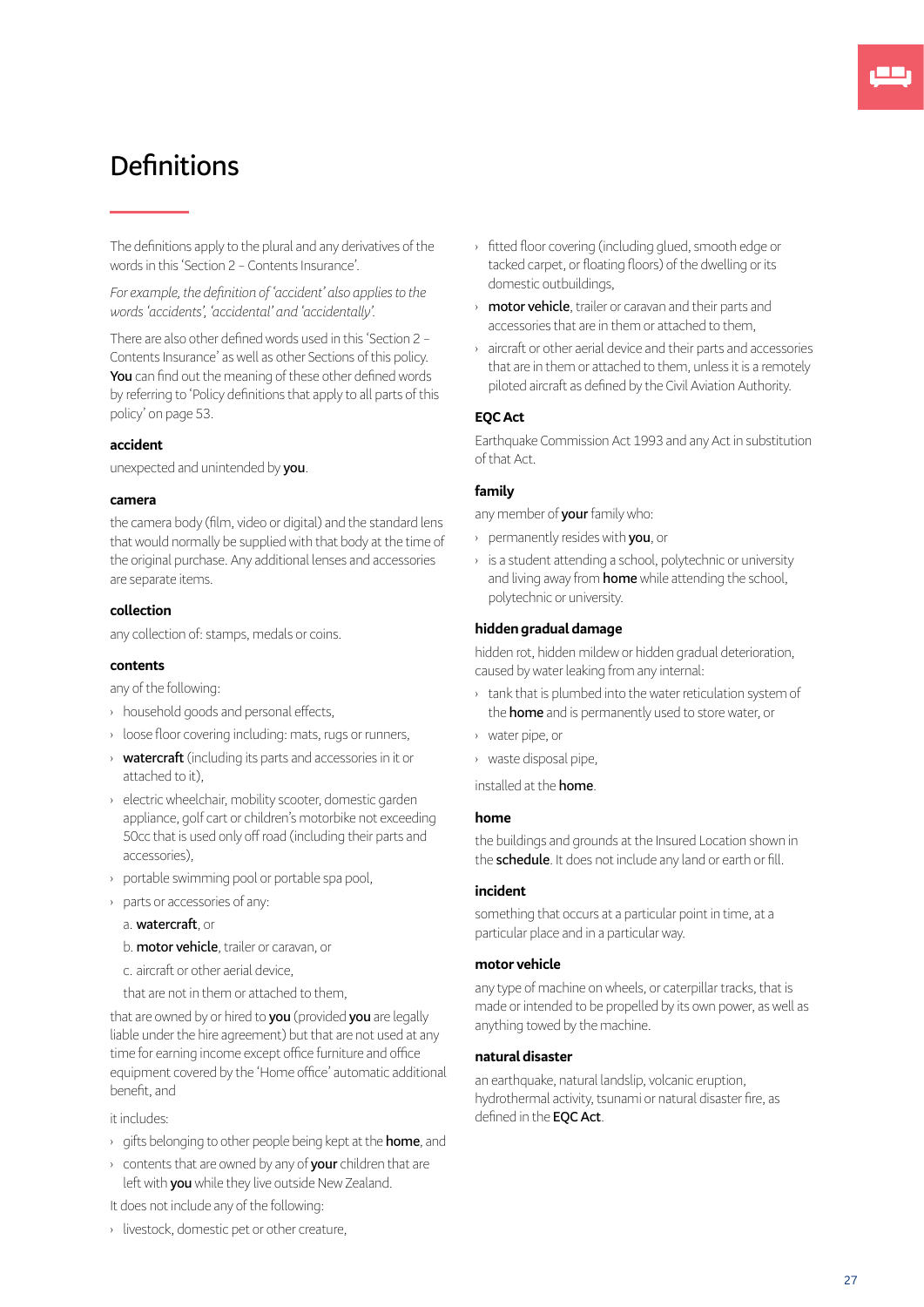# Definitions

The definitions apply to the plural and any derivatives of the words in this 'Section 2 – Contents Insurance'.

*For example, the definition of 'accident' also applies to the words 'accidents', 'accidental' and 'accidentally'.*

There are also other defined words used in this 'Section 2 – Contents Insurance' as well as other Sections of this policy. **You** can find out the meaning of these other defined words by referring to 'Policy definitions that apply to all parts of this policy' on page 53.

### accident

unexpected and unintended by **you**.

### camera

the camera body (film, video or digital) and the standard lens that would normally be supplied with that body at the time of the original purchase. Any additional lenses and accessories are separate items.

### collection

any collection of: stamps, medals or coins.

### contents

any of the following:

- household goods and personal effects,
- loose floor covering including: mats, rugs or runners,
- **watercraft** (including its parts and accessories in it or attached to it),
- electric wheelchair, mobility scooter, domestic garden appliance, golf cart or children's motorbike not exceeding 50cc that is used only off road (including their parts and accessories),
- portable swimming pool or portable spa pool,
- parts or accessories of any:

  a. **watercraft**, or

  b. **motor vehicle**, trailer or caravan, or

  c. aircraft or other aerial device,

  that are not in them or attached to them,

that are owned by or hired to **you** (provided **you** are legally liable under the hire agreement) but that are not used at any time for earning income except office furniture and office equipment covered by the 'Home office' automatic additional benefit, and

it includes:

- gifts belonging to other people being kept at the **home**, and
- contents that are owned by any of **your** children that are left with **you** while they live outside New Zealand.

It does not include any of the following:

- livestock, domestic pet or other creature,
- fitted floor covering (including glued, smooth edge or tacked carpet, or floating floors) of the dwelling or its domestic outbuildings,
- **motor vehicle**, trailer or caravan and their parts and accessories that are in them or attached to them,
- aircraft or other aerial device and their parts and accessories that are in them or attached to them, unless it is a remotely piloted aircraft as defined by the Civil Aviation Authority.

### EQC Act

Earthquake Commission Act 1993 and any Act in substitution of that Act.

### family

any member of **your** family who:

- permanently resides with **you**, or
- is a student attending a school, polytechnic or university and living away from **home** while attending the school, polytechnic or university.

### hidden gradual damage

hidden rot, hidden mildew or hidden gradual deterioration, caused by water leaking from any internal:

- tank that is plumbed into the water reticulation system of the **home** and is permanently used to store water, or
- water pipe, or
- waste disposal pipe,

installed at the **home**.

### home

the buildings and grounds at the Insured Location shown in the **schedule**. It does not include any land or earth or fill.

### incident

something that occurs at a particular point in time, at a particular place and in a particular way.

### motor vehicle

any type of machine on wheels, or caterpillar tracks, that is made or intended to be propelled by its own power, as well as anything towed by the machine.

### natural disaster

an earthquake, natural landslip, volcanic eruption, hydrothermal activity, tsunami or natural disaster fire, as defined in the **EQC Act**.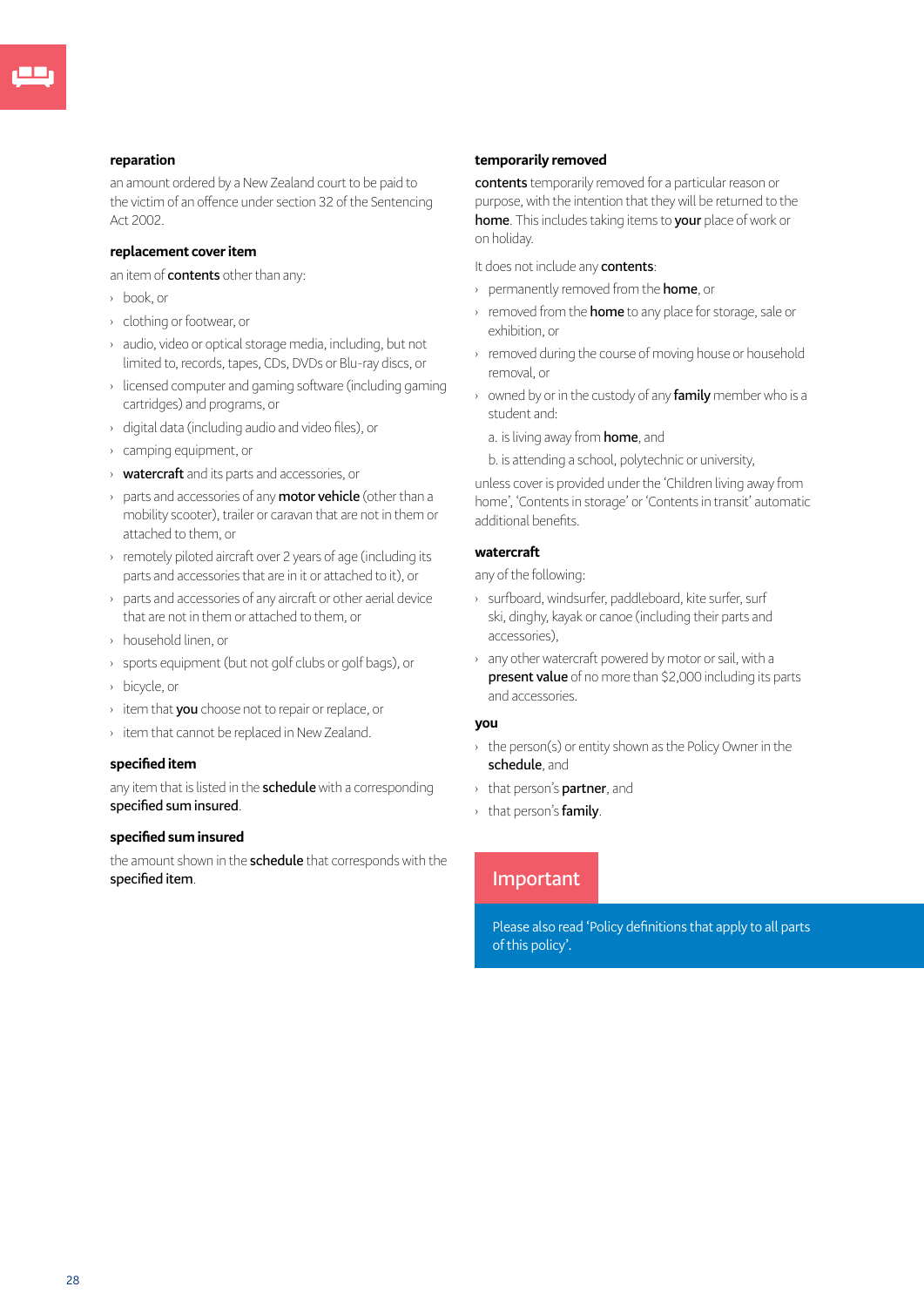**reparation**

an amount ordered by a New Zealand court to be paid to the victim of an offence under section 32 of the Sentencing Act 2002.

**replacement cover item**

an item of **contents** other than any:

- book, or
- clothing or footwear, or
- audio, video or optical storage media, including, but not limited to, records, tapes, CDs, DVDs or Blu-ray discs, or
- licensed computer and gaming software (including gaming cartridges) and programs, or
- digital data (including audio and video files), or
- camping equipment, or
- **watercraft** and its parts and accessories, or
- parts and accessories of any **motor vehicle** (other than a mobility scooter), trailer or caravan that are not in them or attached to them, or
- remotely piloted aircraft over 2 years of age (including its parts and accessories that are in it or attached to it), or
- parts and accessories of any aircraft or other aerial device that are not in them or attached to them, or
- household linen, or
- sports equipment (but not golf clubs or golf bags), or
- bicycle, or
- item that **you** choose not to repair or replace, or
- item that cannot be replaced in New Zealand.

**specified item**

any item that is listed in the **schedule** with a corresponding **specified sum insured**.

**specified sum insured**

the amount shown in the **schedule** that corresponds with the **specified item**.

**temporarily removed**

**contents** temporarily removed for a particular reason or purpose, with the intention that they will be returned to the **home**. This includes taking items to **your** place of work or on holiday.

It does not include any **contents**:

- permanently removed from the **home**, or
- removed from the **home** to any place for storage, sale or exhibition, or
- removed during the course of moving house or household removal, or
- owned by or in the custody of any **family** member who is a student and:

  a. is living away from **home**, and

  b. is attending a school, polytechnic or university,

unless cover is provided under the 'Children living away from home', 'Contents in storage' or 'Contents in transit' automatic additional benefits.

**watercraft**

any of the following:

- surfboard, windsurfer, paddleboard, kite surfer, surf ski, dinghy, kayak or canoe (including their parts and accessories),
- any other watercraft powered by motor or sail, with a **present value** of no more than $2,000 including its parts and accessories.

**you**

- the person(s) or entity shown as the Policy Owner in the **schedule**, and
- that person's **partner**, and
- that person's **family**.

**Important**

Please also read 'Policy definitions that apply to all parts of this policy'.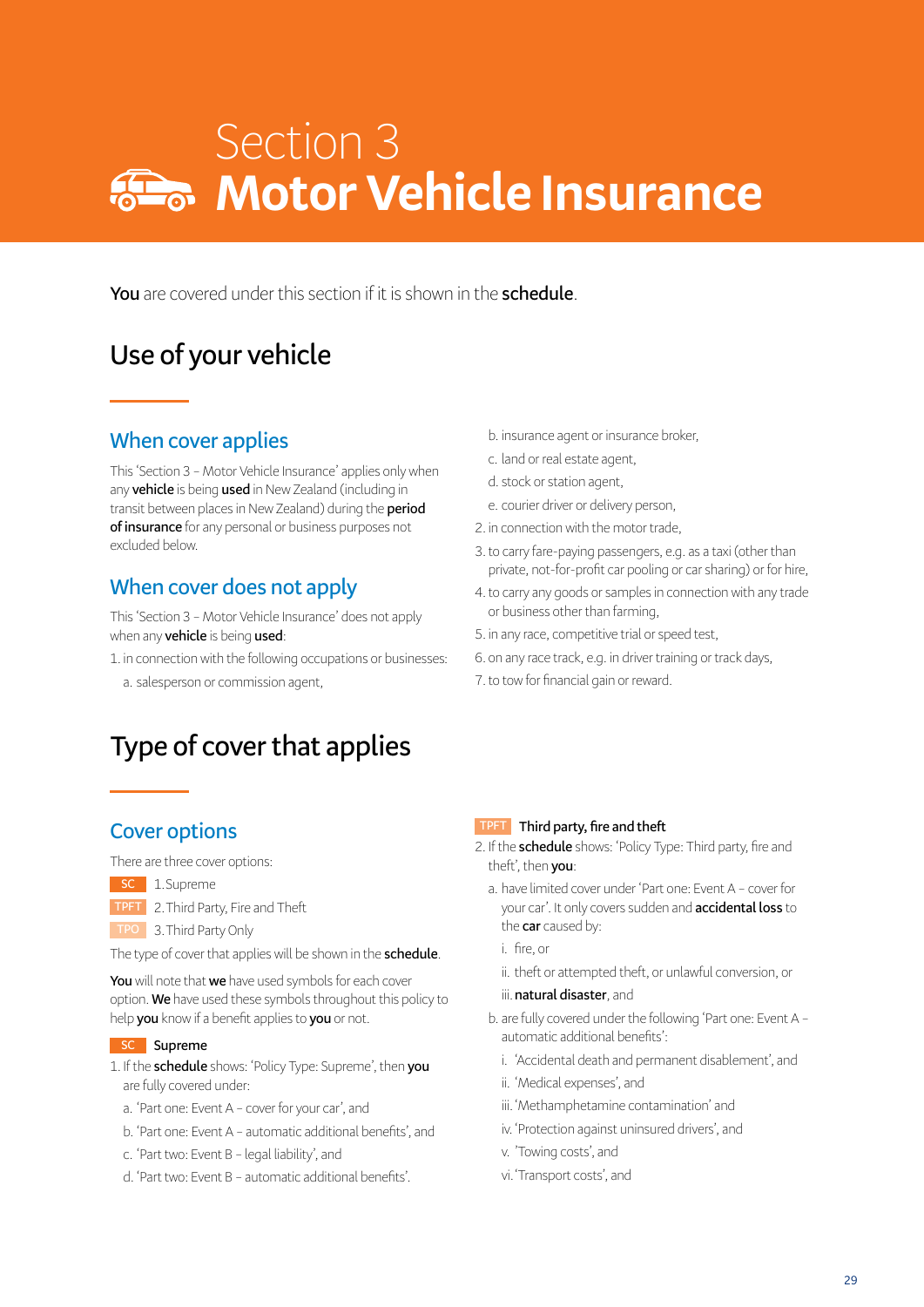# Section 3
# Motor Vehicle Insurance

**You** are covered under this section if it is shown in the **schedule**.

## Use of your vehicle

### When cover applies

This 'Section 3 – Motor Vehicle Insurance' applies only when any **vehicle** is being **used** in New Zealand (including in transit between places in New Zealand) during the **period of insurance** for any personal or business purposes not excluded below.

### When cover does not apply

This 'Section 3 – Motor Vehicle Insurance' does not apply when any **vehicle** is being **used**:

1. in connection with the following occupations or businesses:
   a. salesperson or commission agent,
   b. insurance agent or insurance broker,
   c. land or real estate agent,
   d. stock or station agent,
   e. courier driver or delivery person,
2. in connection with the motor trade,
3. to carry fare-paying passengers, e.g. as a taxi (other than private, not-for-profit car pooling or car sharing) or for hire,
4. to carry any goods or samples in connection with any trade or business other than farming,
5. in any race, competitive trial or speed test,
6. on any race track, e.g. in driver training or track days,
7. to tow for financial gain or reward.

## Type of cover that applies

### Cover options

There are three cover options:

SC 1. Supreme

TPFT 2. Third Party, Fire and Theft

TPO 3. Third Party Only

The type of cover that applies will be shown in the **schedule**.

**You** will note that **we** have used symbols for each cover option. **We** have used these symbols throughout this policy to help **you** know if a benefit applies to **you** or not.

**SC Supreme**

1. If the **schedule** shows: 'Policy Type: Supreme', then **you** are fully covered under:
   a. 'Part one: Event A – cover for your car', and
   b. 'Part one: Event A – automatic additional benefits', and
   c. 'Part two: Event B – legal liability', and
   d. 'Part two: Event B – automatic additional benefits'.

**TPFT Third party, fire and theft**

2. If the **schedule** shows: 'Policy Type: Third party, fire and theft', then **you**:
   a. have limited cover under 'Part one: Event A – cover for your car'. It only covers sudden and **accidental loss** to the **car** caused by:
      i. fire, or
      ii. theft or attempted theft, or unlawful conversion, or
      iii. **natural disaster**, and
   b. are fully covered under the following 'Part one: Event A – automatic additional benefits':
      i. 'Accidental death and permanent disablement', and
      ii. 'Medical expenses', and
      iii. 'Methamphetamine contamination' and
      iv. 'Protection against uninsured drivers', and
      v. 'Towing costs', and
      vi. 'Transport costs', and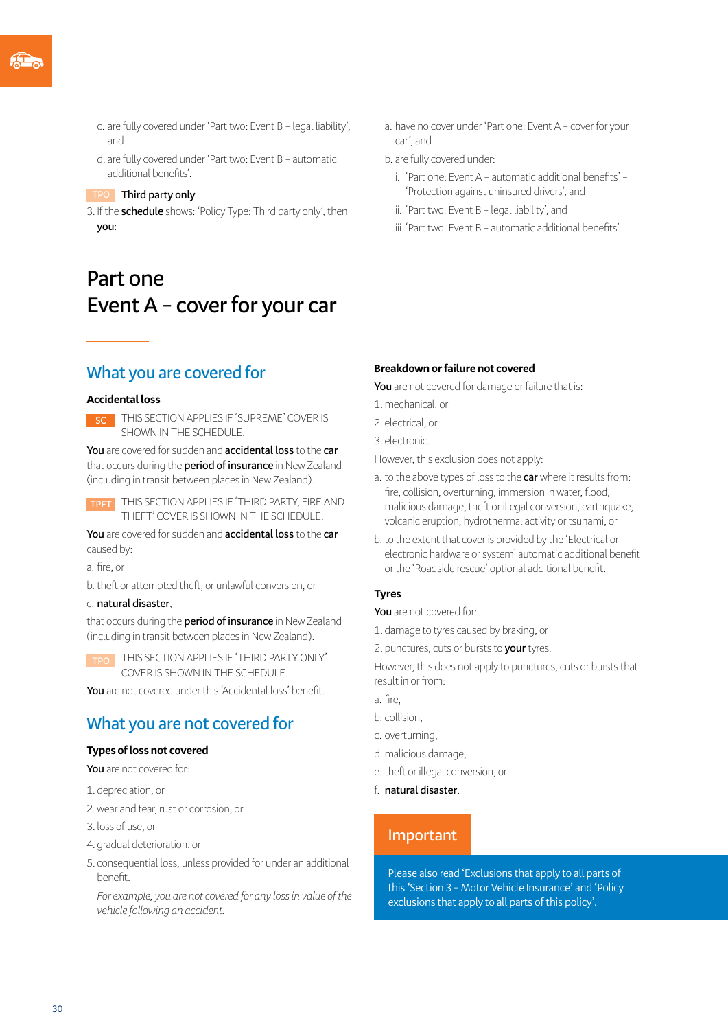c. are fully covered under 'Part two: Event B – legal liability', and

d. are fully covered under 'Part two: Event B – automatic additional benefits'.

TPO **Third party only**

3. If the **schedule** shows: 'Policy Type: Third party only', then **you**:

a. have no cover under 'Part one: Event A – cover for your car', and

b. are fully covered under:

i. 'Part one: Event A – automatic additional benefits' – 'Protection against uninsured drivers', and

ii. 'Part two: Event B – legal liability', and

iii. 'Part two: Event B – automatic additional benefits'.

# Part one
# Event A – cover for your car

## What you are covered for

### Accidental loss

SC THIS SECTION APPLIES IF 'SUPREME' COVER IS SHOWN IN THE SCHEDULE.

**You** are covered for sudden and **accidental loss** to the **car** that occurs during the **period of insurance** in New Zealand (including in transit between places in New Zealand).

TPFT THIS SECTION APPLIES IF 'THIRD PARTY, FIRE AND THEFT' COVER IS SHOWN IN THE SCHEDULE.

**You** are covered for sudden and **accidental loss** to the **car** caused by:

a. fire, or

b. theft or attempted theft, or unlawful conversion, or

c. **natural disaster**,

that occurs during the **period of insurance** in New Zealand (including in transit between places in New Zealand).

TPO THIS SECTION APPLIES IF 'THIRD PARTY ONLY' COVER IS SHOWN IN THE SCHEDULE.

**You** are not covered under this 'Accidental loss' benefit.

## What you are not covered for

### Types of loss not covered

**You** are not covered for:

1. depreciation, or
2. wear and tear, rust or corrosion, or
3. loss of use, or
4. gradual deterioration, or
5. consequential loss, unless provided for under an additional benefit.

*For example, you are not covered for any loss in value of the vehicle following an accident.*

### Breakdown or failure not covered

**You** are not covered for damage or failure that is:

1. mechanical, or
2. electrical, or
3. electronic.

However, this exclusion does not apply:

a. to the above types of loss to the **car** where it results from: fire, collision, overturning, immersion in water, flood, malicious damage, theft or illegal conversion, earthquake, volcanic eruption, hydrothermal activity or tsunami, or

b. to the extent that cover is provided by the 'Electrical or electronic hardware or system' automatic additional benefit or the 'Roadside rescue' optional additional benefit.

### Tyres

**You** are not covered for:

1. damage to tyres caused by braking, or
2. punctures, cuts or bursts to **your** tyres.

However, this does not apply to punctures, cuts or bursts that result in or from:

a. fire,

b. collision,

c. overturning,

d. malicious damage,

e. theft or illegal conversion, or

f. **natural disaster**.

**Important**

Please also read 'Exclusions that apply to all parts of this 'Section 3 – Motor Vehicle Insurance' and 'Policy exclusions that apply to all parts of this policy'.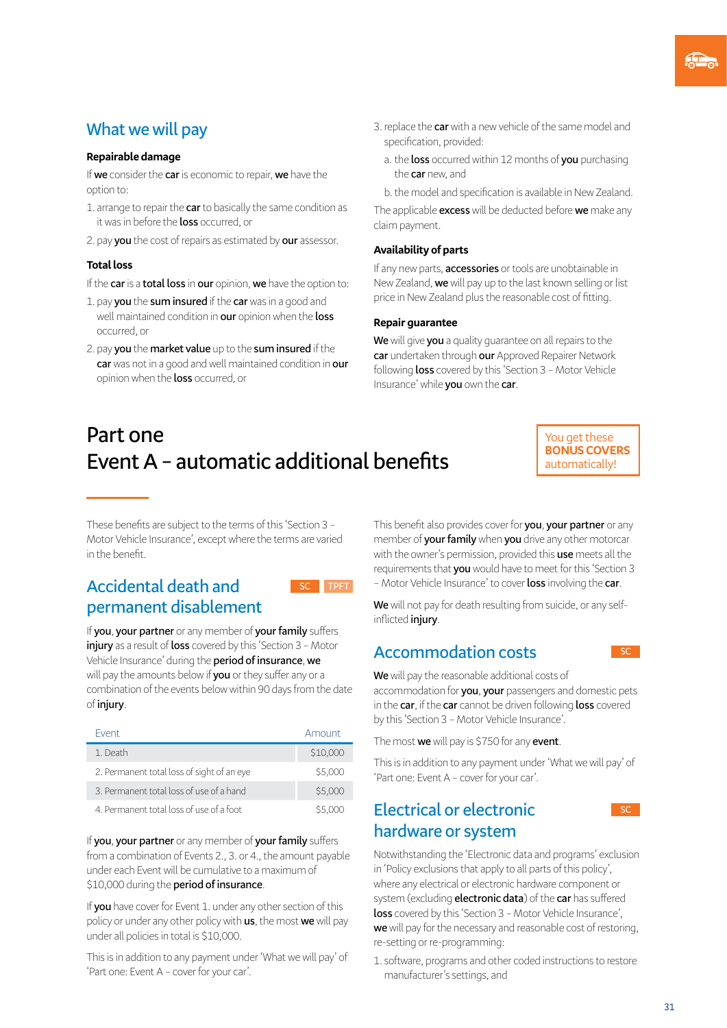## What we will pay

### Repairable damage

If **we** consider the **car** is economic to repair, **we** have the option to:

1. arrange to repair the **car** to basically the same condition as it was in before the **loss** occurred, or
2. pay **you** the cost of repairs as estimated by **our** assessor.

### Total loss

If the **car** is a **total loss** in **our** opinion, **we** have the option to:

1. pay **you** the **sum insured** if the **car** was in a good and well maintained condition in **our** opinion when the **loss** occurred, or
2. pay **you** the **market value** up to the **sum insured** if the **car** was not in a good and well maintained condition in **our** opinion when the **loss** occurred, or
3. replace the **car** with a new vehicle of the same model and specification, provided:
   a. the **loss** occurred within 12 months of **you** purchasing the **car** new, and
   b. the model and specification is available in New Zealand.

The applicable **excess** will be deducted before **we** make any claim payment.

### Availability of parts

If any new parts, **accessories** or tools are unobtainable in New Zealand, **we** will pay up to the last known selling or list price in New Zealand plus the reasonable cost of fitting.

### Repair guarantee

**We** will give **you** a quality guarantee on all repairs to the **car** undertaken through **our** Approved Repairer Network following **loss** covered by this 'Section 3 – Motor Vehicle Insurance' while **you** own the **car**.

# Part one Event A – automatic additional benefits

You get these **BONUS COVERS** automatically!

These benefits are subject to the terms of this 'Section 3 – Motor Vehicle Insurance', except where the terms are varied in the benefit.

## Accidental death and permanent disablement

SC TPFT

If **you**, **your partner** or any member of **your family** suffers **injury** as a result of **loss** covered by this 'Section 3 – Motor Vehicle Insurance' during the **period of insurance**, **we** will pay the amounts below if **you** or they suffer any or a combination of the events below within 90 days from the date of **injury**.

| Event | Amount |
|---|---|
| 1. Death | $10,000 |
| 2. Permanent total loss of sight of an eye | $5,000 |
| 3. Permanent total loss of use of a hand | $5,000 |
| 4. Permanent total loss of use of a foot | $5,000 |

If **you**, **your partner** or any member of **your family** suffers from a combination of Events 2., 3. or 4., the amount payable under each Event will be cumulative to a maximum of $10,000 during the **period of insurance**.

If **you** have cover for Event 1. under any other section of this policy or under any other policy with **us**, the most **we** will pay under all policies in total is $10,000.

This is in addition to any payment under 'What we will pay' of 'Part one: Event A – cover for your car'.

This benefit also provides cover for **you**, **your partner** or any member of **your family** when **you** drive any other motorcar with the owner's permission, provided this **use** meets all the requirements that **you** would have to meet for this 'Section 3 – Motor Vehicle Insurance' to cover **loss** involving the **car**.

**We** will not pay for death resulting from suicide, or any self-inflicted **injury**.

## Accommodation costs

SC

**We** will pay the reasonable additional costs of accommodation for **you**, **your** passengers and domestic pets in the **car**, if the **car** cannot be driven following **loss** covered by this 'Section 3 – Motor Vehicle Insurance'.

The most **we** will pay is $750 for any **event**.

This is in addition to any payment under 'What we will pay' of 'Part one: Event A – cover for your car'.

## Electrical or electronic hardware or system

SC

Notwithstanding the 'Electronic data and programs' exclusion in 'Policy exclusions that apply to all parts of this policy', where any electrical or electronic hardware component or system (excluding **electronic data**) of the **car** has suffered **loss** covered by this 'Section 3 – Motor Vehicle Insurance', **we** will pay for the necessary and reasonable cost of restoring, re-setting or re-programming:

1. software, programs and other coded instructions to restore manufacturer's settings, and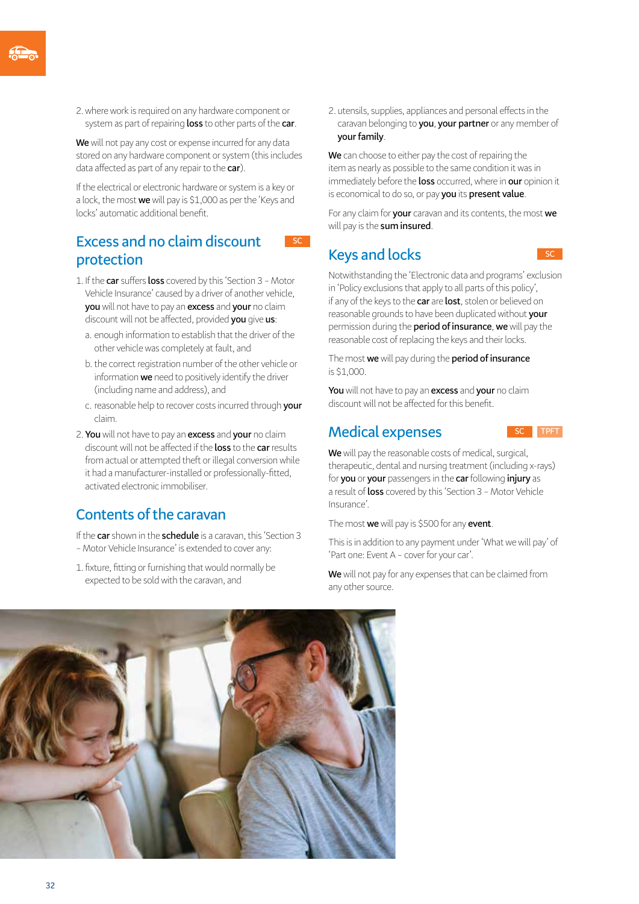2. where work is required on any hardware component or system as part of repairing **loss** to other parts of the **car**.

**We** will not pay any cost or expense incurred for any data stored on any hardware component or system (this includes data affected as part of any repair to the **car**).

If the electrical or electronic hardware or system is a key or a lock, the most **we** will pay is $1,000 as per the 'Keys and locks' automatic additional benefit.

## Excess and no claim discount protection

SC

1. If the **car** suffers **loss** covered by this 'Section 3 – Motor Vehicle Insurance' caused by a driver of another vehicle, **you** will not have to pay an **excess** and **your** no claim discount will not be affected, provided **you** give **us**:
   a. enough information to establish that the driver of the other vehicle was completely at fault, and
   b. the correct registration number of the other vehicle or information **we** need to positively identify the driver (including name and address), and
   c. reasonable help to recover costs incurred through **your** claim.
2. **You** will not have to pay an **excess** and **your** no claim discount will not be affected if the **loss** to the **car** results from actual or attempted theft or illegal conversion while it had a manufacturer-installed or professionally-fitted, activated electronic immobiliser.

## Contents of the caravan

If the **car** shown in the **schedule** is a caravan, this 'Section 3 – Motor Vehicle Insurance' is extended to cover any:

1. fixture, fitting or furnishing that would normally be expected to be sold with the caravan, and
2. utensils, supplies, appliances and personal effects in the caravan belonging to **you**, **your partner** or any member of **your family**.

**We** can choose to either pay the cost of repairing the item as nearly as possible to the same condition it was in immediately before the **loss** occurred, where in **our** opinion it is economical to do so, or pay **you** its **present value**.

For any claim for **your** caravan and its contents, the most **we** will pay is the **sum insured**.

## Keys and locks

SC

Notwithstanding the 'Electronic data and programs' exclusion in 'Policy exclusions that apply to all parts of this policy', if any of the keys to the **car** are **lost**, stolen or believed on reasonable grounds to have been duplicated without **your** permission during the **period of insurance**, **we** will pay the reasonable cost of replacing the keys and their locks.

The most **we** will pay during the **period of insurance** is $1,000.

**You** will not have to pay an **excess** and **your** no claim discount will not be affected for this benefit.

## Medical expenses

SC TPFT

**We** will pay the reasonable costs of medical, surgical, therapeutic, dental and nursing treatment (including x-rays) for **you** or **your** passengers in the **car** following **injury** as a result of **loss** covered by this 'Section 3 – Motor Vehicle Insurance'.

The most **we** will pay is $500 for any **event**.

This is in addition to any payment under 'What we will pay' of 'Part one: Event A – cover for your car'.

**We** will not pay for any expenses that can be claimed from any other source.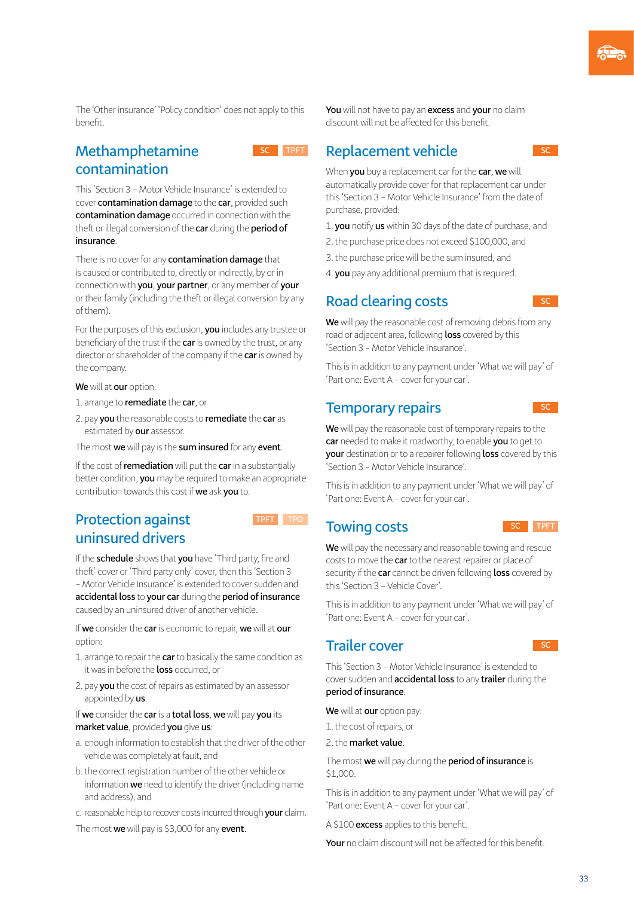The 'Other insurance' 'Policy condition' does not apply to this benefit.

## Methamphetamine contamination

SC TPFT

This 'Section 3 – Motor Vehicle Insurance' is extended to cover **contamination damage** to the **car**, provided such **contamination damage** occurred in connection with the theft or illegal conversion of the **car** during the **period of insurance**.

There is no cover for any **contamination damage** that is caused or contributed to, directly or indirectly, by or in connection with **you**, **your partner**, or any member of **your** or their family (including the theft or illegal conversion by any of them).

For the purposes of this exclusion, **you** includes any trustee or beneficiary of the trust if the **car** is owned by the trust, or any director or shareholder of the company if the **car** is owned by the company.

**We** will at **our** option:

1. arrange to **remediate** the **car**, or
2. pay **you** the reasonable costs to **remediate** the **car** as estimated by **our** assessor.

The most **we** will pay is the **sum insured** for any **event**.

If the cost of **remediation** will put the **car** in a substantially better condition, **you** may be required to make an appropriate contribution towards this cost if **we** ask **you** to.

## Protection against uninsured drivers

TPFT TPO

If the **schedule** shows that **you** have 'Third party, fire and theft' cover or 'Third party only' cover, then this 'Section 3 – Motor Vehicle Insurance' is extended to cover sudden and **accidental loss** to **your car** during the **period of insurance** caused by an uninsured driver of another vehicle.

If **we** consider the **car** is economic to repair, **we** will at **our** option:

1. arrange to repair the **car** to basically the same condition as it was in before the **loss** occurred, or
2. pay **you** the cost of repairs as estimated by an assessor appointed by **us**.

If **we** consider the **car** is a **total loss**, **we** will pay **you** its **market value**, provided **you** give **us**:

a. enough information to establish that the driver of the other vehicle was completely at fault, and
b. the correct registration number of the other vehicle or information **we** need to identify the driver (including name and address), and
c. reasonable help to recover costs incurred through **your** claim.

The most **we** will pay is $3,000 for any **event**.

**You** will not have to pay an **excess** and **your** no claim discount will not be affected for this benefit.

## Replacement vehicle

SC

When **you** buy a replacement car for the **car**, **we** will automatically provide cover for that replacement car under this 'Section 3 – Motor Vehicle Insurance' from the date of purchase, provided:

1. **you** notify **us** within 30 days of the date of purchase, and
2. the purchase price does not exceed $100,000, and
3. the purchase price will be the sum insured, and
4. **you** pay any additional premium that is required.

## Road clearing costs

SC

**We** will pay the reasonable cost of removing debris from any road or adjacent area, following **loss** covered by this 'Section 3 – Motor Vehicle Insurance'.

This is in addition to any payment under 'What we will pay' of 'Part one: Event A – cover for your car'.

## Temporary repairs

SC

**We** will pay the reasonable cost of temporary repairs to the **car** needed to make it roadworthy, to enable **you** to get to **your** destination or to a repairer following **loss** covered by this 'Section 3 – Motor Vehicle Insurance'.

This is in addition to any payment under 'What we will pay' of 'Part one: Event A – cover for your car'.

## Towing costs

SC TPFT

**We** will pay the necessary and reasonable towing and rescue costs to move the **car** to the nearest repairer or place of security if the **car** cannot be driven following **loss** covered by this 'Section 3 – Vehicle Cover'.

This is in addition to any payment under 'What we will pay' of 'Part one: Event A – cover for your car'.

## Trailer cover

SC

This 'Section 3 – Motor Vehicle Insurance' is extended to cover sudden and **accidental loss** to any **trailer** during the **period of insurance**.

**We** will at **our** option pay:

1. the cost of repairs, or
2. the **market value**.

The most **we** will pay during the **period of insurance** is $1,000.

This is in addition to any payment under 'What we will pay' of 'Part one: Event A – cover for your car'.

A $100 **excess** applies to this benefit.

**Your** no claim discount will not be affected for this benefit.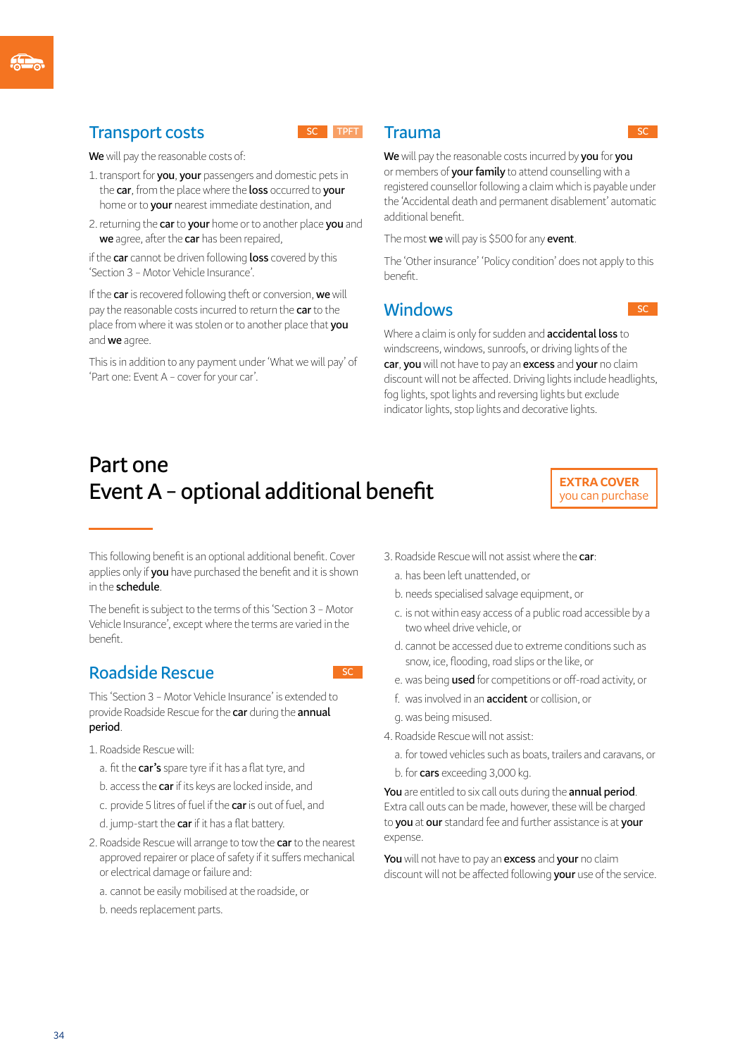## Transport costs

SC TPFT

**We** will pay the reasonable costs of:

1. transport for **you**, **your** passengers and domestic pets in the **car**, from the place where the **loss** occurred to **your** home or to **your** nearest immediate destination, and
2. returning the **car** to **your** home or to another place **you** and **we** agree, after the **car** has been repaired,

if the **car** cannot be driven following **loss** covered by this 'Section 3 – Motor Vehicle Insurance'.

If the **car** is recovered following theft or conversion, **we** will pay the reasonable costs incurred to return the **car** to the place from where it was stolen or to another place that **you** and **we** agree.

This is in addition to any payment under 'What we will pay' of 'Part one: Event A – cover for your car'.

## Trauma

SC

**We** will pay the reasonable costs incurred by **you** for **you** or members of **your family** to attend counselling with a registered counsellor following a claim which is payable under the 'Accidental death and permanent disablement' automatic additional benefit.

The most **we** will pay is $500 for any **event**.

The 'Other insurance' 'Policy condition' does not apply to this benefit.

## Windows

SC

Where a claim is only for sudden and **accidental loss** to windscreens, windows, sunroofs, or driving lights of the **car**, **you** will not have to pay an **excess** and **your** no claim discount will not be affected. Driving lights include headlights, fog lights, spot lights and reversing lights but exclude indicator lights, stop lights and decorative lights.

# Part one
# Event A – optional additional benefit

**EXTRA COVER** you can purchase

This following benefit is an optional additional benefit. Cover applies only if **you** have purchased the benefit and it is shown in the **schedule**.

The benefit is subject to the terms of this 'Section 3 – Motor Vehicle Insurance', except where the terms are varied in the benefit.

## Roadside Rescue

SC

This 'Section 3 – Motor Vehicle Insurance' is extended to provide Roadside Rescue for the **car** during the **annual period**.

1. Roadside Rescue will:
   - a. fit the **car's** spare tyre if it has a flat tyre, and
   - b. access the **car** if its keys are locked inside, and
   - c. provide 5 litres of fuel if the **car** is out of fuel, and
   - d. jump-start the **car** if it has a flat battery.
2. Roadside Rescue will arrange to tow the **car** to the nearest approved repairer or place of safety if it suffers mechanical or electrical damage or failure and:
   - a. cannot be easily mobilised at the roadside, or
   - b. needs replacement parts.
3. Roadside Rescue will not assist where the **car**:
   - a. has been left unattended, or
   - b. needs specialised salvage equipment, or
   - c. is not within easy access of a public road accessible by a two wheel drive vehicle, or
   - d. cannot be accessed due to extreme conditions such as snow, ice, flooding, road slips or the like, or
   - e. was being **used** for competitions or off-road activity, or
   - f. was involved in an **accident** or collision, or
   - g. was being misused.
4. Roadside Rescue will not assist:
   - a. for towed vehicles such as boats, trailers and caravans, or
   - b. for **cars** exceeding 3,000 kg.

**You** are entitled to six call outs during the **annual period**. Extra call outs can be made, however, these will be charged to **you** at **our** standard fee and further assistance is at **your** expense.

**You** will not have to pay an **excess** and **your** no claim discount will not be affected following **your** use of the service.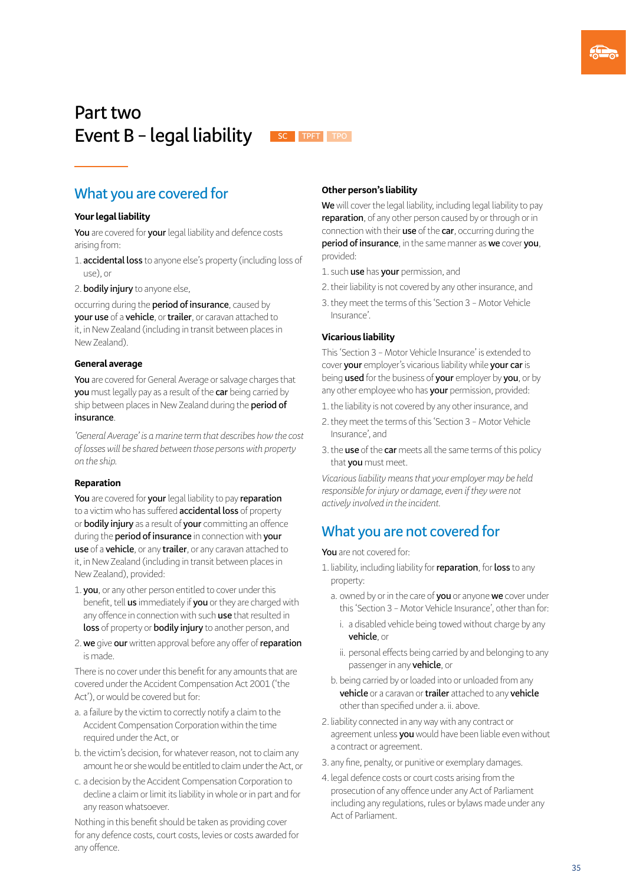# Part two
# Event B – legal liability

SC TPFT TPO

## What you are covered for

### Your legal liability

**You** are covered for **your** legal liability and defence costs arising from:

1. **accidental loss** to anyone else's property (including loss of use), or
2. **bodily injury** to anyone else,

occurring during the **period of insurance**, caused by **your use** of a **vehicle**, or **trailer**, or caravan attached to it, in New Zealand (including in transit between places in New Zealand).

### General average

**You** are covered for General Average or salvage charges that **you** must legally pay as a result of the **car** being carried by ship between places in New Zealand during the **period of insurance**.

*'General Average' is a marine term that describes how the cost of losses will be shared between those persons with property on the ship.*

### Reparation

**You** are covered for **your** legal liability to pay **reparation** to a victim who has suffered **accidental loss** of property or **bodily injury** as a result of **your** committing an offence during the **period of insurance** in connection with **your use** of a **vehicle**, or any **trailer**, or any caravan attached to it, in New Zealand (including in transit between places in New Zealand), provided:

1. **you**, or any other person entitled to cover under this benefit, tell **us** immediately if **you** or they are charged with any offence in connection with such **use** that resulted in **loss** of property or **bodily injury** to another person, and
2. **we** give **our** written approval before any offer of **reparation** is made.

There is no cover under this benefit for any amounts that are covered under the Accident Compensation Act 2001 ('the Act'), or would be covered but for:

a. a failure by the victim to correctly notify a claim to the Accident Compensation Corporation within the time required under the Act, or

b. the victim's decision, for whatever reason, not to claim any amount he or she would be entitled to claim under the Act, or

c. a decision by the Accident Compensation Corporation to decline a claim or limit its liability in whole or in part and for any reason whatsoever.

Nothing in this benefit should be taken as providing cover for any defence costs, court costs, levies or costs awarded for any offence.

### Other person's liability

**We** will cover the legal liability, including legal liability to pay **reparation**, of any other person caused by or through or in connection with their **use** of the **car**, occurring during the **period of insurance**, in the same manner as **we** cover **you**, provided:

1. such **use** has **your** permission, and
2. their liability is not covered by any other insurance, and
3. they meet the terms of this 'Section 3 – Motor Vehicle Insurance'.

### Vicarious liability

This 'Section 3 – Motor Vehicle Insurance' is extended to cover **your** employer's vicarious liability while **your car** is being **used** for the business of **your** employer by **you**, or by any other employee who has **your** permission, provided:

1. the liability is not covered by any other insurance, and
2. they meet the terms of this 'Section 3 – Motor Vehicle Insurance', and
3. the **use** of the **car** meets all the same terms of this policy that **you** must meet.

*Vicarious liability means that your employer may be held responsible for injury or damage, even if they were not actively involved in the incident.*

## What you are not covered for

**You** are not covered for:

1. liability, including liability for **reparation**, for **loss** to any property:
   a. owned by or in the care of **you** or anyone **we** cover under this 'Section 3 – Motor Vehicle Insurance', other than for:
      i. a disabled vehicle being towed without charge by any **vehicle**, or
      ii. personal effects being carried by and belonging to any passenger in any **vehicle**, or
   b. being carried by or loaded into or unloaded from any **vehicle** or a caravan or **trailer** attached to any **vehicle** other than specified under a. ii. above.
2. liability connected in any way with any contract or agreement unless **you** would have been liable even without a contract or agreement.
3. any fine, penalty, or punitive or exemplary damages.
4. legal defence costs or court costs arising from the prosecution of any offence under any Act of Parliament including any regulations, rules or bylaws made under any Act of Parliament.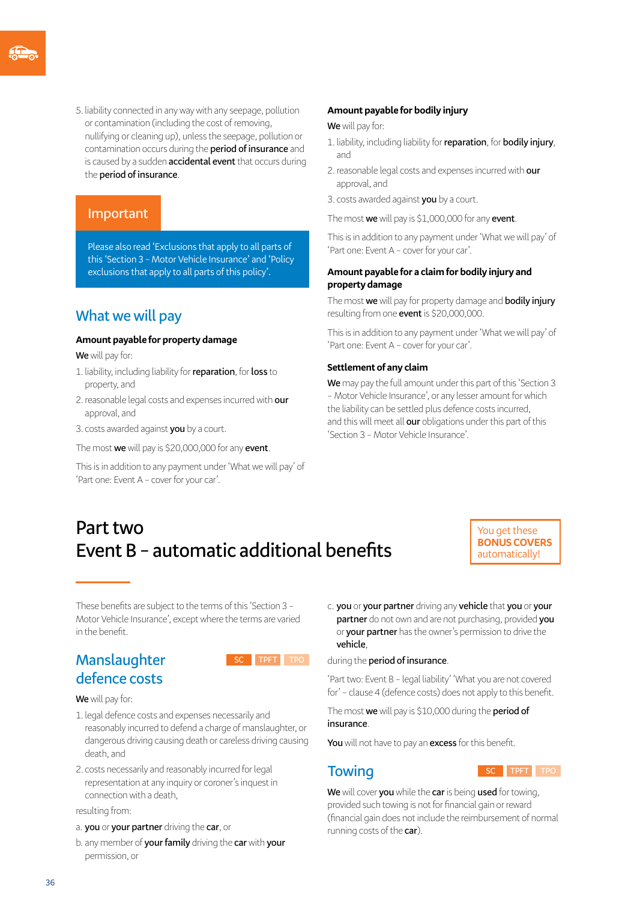5. liability connected in any way with any seepage, pollution or contamination (including the cost of removing, nullifying or cleaning up), unless the seepage, pollution or contamination occurs during the **period of insurance** and is caused by a sudden **accidental event** that occurs during the **period of insurance**.

**Important**

Please also read 'Exclusions that apply to all parts of this 'Section 3 – Motor Vehicle Insurance' and 'Policy exclusions that apply to all parts of this policy'.

## What we will pay

### Amount payable for property damage

**We** will pay for:

1. liability, including liability for **reparation**, for **loss** to property, and
2. reasonable legal costs and expenses incurred with **our** approval, and
3. costs awarded against **you** by a court.

The most **we** will pay is $20,000,000 for any **event**.

This is in addition to any payment under 'What we will pay' of 'Part one: Event A – cover for your car'.

### Amount payable for bodily injury

**We** will pay for:

1. liability, including liability for **reparation**, for **bodily injury**, and
2. reasonable legal costs and expenses incurred with **our** approval, and
3. costs awarded against **you** by a court.

The most **we** will pay is $1,000,000 for any **event**.

This is in addition to any payment under 'What we will pay' of 'Part one: Event A – cover for your car'.

### Amount payable for a claim for bodily injury and property damage

The most **we** will pay for property damage and **bodily injury** resulting from one **event** is $20,000,000.

This is in addition to any payment under 'What we will pay' of 'Part one: Event A – cover for your car'.

### Settlement of any claim

**We** may pay the full amount under this part of this 'Section 3 – Motor Vehicle Insurance', or any lesser amount for which the liability can be settled plus defence costs incurred, and this will meet all **our** obligations under this part of this 'Section 3 – Motor Vehicle Insurance'.

# Part two
# Event B – automatic additional benefits

You get these **BONUS COVERS** automatically!

These benefits are subject to the terms of this 'Section 3 – Motor Vehicle Insurance', except where the terms are varied in the benefit.

## Manslaughter defence costs

SC | TPFT | TPO

**We** will pay for:

1. legal defence costs and expenses necessarily and reasonably incurred to defend a charge of manslaughter, or dangerous driving causing death or careless driving causing death, and
2. costs necessarily and reasonably incurred for legal representation at any inquiry or coroner's inquest in connection with a death,

resulting from:

a. **you** or **your partner** driving the **car**, or

b. any member of **your family** driving the **car** with **your** permission, or

c. **you** or **your partner** driving any **vehicle** that **you** or **your partner** do not own and are not purchasing, provided **you** or **your partner** has the owner's permission to drive the **vehicle**,

during the **period of insurance**.

'Part two: Event B – legal liability' 'What you are not covered for' – clause 4 (defence costs) does not apply to this benefit.

The most **we** will pay is $10,000 during the **period of insurance**.

**You** will not have to pay an **excess** for this benefit.

## Towing

SC | TPFT | TPO

**We** will cover **you** while the **car** is being **used** for towing, provided such towing is not for financial gain or reward (financial gain does not include the reimbursement of normal running costs of the **car**).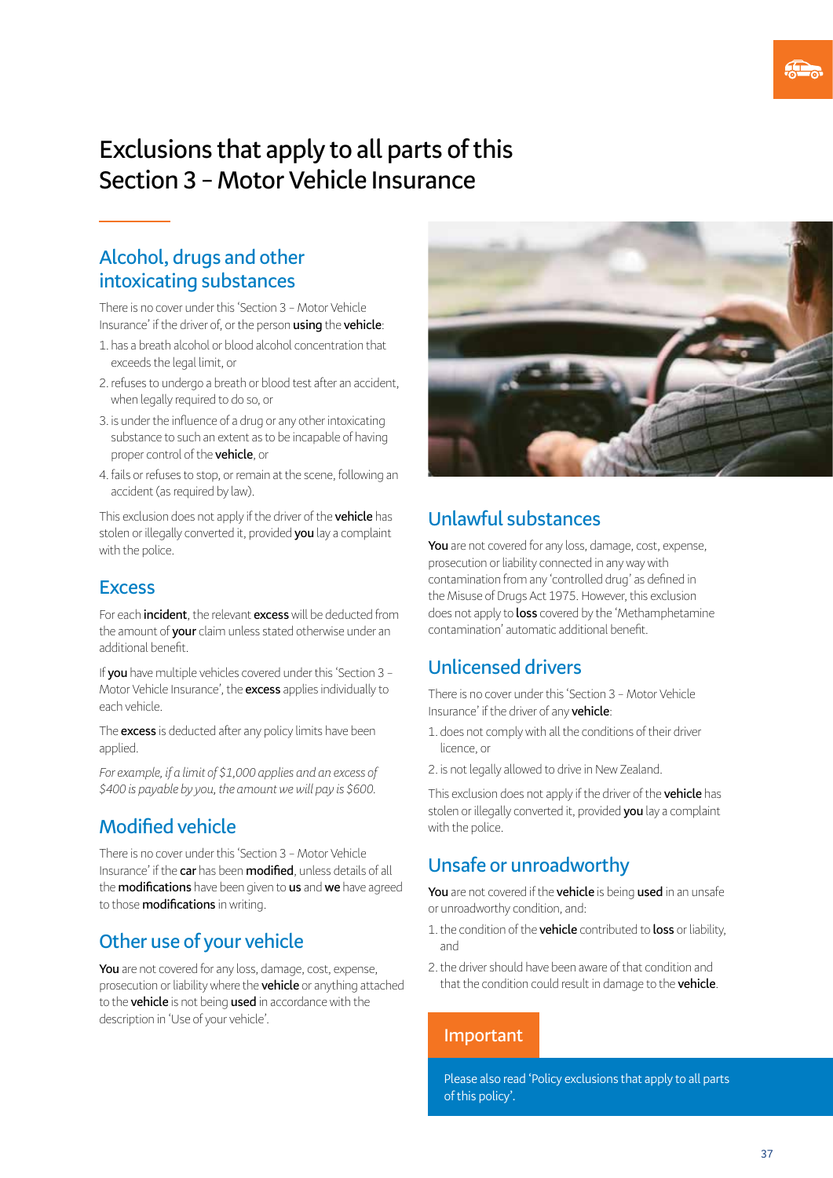# Exclusions that apply to all parts of this Section 3 – Motor Vehicle Insurance

## Alcohol, drugs and other intoxicating substances

There is no cover under this 'Section 3 – Motor Vehicle Insurance' if the driver of, or the person **using** the **vehicle**:

1. has a breath alcohol or blood alcohol concentration that exceeds the legal limit, or
2. refuses to undergo a breath or blood test after an accident, when legally required to do so, or
3. is under the influence of a drug or any other intoxicating substance to such an extent as to be incapable of having proper control of the **vehicle**, or
4. fails or refuses to stop, or remain at the scene, following an accident (as required by law).

This exclusion does not apply if the driver of the **vehicle** has stolen or illegally converted it, provided **you** lay a complaint with the police.

## Excess

For each **incident**, the relevant **excess** will be deducted from the amount of **your** claim unless stated otherwise under an additional benefit.

If **you** have multiple vehicles covered under this 'Section 3 – Motor Vehicle Insurance', the **excess** applies individually to each vehicle.

The **excess** is deducted after any policy limits have been applied.

*For example, if a limit of $1,000 applies and an excess of $400 is payable by you, the amount we will pay is $600.*

## Modified vehicle

There is no cover under this 'Section 3 – Motor Vehicle Insurance' if the **car** has been **modified**, unless details of all the **modifications** have been given to **us** and **we** have agreed to those **modifications** in writing.

## Other use of your vehicle

**You** are not covered for any loss, damage, cost, expense, prosecution or liability where the **vehicle** or anything attached to the **vehicle** is not being **used** in accordance with the description in 'Use of your vehicle'.

## Unlawful substances

**You** are not covered for any loss, damage, cost, expense, prosecution or liability connected in any way with contamination from any 'controlled drug' as defined in the Misuse of Drugs Act 1975. However, this exclusion does not apply to **loss** covered by the 'Methamphetamine contamination' automatic additional benefit.

## Unlicensed drivers

There is no cover under this 'Section 3 – Motor Vehicle Insurance' if the driver of any **vehicle**:

1. does not comply with all the conditions of their driver licence, or
2. is not legally allowed to drive in New Zealand.

This exclusion does not apply if the driver of the **vehicle** has stolen or illegally converted it, provided **you** lay a complaint with the police.

## Unsafe or unroadworthy

**You** are not covered if the **vehicle** is being **used** in an unsafe or unroadworthy condition, and:

1. the condition of the **vehicle** contributed to **loss** or liability, and
2. the driver should have been aware of that condition and that the condition could result in damage to the **vehicle**.

**Important**

Please also read 'Policy exclusions that apply to all parts of this policy'.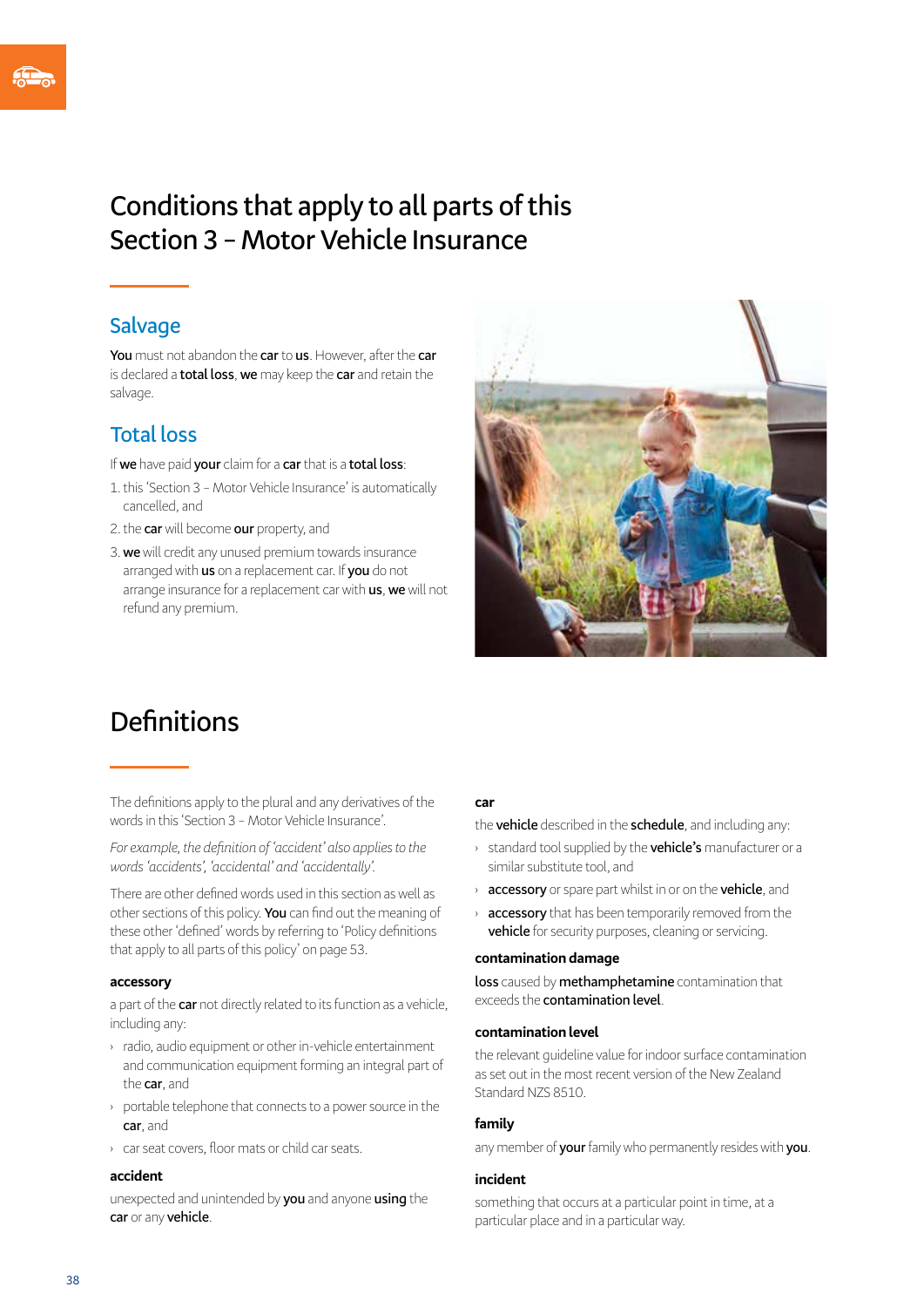# Conditions that apply to all parts of this Section 3 – Motor Vehicle Insurance

## Salvage

**You** must not abandon the **car** to **us**. However, after the **car** is declared a **total loss**, **we** may keep the **car** and retain the salvage.

## Total loss

If **we** have paid **your** claim for a **car** that is a **total loss**:

1. this 'Section 3 – Motor Vehicle Insurance' is automatically cancelled, and
2. the **car** will become **our** property, and
3. **we** will credit any unused premium towards insurance arranged with **us** on a replacement car. If **you** do not arrange insurance for a replacement car with **us**, **we** will not refund any premium.

# Definitions

The definitions apply to the plural and any derivatives of the words in this 'Section 3 – Motor Vehicle Insurance'.

*For example, the definition of 'accident' also applies to the words 'accidents', 'accidental' and 'accidentally'.*

There are other defined words used in this section as well as other sections of this policy. **You** can find out the meaning of these other 'defined' words by referring to 'Policy definitions that apply to all parts of this policy' on page 53.

### accessory

a part of the **car** not directly related to its function as a vehicle, including any:

- radio, audio equipment or other in-vehicle entertainment and communication equipment forming an integral part of the **car**, and
- portable telephone that connects to a power source in the **car**, and
- car seat covers, floor mats or child car seats.

### accident

unexpected and unintended by **you** and anyone **using** the **car** or any **vehicle**.

### car

the **vehicle** described in the **schedule**, and including any:

- standard tool supplied by the **vehicle's** manufacturer or a similar substitute tool, and
- **accessory** or spare part whilst in or on the **vehicle**, and
- **accessory** that has been temporarily removed from the **vehicle** for security purposes, cleaning or servicing.

### contamination damage

**loss** caused by **methamphetamine** contamination that exceeds the **contamination level**.

### contamination level

the relevant guideline value for indoor surface contamination as set out in the most recent version of the New Zealand Standard NZS 8510.

### family

any member of **your** family who permanently resides with **you**.

### incident

something that occurs at a particular point in time, at a particular place and in a particular way.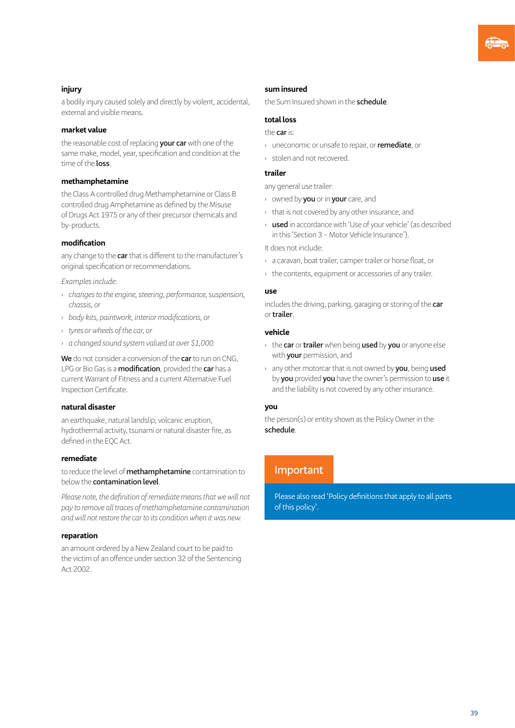### injury

a bodily injury caused solely and directly by violent, accidental, external and visible means.

### market value

the reasonable cost of replacing **your car** with one of the same make, model, year, specification and condition at the time of the **loss**.

### methamphetamine

the Class A controlled drug Methamphetamine or Class B controlled drug Amphetamine as defined by the Misuse of Drugs Act 1975 or any of their precursor chemicals and by-products.

### modification

any change to the **car** that is different to the manufacturer's original specification or recommendations.

*Examples include:*

- *changes to the engine, steering, performance, suspension, chassis, or*
- *body kits, paintwork, interior modifications, or*
- *tyres or wheels of the car, or*
- *a changed sound system valued at over $1,000.*

**We** do not consider a conversion of the **car** to run on CNG, LPG or Bio Gas is a **modification**, provided the **car** has a current Warrant of Fitness and a current Alternative Fuel Inspection Certificate.

### natural disaster

an earthquake, natural landslip, volcanic eruption, hydrothermal activity, tsunami or natural disaster fire, as defined in the EQC Act.

### remediate

to reduce the level of **methamphetamine** contamination to below the **contamination level**.

*Please note, the definition of remediate means that we will not pay to remove all traces of methamphetamine contamination and will not restore the car to its condition when it was new.*

### reparation

an amount ordered by a New Zealand court to be paid to the victim of an offence under section 32 of the Sentencing Act 2002.

### sum insured

the Sum Insured shown in the **schedule**.

### total loss

the **car** is:

- uneconomic or unsafe to repair, or **remediate**, or
- stolen and not recovered.

### trailer

any general use trailer:

- owned by **you** or in **your** care, and
- that is not covered by any other insurance, and
- **used** in accordance with 'Use of your vehicle' (as described in this 'Section 3 – Motor Vehicle Insurance').

It does not include:

- a caravan, boat trailer, camper trailer or horse float, or
- the contents, equipment or accessories of any trailer.

### use

includes the driving, parking, garaging or storing of the **car** or **trailer**.

### vehicle

- the **car** or **trailer** when being **used** by **you** or anyone else with **your** permission, and
- any other motorcar that is not owned by **you**, being **used** by **you** provided **you** have the owner's permission to **use** it and the liability is not covered by any other insurance.

### you

the person(s) or entity shown as the Policy Owner in the **schedule**.

**Important**

Please also read 'Policy definitions that apply to all parts of this policy'.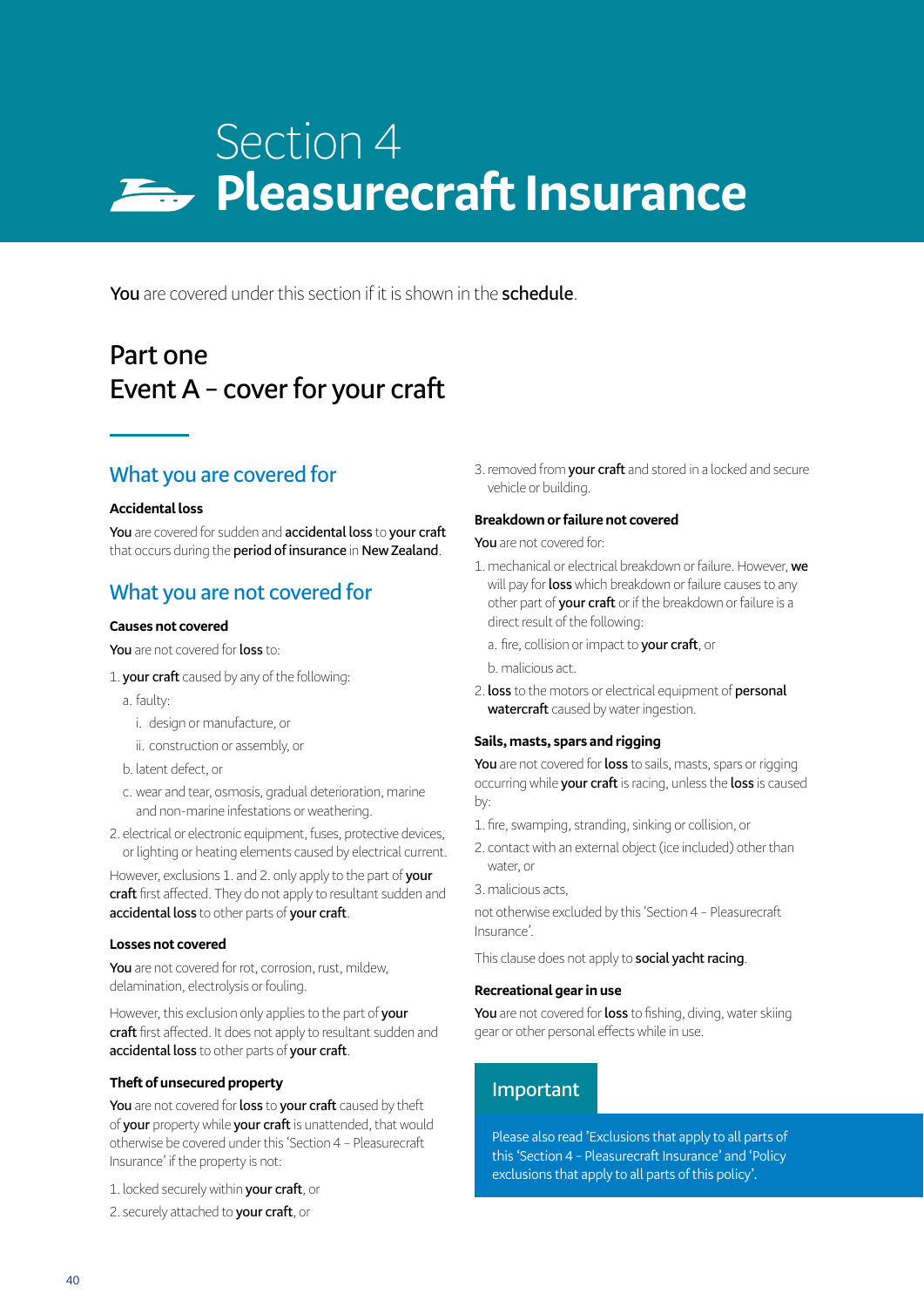# Section 4
# Pleasurecraft Insurance

**You** are covered under this section if it is shown in the **schedule**.

## Part one
## Event A – cover for your craft

### What you are covered for

**Accidental loss**

**You** are covered for sudden and **accidental loss** to **your craft** that occurs during the **period of insurance** in **New Zealand**.

### What you are not covered for

**Causes not covered**

**You** are not covered for **loss** to:

1. **your craft** caused by any of the following:
   a. faulty:
      i. design or manufacture, or
      ii. construction or assembly, or
   b. latent defect, or
   c. wear and tear, osmosis, gradual deterioration, marine and non-marine infestations or weathering.
2. electrical or electronic equipment, fuses, protective devices, or lighting or heating elements caused by electrical current.

However, exclusions 1. and 2. only apply to the part of **your craft** first affected. They do not apply to resultant sudden and **accidental loss** to other parts of **your craft**.

**Losses not covered**

**You** are not covered for rot, corrosion, rust, mildew, delamination, electrolysis or fouling.

However, this exclusion only applies to the part of **your craft** first affected. It does not apply to resultant sudden and **accidental loss** to other parts of **your craft**.

**Theft of unsecured property**

**You** are not covered for **loss** to **your craft** caused by theft of **your** property while **your craft** is unattended, that would otherwise be covered under this 'Section 4 – Pleasurecraft Insurance' if the property is not:

1. locked securely within **your craft**, or
2. securely attached to **your craft**, or
3. removed from **your craft** and stored in a locked and secure vehicle or building.

**Breakdown or failure not covered**

**You** are not covered for:

1. mechanical or electrical breakdown or failure. However, **we** will pay for **loss** which breakdown or failure causes to any other part of **your craft** or if the breakdown or failure is a direct result of the following:
   a. fire, collision or impact to **your craft**, or
   b. malicious act.
2. **loss** to the motors or electrical equipment of **personal watercraft** caused by water ingestion.

**Sails, masts, spars and rigging**

**You** are not covered for **loss** to sails, masts, spars or rigging occurring while **your craft** is racing, unless the **loss** is caused by:

1. fire, swamping, stranding, sinking or collision, or
2. contact with an external object (ice included) other than water, or
3. malicious acts,

not otherwise excluded by this 'Section 4 – Pleasurecraft Insurance'.

This clause does not apply to **social yacht racing**.

**Recreational gear in use**

**You** are not covered for **loss** to fishing, diving, water skiing gear or other personal effects while in use.

**Important**

Please also read 'Exclusions that apply to all parts of this 'Section 4 – Pleasurecraft Insurance' and 'Policy exclusions that apply to all parts of this policy'.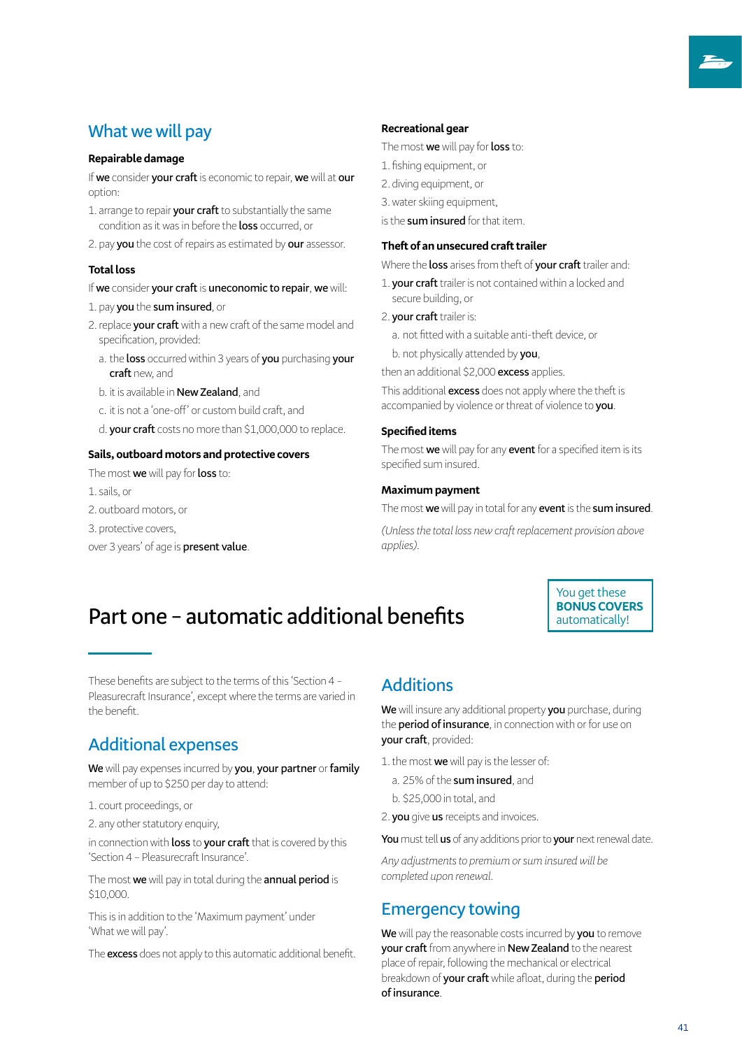## What we will pay

### Repairable damage

If **we** consider **your craft** is economic to repair, **we** will at **our** option:

1. arrange to repair **your craft** to substantially the same condition as it was in before the **loss** occurred, or
2. pay **you** the cost of repairs as estimated by **our** assessor.

### Total loss

If **we** consider **your craft** is **uneconomic to repair**, **we** will:

1. pay **you** the **sum insured**, or
2. replace **your craft** with a new craft of the same model and specification, provided:
   a. the **loss** occurred within 3 years of **you** purchasing **your craft** new, and
   b. it is available in **New Zealand**, and
   c. it is not a 'one-off' or custom build craft, and
   d. **your craft** costs no more than $1,000,000 to replace.

### Sails, outboard motors and protective covers

The most **we** will pay for **loss** to:

1. sails, or
2. outboard motors, or
3. protective covers,

over 3 years' of age is **present value**.

### Recreational gear

The most **we** will pay for **loss** to:

1. fishing equipment, or
2. diving equipment, or
3. water skiing equipment,

is the **sum insured** for that item.

### Theft of an unsecured craft trailer

Where the **loss** arises from theft of **your craft** trailer and:

1. **your craft** trailer is not contained within a locked and secure building, or
2. **your craft** trailer is:
   a. not fitted with a suitable anti-theft device, or
   b. not physically attended by **you**,

then an additional $2,000 **excess** applies.

This additional **excess** does not apply where the theft is accompanied by violence or threat of violence to **you**.

### Specified items

The most **we** will pay for any **event** for a specified item is its specified sum insured.

### Maximum payment

The most **we** will pay in total for any **event** is the **sum insured**.

*(Unless the total loss new craft replacement provision above applies).*

# Part one – automatic additional benefits

You get these **BONUS COVERS** automatically!

These benefits are subject to the terms of this 'Section 4 – Pleasurecraft Insurance', except where the terms are varied in the benefit.

## Additional expenses

**We** will pay expenses incurred by **you**, **your partner** or **family** member of up to $250 per day to attend:

1. court proceedings, or
2. any other statutory enquiry,

in connection with **loss** to **your craft** that is covered by this 'Section 4 – Pleasurecraft Insurance'.

The most **we** will pay in total during the **annual period** is $10,000.

This is in addition to the 'Maximum payment' under 'What we will pay'.

The **excess** does not apply to this automatic additional benefit.

## Additions

**We** will insure any additional property **you** purchase, during the **period of insurance**, in connection with or for use on **your craft**, provided:

1. the most **we** will pay is the lesser of:
   a. 25% of the **sum insured**, and
   b. $25,000 in total, and
2. **you** give **us** receipts and invoices.

**You** must tell **us** of any additions prior to **your** next renewal date.

*Any adjustments to premium or sum insured will be completed upon renewal.*

## Emergency towing

**We** will pay the reasonable costs incurred by **you** to remove **your craft** from anywhere in **New Zealand** to the nearest place of repair, following the mechanical or electrical breakdown of **your craft** while afloat, during the **period of insurance**.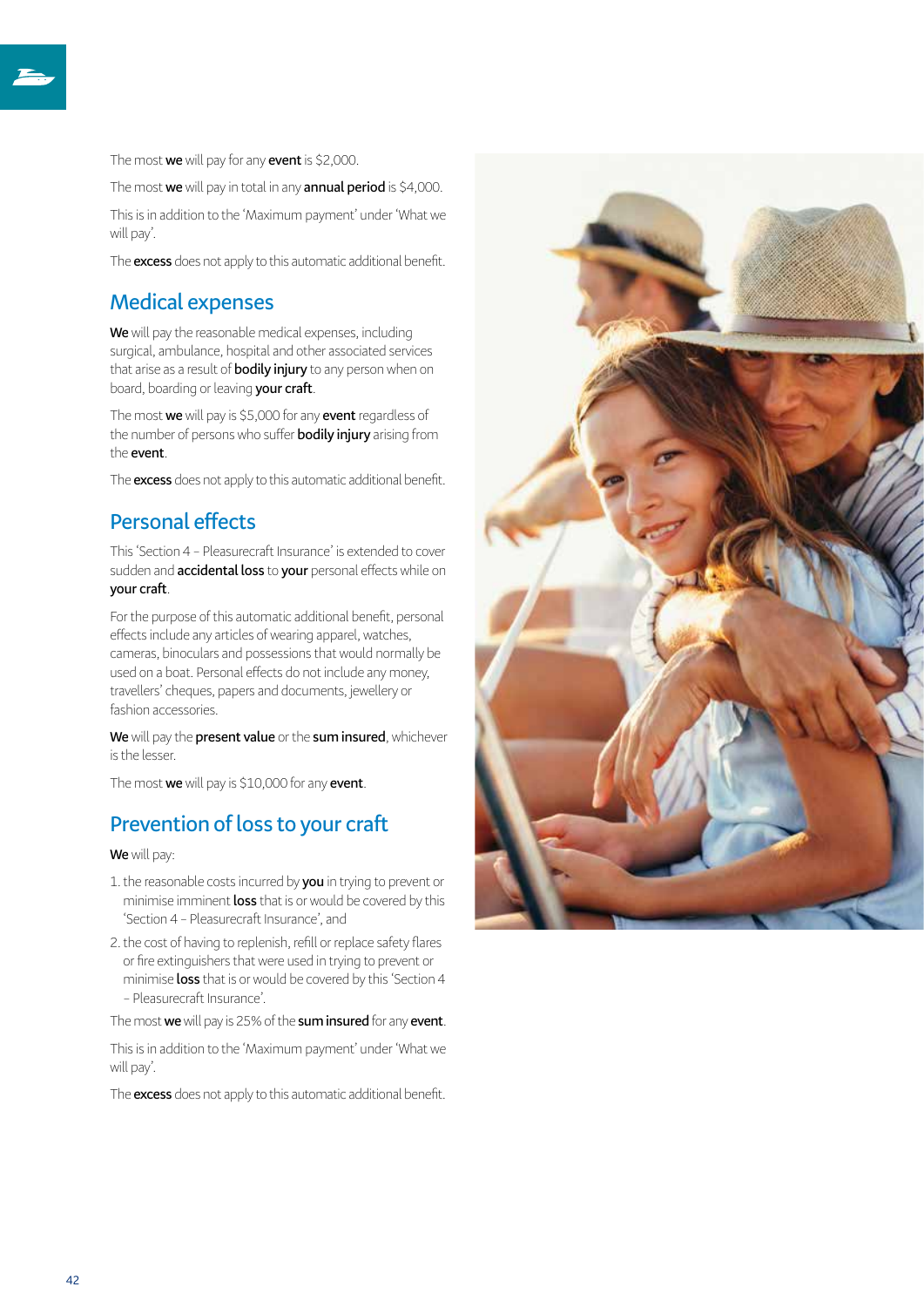The most **we** will pay for any **event** is $2,000.

The most **we** will pay in total in any **annual period** is $4,000.

This is in addition to the 'Maximum payment' under 'What we will pay'.

The **excess** does not apply to this automatic additional benefit.

## Medical expenses

**We** will pay the reasonable medical expenses, including surgical, ambulance, hospital and other associated services that arise as a result of **bodily injury** to any person when on board, boarding or leaving **your craft**.

The most **we** will pay is $5,000 for any **event** regardless of the number of persons who suffer **bodily injury** arising from the **event**.

The **excess** does not apply to this automatic additional benefit.

## Personal effects

This 'Section 4 – Pleasurecraft Insurance' is extended to cover sudden and **accidental loss** to **your** personal effects while on **your craft**.

For the purpose of this automatic additional benefit, personal effects include any articles of wearing apparel, watches, cameras, binoculars and possessions that would normally be used on a boat. Personal effects do not include any money, travellers' cheques, papers and documents, jewellery or fashion accessories.

**We** will pay the **present value** or the **sum insured**, whichever is the lesser.

The most **we** will pay is $10,000 for any **event**.

## Prevention of loss to your craft

**We** will pay:

1. the reasonable costs incurred by **you** in trying to prevent or minimise imminent **loss** that is or would be covered by this 'Section 4 – Pleasurecraft Insurance', and
2. the cost of having to replenish, refill or replace safety flares or fire extinguishers that were used in trying to prevent or minimise **loss** that is or would be covered by this 'Section 4 – Pleasurecraft Insurance'.

The most **we** will pay is 25% of the **sum insured** for any **event**.

This is in addition to the 'Maximum payment' under 'What we will pay'.

The **excess** does not apply to this automatic additional benefit.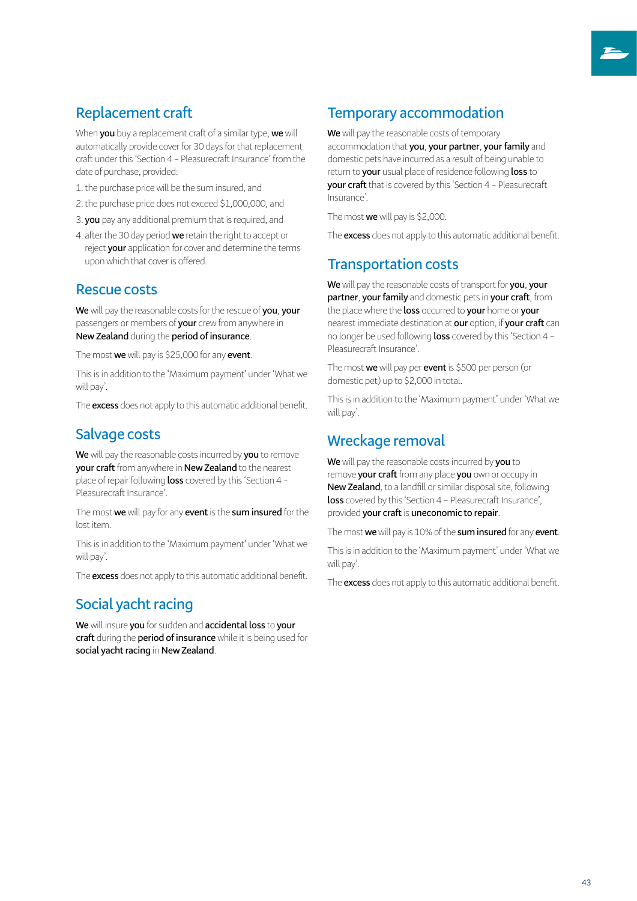## Replacement craft

When **you** buy a replacement craft of a similar type, **we** will automatically provide cover for 30 days for that replacement craft under this 'Section 4 – Pleasurecraft Insurance' from the date of purchase, provided:

1. the purchase price will be the sum insured, and
2. the purchase price does not exceed $1,000,000, and
3. **you** pay any additional premium that is required, and
4. after the 30 day period **we** retain the right to accept or reject **your** application for cover and determine the terms upon which that cover is offered.

## Rescue costs

**We** will pay the reasonable costs for the rescue of **you**, **your** passengers or members of **your** crew from anywhere in **New Zealand** during the **period of insurance**.

The most **we** will pay is $25,000 for any **event**.

This is in addition to the 'Maximum payment' under 'What we will pay'.

The **excess** does not apply to this automatic additional benefit.

## Salvage costs

**We** will pay the reasonable costs incurred by **you** to remove **your craft** from anywhere in **New Zealand** to the nearest place of repair following **loss** covered by this 'Section 4 – Pleasurecraft Insurance'.

The most **we** will pay for any **event** is the **sum insured** for the lost item.

This is in addition to the 'Maximum payment' under 'What we will pay'.

The **excess** does not apply to this automatic additional benefit.

## Social yacht racing

**We** will insure **you** for sudden and **accidental loss** to **your craft** during the **period of insurance** while it is being used for **social yacht racing** in **New Zealand**.

## Temporary accommodation

**We** will pay the reasonable costs of temporary accommodation that **you**, **your partner**, **your family** and domestic pets have incurred as a result of being unable to return to **your** usual place of residence following **loss** to **your craft** that is covered by this 'Section 4 – Pleasurecraft Insurance'.

The most **we** will pay is $2,000.

The **excess** does not apply to this automatic additional benefit.

## Transportation costs

**We** will pay the reasonable costs of transport for **you**, **your partner**, **your family** and domestic pets in **your craft**, from the place where the **loss** occurred to **your** home or **your** nearest immediate destination at **our** option, if **your craft** can no longer be used following **loss** covered by this 'Section 4 – Pleasurecraft Insurance'.

The most **we** will pay per **event** is $500 per person (or domestic pet) up to $2,000 in total.

This is in addition to the 'Maximum payment' under 'What we will pay'.

## Wreckage removal

**We** will pay the reasonable costs incurred by **you** to remove **your craft** from any place **you** own or occupy in **New Zealand**, to a landfill or similar disposal site, following **loss** covered by this 'Section 4 – Pleasurecraft Insurance', provided **your craft** is **uneconomic to repair**.

The most **we** will pay is 10% of the **sum insured** for any **event**.

This is in addition to the 'Maximum payment' under 'What we will pay'.

The **excess** does not apply to this automatic additional benefit.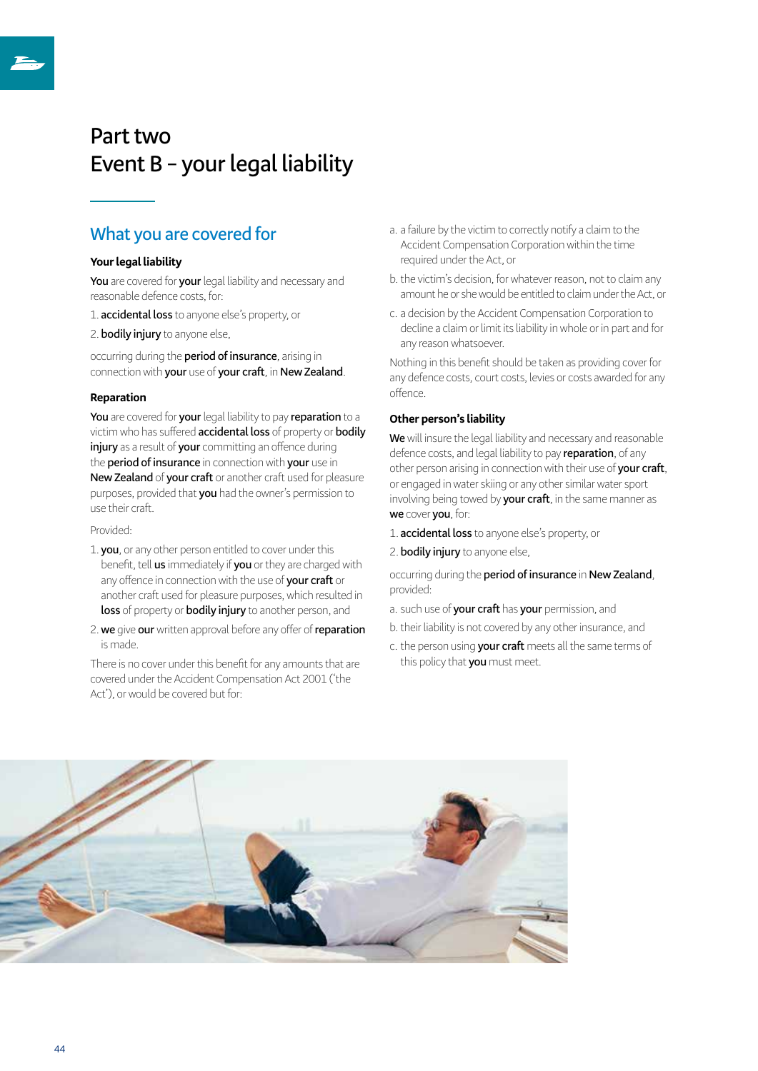# Part two
# Event B – your legal liability

## What you are covered for

### Your legal liability

**You** are covered for **your** legal liability and necessary and reasonable defence costs, for:

1. **accidental loss** to anyone else's property, or
2. **bodily injury** to anyone else,

occurring during the **period of insurance**, arising in connection with **your** use of **your craft**, in **New Zealand**.

### Reparation

**You** are covered for **your** legal liability to pay **reparation** to a victim who has suffered **accidental loss** of property or **bodily injury** as a result of **your** committing an offence during the **period of insurance** in connection with **your** use in **New Zealand** of **your craft** or another craft used for pleasure purposes, provided that **you** had the owner's permission to use their craft.

Provided:

1. **you**, or any other person entitled to cover under this benefit, tell **us** immediately if **you** or they are charged with any offence in connection with the use of **your craft** or another craft used for pleasure purposes, which resulted in **loss** of property or **bodily injury** to another person, and
2. **we** give **our** written approval before any offer of **reparation** is made.

There is no cover under this benefit for any amounts that are covered under the Accident Compensation Act 2001 ('the Act'), or would be covered but for:

a. a failure by the victim to correctly notify a claim to the Accident Compensation Corporation within the time required under the Act, or

b. the victim's decision, for whatever reason, not to claim any amount he or she would be entitled to claim under the Act, or

c. a decision by the Accident Compensation Corporation to decline a claim or limit its liability in whole or in part and for any reason whatsoever.

Nothing in this benefit should be taken as providing cover for any defence costs, court costs, levies or costs awarded for any offence.

### Other person's liability

**We** will insure the legal liability and necessary and reasonable defence costs, and legal liability to pay **reparation**, of any other person arising in connection with their use of **your craft**, or engaged in water skiing or any other similar water sport involving being towed by **your craft**, in the same manner as **we** cover **you**, for:

1. **accidental loss** to anyone else's property, or
2. **bodily injury** to anyone else,

occurring during the **period of insurance** in **New Zealand**, provided:

a. such use of **your craft** has **your** permission, and

b. their liability is not covered by any other insurance, and

c. the person using **your craft** meets all the same terms of this policy that **you** must meet.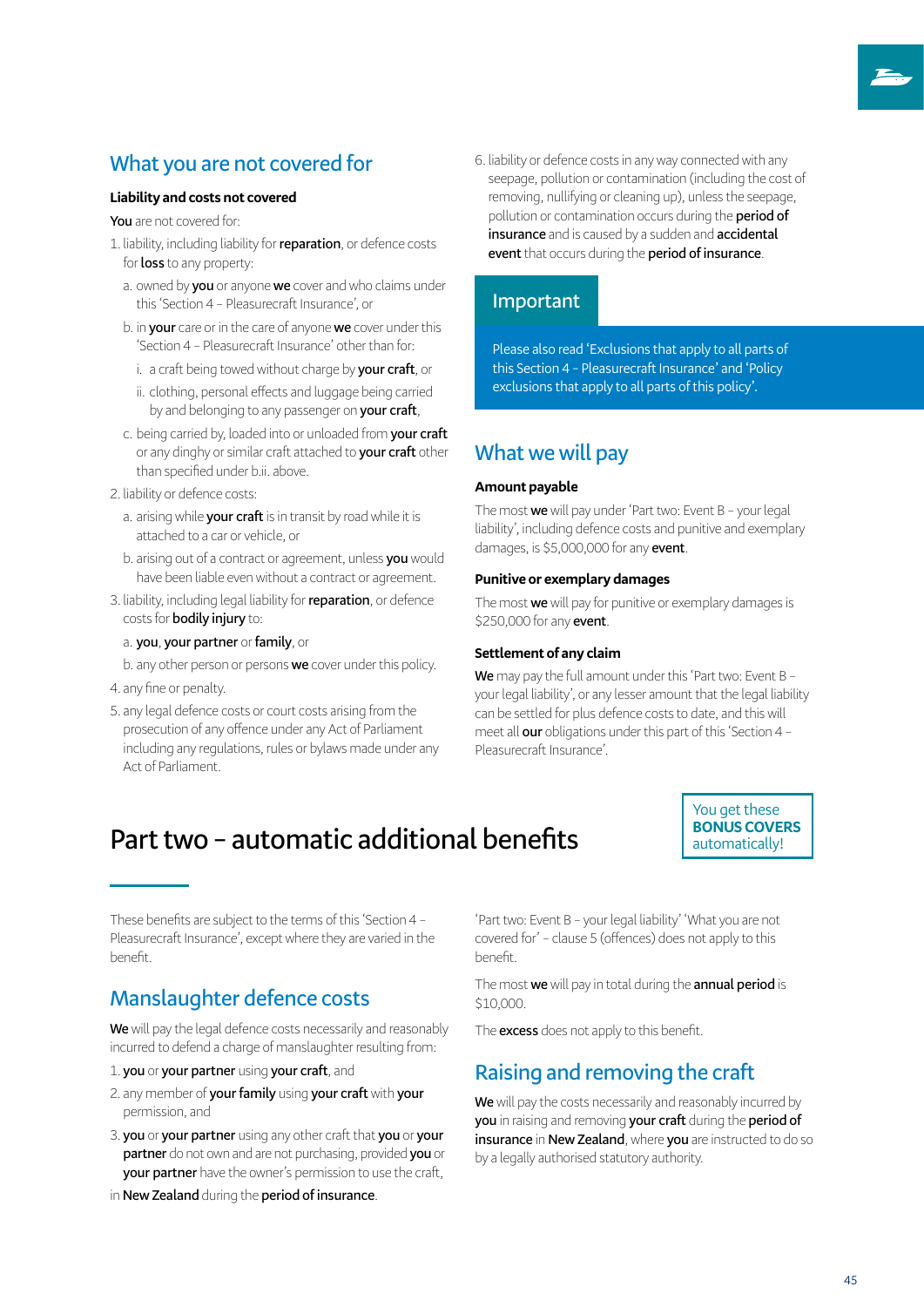## What you are not covered for

**Liability and costs not covered**

**You** are not covered for:

1. liability, including liability for **reparation**, or defence costs for **loss** to any property:
   a. owned by **you** or anyone **we** cover and who claims under this 'Section 4 – Pleasurecraft Insurance', or
   b. in **your** care or in the care of anyone **we** cover under this 'Section 4 – Pleasurecraft Insurance' other than for:
      i. a craft being towed without charge by **your craft**, or
      ii. clothing, personal effects and luggage being carried by and belonging to any passenger on **your craft**,
   c. being carried by, loaded into or unloaded from **your craft** or any dinghy or similar craft attached to **your craft** other than specified under b.ii. above.
2. liability or defence costs:
   a. arising while **your craft** is in transit by road while it is attached to a car or vehicle, or
   b. arising out of a contract or agreement, unless **you** would have been liable even without a contract or agreement.
3. liability, including legal liability for **reparation**, or defence costs for **bodily injury** to:
   a. **you**, **your partner** or **family**, or
   b. any other person or persons **we** cover under this policy.
4. any fine or penalty.
5. any legal defence costs or court costs arising from the prosecution of any offence under any Act of Parliament including any regulations, rules or bylaws made under any Act of Parliament.
6. liability or defence costs in any way connected with any seepage, pollution or contamination (including the cost of removing, nullifying or cleaning up), unless the seepage, pollution or contamination occurs during the **period of insurance** and is caused by a sudden and **accidental event** that occurs during the **period of insurance**.

**Important**

Please also read 'Exclusions that apply to all parts of this Section 4 – Pleasurecraft Insurance' and 'Policy exclusions that apply to all parts of this policy'.

## What we will pay

**Amount payable**

The most **we** will pay under 'Part two: Event B – your legal liability', including defence costs and punitive and exemplary damages, is $5,000,000 for any **event**.

**Punitive or exemplary damages**

The most **we** will pay for punitive or exemplary damages is $250,000 for any **event**.

**Settlement of any claim**

**We** may pay the full amount under this 'Part two: Event B – your legal liability', or any lesser amount that the legal liability can be settled for plus defence costs to date, and this will meet all **our** obligations under this part of this 'Section 4 – Pleasurecraft Insurance'.

# Part two – automatic additional benefits

You get these **BONUS COVERS** automatically!

These benefits are subject to the terms of this 'Section 4 – Pleasurecraft Insurance', except where they are varied in the benefit.

## Manslaughter defence costs

**We** will pay the legal defence costs necessarily and reasonably incurred to defend a charge of manslaughter resulting from:

1. **you** or **your partner** using **your craft**, and
2. any member of **your family** using **your craft** with **your** permission, and
3. **you** or **your partner** using any other craft that **you** or **your partner** do not own and are not purchasing, provided **you** or **your partner** have the owner's permission to use the craft,

in **New Zealand** during the **period of insurance**.

'Part two: Event B – your legal liability' 'What you are not covered for' – clause 5 (offences) does not apply to this benefit.

The most **we** will pay in total during the **annual period** is $10,000.

The **excess** does not apply to this benefit.

## Raising and removing the craft

**We** will pay the costs necessarily and reasonably incurred by **you** in raising and removing **your craft** during the **period of insurance** in **New Zealand**, where **you** are instructed to do so by a legally authorised statutory authority.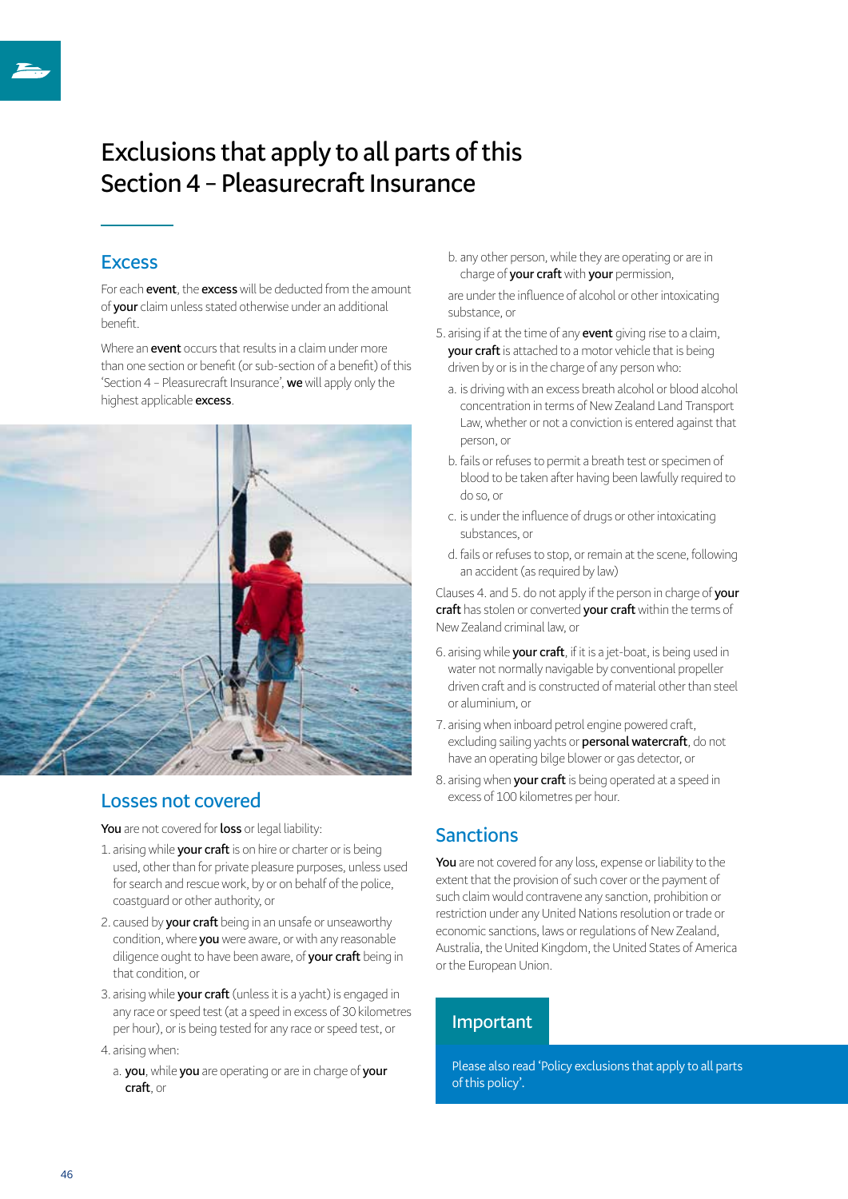# Exclusions that apply to all parts of this Section 4 – Pleasurecraft Insurance

## Excess

For each **event**, the **excess** will be deducted from the amount of **your** claim unless stated otherwise under an additional benefit.

Where an **event** occurs that results in a claim under more than one section or benefit (or sub-section of a benefit) of this 'Section 4 – Pleasurecraft Insurance', **we** will apply only the highest applicable **excess**.

## Losses not covered

**You** are not covered for **loss** or legal liability:

1. arising while **your craft** is on hire or charter or is being used, other than for private pleasure purposes, unless used for search and rescue work, by or on behalf of the police, coastguard or other authority, or
2. caused by **your craft** being in an unsafe or unseaworthy condition, where **you** were aware, or with any reasonable diligence ought to have been aware, of **your craft** being in that condition, or
3. arising while **your craft** (unless it is a yacht) is engaged in any race or speed test (at a speed in excess of 30 kilometres per hour), or is being tested for any race or speed test, or
4. arising when:
   a. **you**, while **you** are operating or are in charge of **your craft**, or
   b. any other person, while they are operating or are in charge of **your craft** with **your** permission,

   are under the influence of alcohol or other intoxicating substance, or
5. arising if at the time of any **event** giving rise to a claim, **your craft** is attached to a motor vehicle that is being driven by or is in the charge of any person who:
   a. is driving with an excess breath alcohol or blood alcohol concentration in terms of New Zealand Land Transport Law, whether or not a conviction is entered against that person, or
   b. fails or refuses to permit a breath test or specimen of blood to be taken after having been lawfully required to do so, or
   c. is under the influence of drugs or other intoxicating substances, or
   d. fails or refuses to stop, or remain at the scene, following an accident (as required by law)

   Clauses 4. and 5. do not apply if the person in charge of **your craft** has stolen or converted **your craft** within the terms of New Zealand criminal law, or
6. arising while **your craft**, if it is a jet-boat, is being used in water not normally navigable by conventional propeller driven craft and is constructed of material other than steel or aluminium, or
7. arising when inboard petrol engine powered craft, excluding sailing yachts or **personal watercraft**, do not have an operating bilge blower or gas detector, or
8. arising when **your craft** is being operated at a speed in excess of 100 kilometres per hour.

## Sanctions

**You** are not covered for any loss, expense or liability to the extent that the provision of such cover or the payment of such claim would contravene any sanction, prohibition or restriction under any United Nations resolution or trade or economic sanctions, laws or regulations of New Zealand, Australia, the United Kingdom, the United States of America or the European Union.

### Important

Please also read 'Policy exclusions that apply to all parts of this policy'.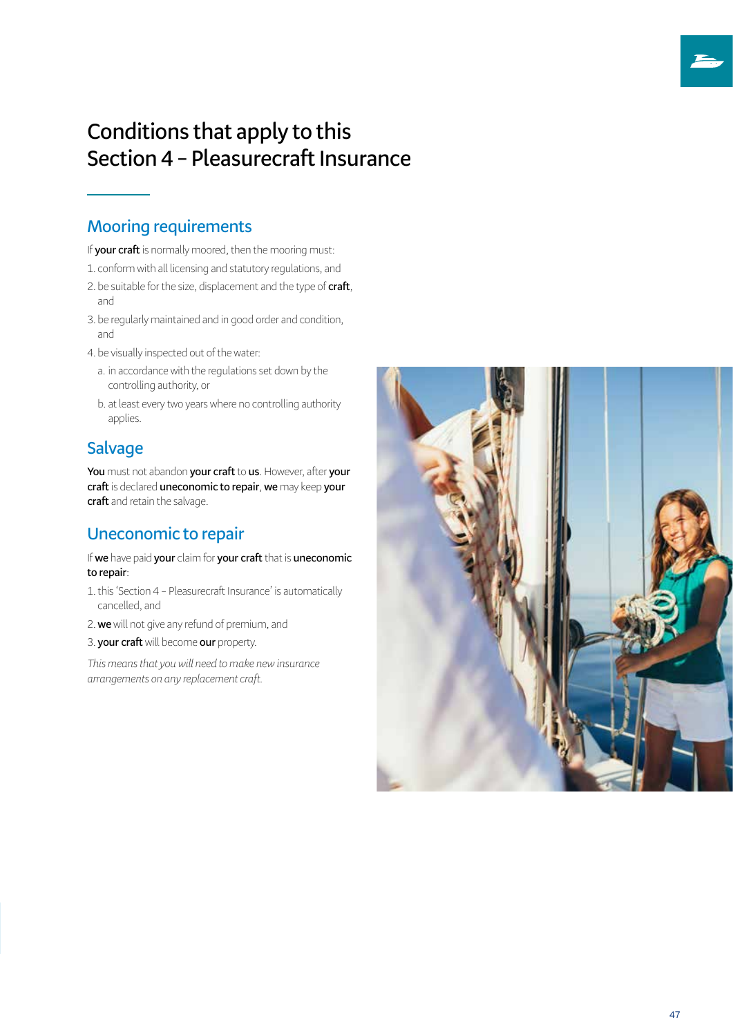# Conditions that apply to this Section 4 – Pleasurecraft Insurance

## Mooring requirements

If **your craft** is normally moored, then the mooring must:

1. conform with all licensing and statutory regulations, and
2. be suitable for the size, displacement and the type of **craft**, and
3. be regularly maintained and in good order and condition, and
4. be visually inspected out of the water:
   a. in accordance with the regulations set down by the controlling authority, or
   b. at least every two years where no controlling authority applies.

## Salvage

**You** must not abandon **your craft** to **us**. However, after **your craft** is declared **uneconomic to repair**, **we** may keep **your craft** and retain the salvage.

## Uneconomic to repair

If **we** have paid **your** claim for **your craft** that is **uneconomic to repair**:

1. this 'Section 4 – Pleasurecraft Insurance' is automatically cancelled, and
2. **we** will not give any refund of premium, and
3. **your craft** will become **our** property.

*This means that you will need to make new insurance arrangements on any replacement craft.*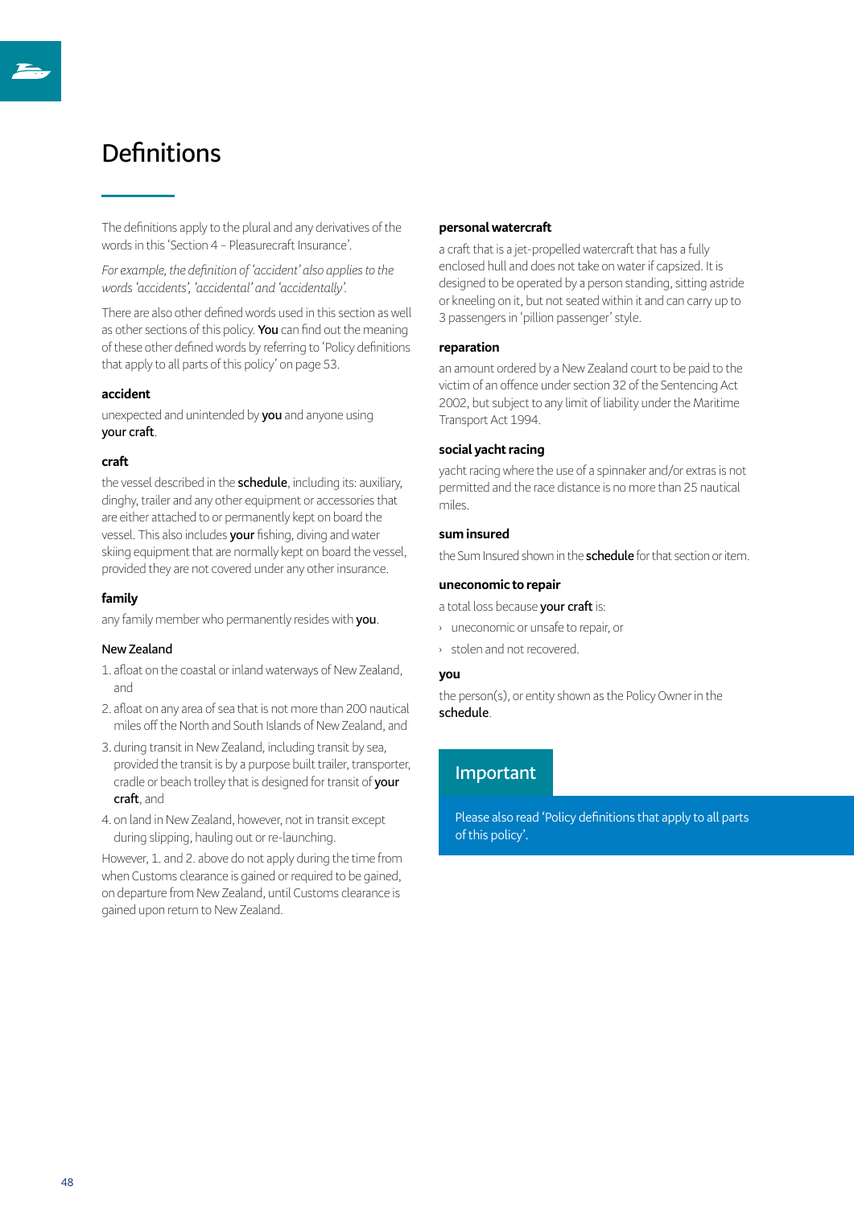# Definitions

The definitions apply to the plural and any derivatives of the words in this 'Section 4 – Pleasurecraft Insurance'.

*For example, the definition of 'accident' also applies to the words 'accidents', 'accidental' and 'accidentally'.*

There are also other defined words used in this section as well as other sections of this policy. **You** can find out the meaning of these other defined words by referring to 'Policy definitions that apply to all parts of this policy' on page 53.

### accident

unexpected and unintended by **you** and anyone using **your craft**.

### craft

the vessel described in the **schedule**, including its: auxiliary, dinghy, trailer and any other equipment or accessories that are either attached to or permanently kept on board the vessel. This also includes **your** fishing, diving and water skiing equipment that are normally kept on board the vessel, provided they are not covered under any other insurance.

### family

any family member who permanently resides with **you**.

### New Zealand

1. afloat on the coastal or inland waterways of New Zealand, and
2. afloat on any area of sea that is not more than 200 nautical miles off the North and South Islands of New Zealand, and
3. during transit in New Zealand, including transit by sea, provided the transit is by a purpose built trailer, transporter, cradle or beach trolley that is designed for transit of **your craft**, and
4. on land in New Zealand, however, not in transit except during slipping, hauling out or re-launching.

However, 1. and 2. above do not apply during the time from when Customs clearance is gained or required to be gained, on departure from New Zealand, until Customs clearance is gained upon return to New Zealand.

### personal watercraft

a craft that is a jet-propelled watercraft that has a fully enclosed hull and does not take on water if capsized. It is designed to be operated by a person standing, sitting astride or kneeling on it, but not seated within it and can carry up to 3 passengers in 'pillion passenger' style.

### reparation

an amount ordered by a New Zealand court to be paid to the victim of an offence under section 32 of the Sentencing Act 2002, but subject to any limit of liability under the Maritime Transport Act 1994.

### social yacht racing

yacht racing where the use of a spinnaker and/or extras is not permitted and the race distance is no more than 25 nautical miles.

### sum insured

the Sum Insured shown in the **schedule** for that section or item.

### uneconomic to repair

a total loss because **your craft** is:

- uneconomic or unsafe to repair, or
- stolen and not recovered.

### you

the person(s), or entity shown as the Policy Owner in the **schedule**.

## Important

Please also read 'Policy definitions that apply to all parts of this policy'.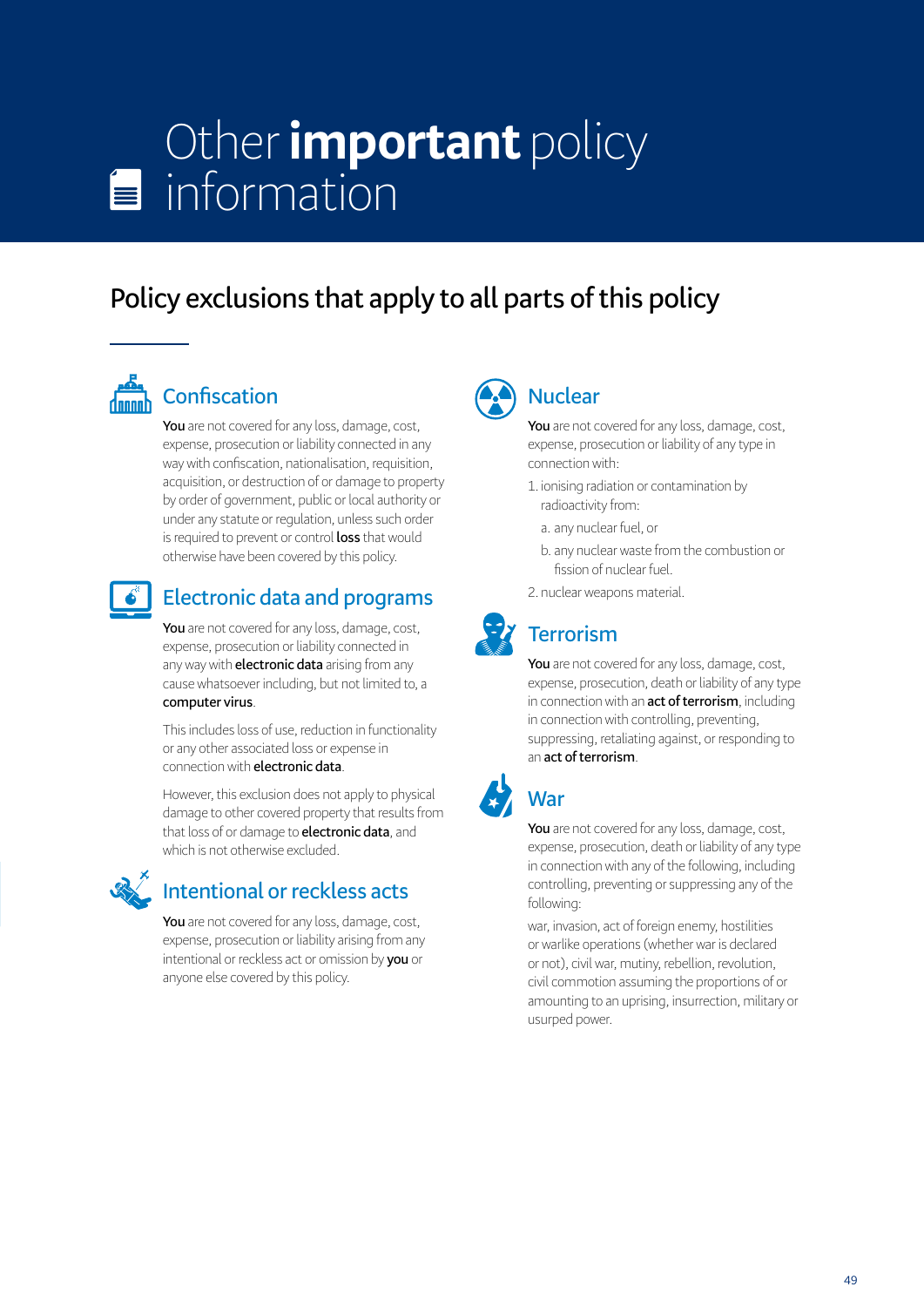# Other **important** policy information

## Policy exclusions that apply to all parts of this policy

### Confiscation

**You** are not covered for any loss, damage, cost, expense, prosecution or liability connected in any way with confiscation, nationalisation, requisition, acquisition, or destruction of or damage to property by order of government, public or local authority or under any statute or regulation, unless such order is required to prevent or control **loss** that would otherwise have been covered by this policy.

### Electronic data and programs

**You** are not covered for any loss, damage, cost, expense, prosecution or liability connected in any way with **electronic data** arising from any cause whatsoever including, but not limited to, a **computer virus**.

This includes loss of use, reduction in functionality or any other associated loss or expense in connection with **electronic data**.

However, this exclusion does not apply to physical damage to other covered property that results from that loss of or damage to **electronic data**, and which is not otherwise excluded.

### Intentional or reckless acts

**You** are not covered for any loss, damage, cost, expense, prosecution or liability arising from any intentional or reckless act or omission by **you** or anyone else covered by this policy.

### Nuclear

**You** are not covered for any loss, damage, cost, expense, prosecution or liability of any type in connection with:

1. ionising radiation or contamination by radioactivity from:
   a. any nuclear fuel, or
   b. any nuclear waste from the combustion or fission of nuclear fuel.
2. nuclear weapons material.

### Terrorism

**You** are not covered for any loss, damage, cost, expense, prosecution, death or liability of any type in connection with an **act of terrorism**, including in connection with controlling, preventing, suppressing, retaliating against, or responding to an **act of terrorism**.

### War

**You** are not covered for any loss, damage, cost, expense, prosecution, death or liability of any type in connection with any of the following, including controlling, preventing or suppressing any of the following:

war, invasion, act of foreign enemy, hostilities or warlike operations (whether war is declared or not), civil war, mutiny, rebellion, revolution, civil commotion assuming the proportions of or amounting to an uprising, insurrection, military or usurped power.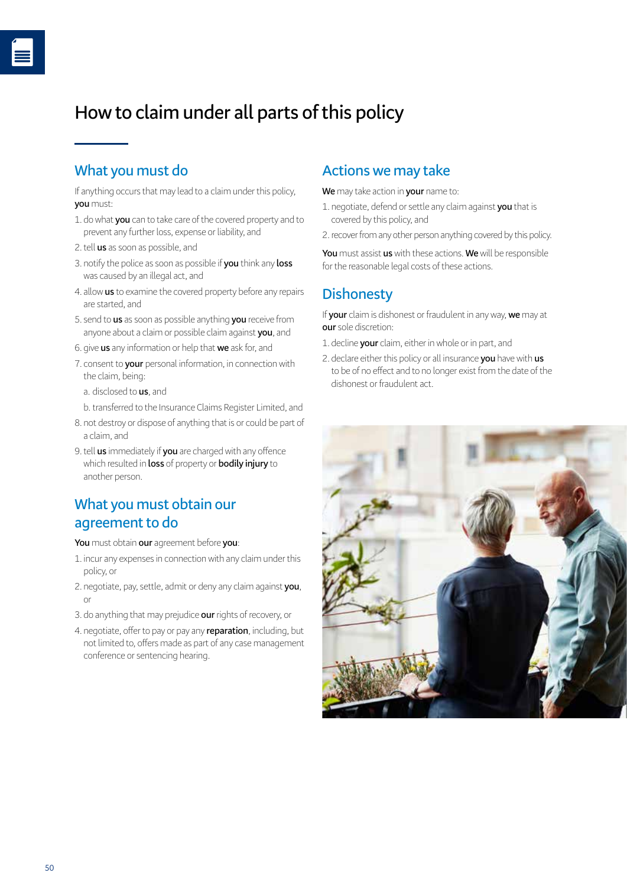# How to claim under all parts of this policy

## What you must do

If anything occurs that may lead to a claim under this policy, **you** must:

1. do what **you** can to take care of the covered property and to prevent any further loss, expense or liability, and
2. tell **us** as soon as possible, and
3. notify the police as soon as possible if **you** think any **loss** was caused by an illegal act, and
4. allow **us** to examine the covered property before any repairs are started, and
5. send to **us** as soon as possible anything **you** receive from anyone about a claim or possible claim against **you**, and
6. give **us** any information or help that **we** ask for, and
7. consent to **your** personal information, in connection with the claim, being:
   a. disclosed to **us**, and
   b. transferred to the Insurance Claims Register Limited, and
8. not destroy or dispose of anything that is or could be part of a claim, and
9. tell **us** immediately if **you** are charged with any offence which resulted in **loss** of property or **bodily injury** to another person.

## What you must obtain our agreement to do

**You** must obtain **our** agreement before **you**:

1. incur any expenses in connection with any claim under this policy, or
2. negotiate, pay, settle, admit or deny any claim against **you**, or
3. do anything that may prejudice **our** rights of recovery, or
4. negotiate, offer to pay or pay any **reparation**, including, but not limited to, offers made as part of any case management conference or sentencing hearing.

## Actions we may take

**We** may take action in **your** name to:

1. negotiate, defend or settle any claim against **you** that is covered by this policy, and
2. recover from any other person anything covered by this policy.

**You** must assist **us** with these actions. **We** will be responsible for the reasonable legal costs of these actions.

## Dishonesty

If **your** claim is dishonest or fraudulent in any way, **we** may at **our** sole discretion:

1. decline **your** claim, either in whole or in part, and
2. declare either this policy or all insurance **you** have with **us** to be of no effect and to no longer exist from the date of the dishonest or fraudulent act.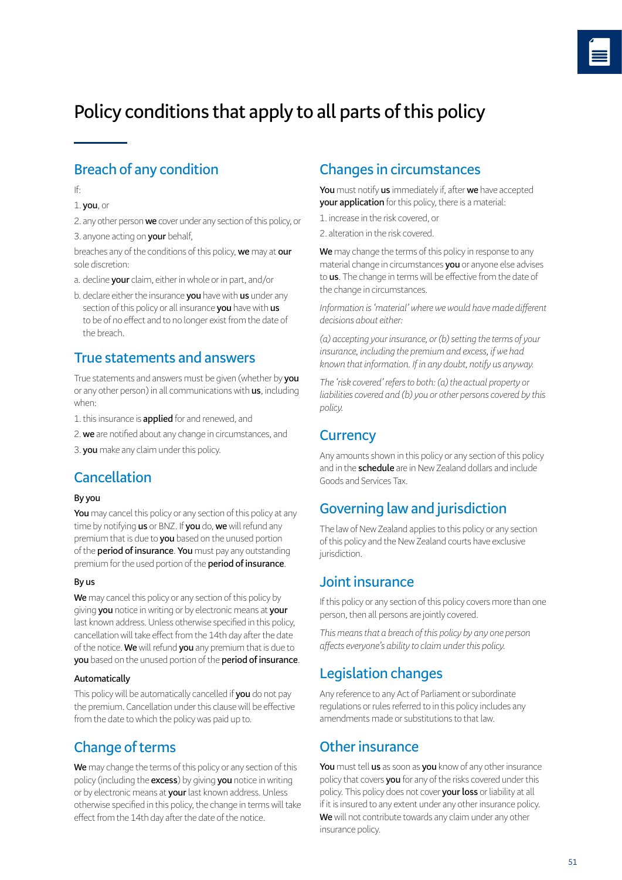# Policy conditions that apply to all parts of this policy

## Breach of any condition

If:

1. **you**, or
2. any other person **we** cover under any section of this policy, or
3. anyone acting on **your** behalf,

breaches any of the conditions of this policy, **we** may at **our** sole discretion:

a. decline **your** claim, either in whole or in part, and/or

b. declare either the insurance **you** have with **us** under any section of this policy or all insurance **you** have with **us** to be of no effect and to no longer exist from the date of the breach.

## True statements and answers

True statements and answers must be given (whether by **you** or any other person) in all communications with **us**, including when:

1. this insurance is **applied** for and renewed, and
2. **we** are notified about any change in circumstances, and
3. **you** make any claim under this policy.

## Cancellation

### By you

**You** may cancel this policy or any section of this policy at any time by notifying **us** or BNZ. If **you** do, **we** will refund any premium that is due to **you** based on the unused portion of the **period of insurance**. **You** must pay any outstanding premium for the used portion of the **period of insurance**.

### By us

**We** may cancel this policy or any section of this policy by giving **you** notice in writing or by electronic means at **your** last known address. Unless otherwise specified in this policy, cancellation will take effect from the 14th day after the date of the notice. **We** will refund **you** any premium that is due to **you** based on the unused portion of the **period of insurance**.

### Automatically

This policy will be automatically cancelled if **you** do not pay the premium. Cancellation under this clause will be effective from the date to which the policy was paid up to.

## Change of terms

**We** may change the terms of this policy or any section of this policy (including the **excess**) by giving **you** notice in writing or by electronic means at **your** last known address. Unless otherwise specified in this policy, the change in terms will take effect from the 14th day after the date of the notice.

## Changes in circumstances

**You** must notify **us** immediately if, after **we** have accepted **your application** for this policy, there is a material:

1. increase in the risk covered, or
2. alteration in the risk covered.

**We** may change the terms of this policy in response to any material change in circumstances **you** or anyone else advises to **us**. The change in terms will be effective from the date of the change in circumstances.

*Information is 'material' where we would have made different decisions about either:*

*(a) accepting your insurance, or (b) setting the terms of your insurance, including the premium and excess, if we had known that information. If in any doubt, notify us anyway.*

*The 'risk covered' refers to both: (a) the actual property or liabilities covered and (b) you or other persons covered by this policy.*

## Currency

Any amounts shown in this policy or any section of this policy and in the **schedule** are in New Zealand dollars and include Goods and Services Tax.

## Governing law and jurisdiction

The law of New Zealand applies to this policy or any section of this policy and the New Zealand courts have exclusive jurisdiction.

## Joint insurance

If this policy or any section of this policy covers more than one person, then all persons are jointly covered.

*This means that a breach of this policy by any one person affects everyone's ability to claim under this policy.*

## Legislation changes

Any reference to any Act of Parliament or subordinate regulations or rules referred to in this policy includes any amendments made or substitutions to that law.

## Other insurance

**You** must tell **us** as soon as **you** know of any other insurance policy that covers **you** for any of the risks covered under this policy. This policy does not cover **your loss** or liability at all if it is insured to any extent under any other insurance policy. **We** will not contribute towards any claim under any other insurance policy.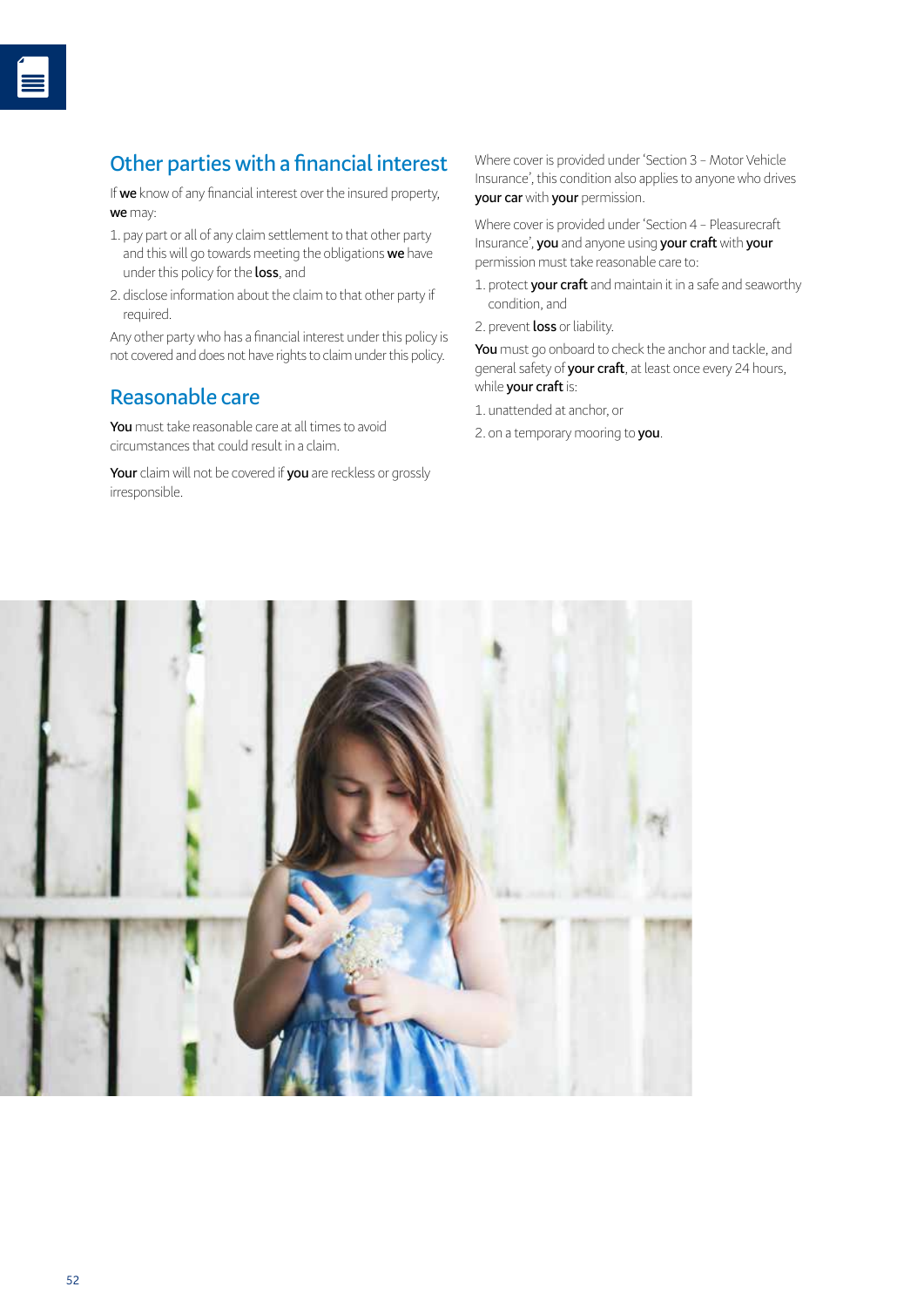## Other parties with a financial interest

If **we** know of any financial interest over the insured property, **we** may:

1. pay part or all of any claim settlement to that other party and this will go towards meeting the obligations **we** have under this policy for the **loss**, and
2. disclose information about the claim to that other party if required.

Any other party who has a financial interest under this policy is not covered and does not have rights to claim under this policy.

## Reasonable care

**You** must take reasonable care at all times to avoid circumstances that could result in a claim.

**Your** claim will not be covered if **you** are reckless or grossly irresponsible.

Where cover is provided under 'Section 3 – Motor Vehicle Insurance', this condition also applies to anyone who drives **your car** with **your** permission.

Where cover is provided under 'Section 4 – Pleasurecraft Insurance', **you** and anyone using **your craft** with **your** permission must take reasonable care to:

1. protect **your craft** and maintain it in a safe and seaworthy condition, and
2. prevent **loss** or liability.

**You** must go onboard to check the anchor and tackle, and general safety of **your craft**, at least once every 24 hours, while **your craft** is:

1. unattended at anchor, or
2. on a temporary mooring to **you**.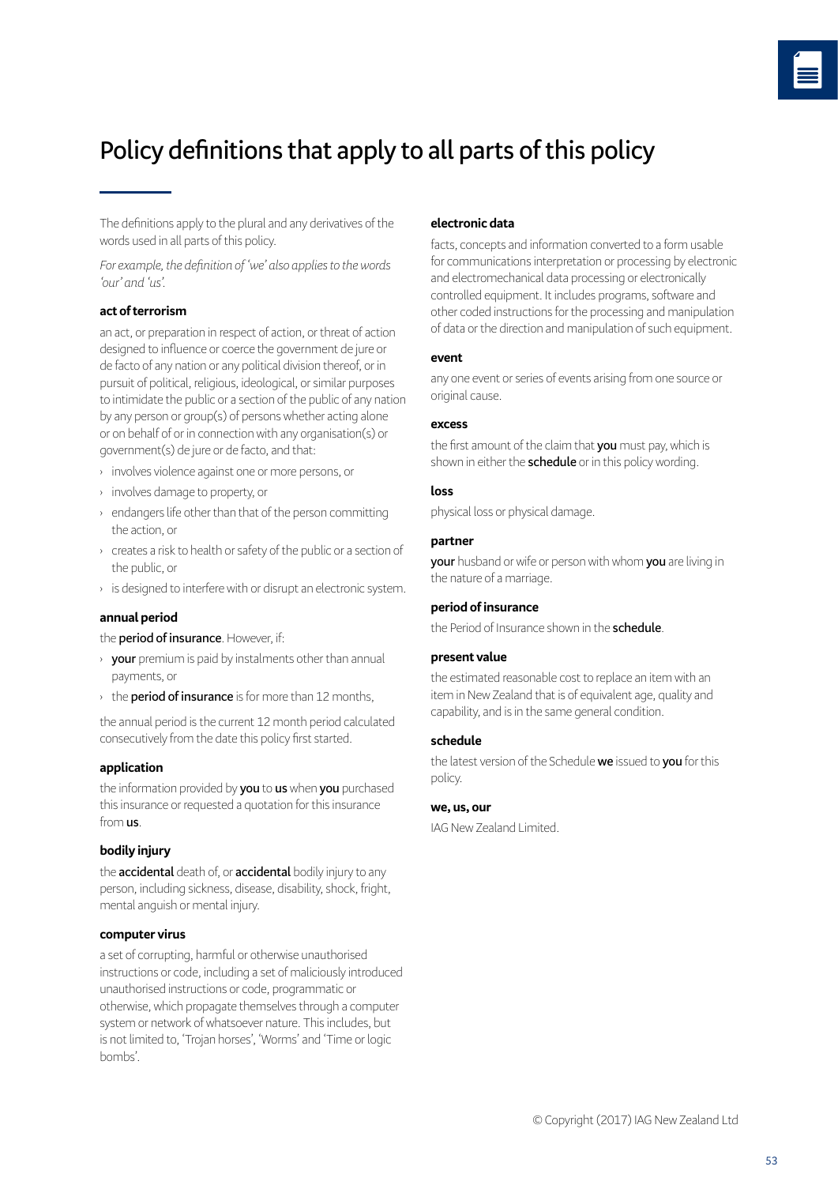# Policy definitions that apply to all parts of this policy

The definitions apply to the plural and any derivatives of the words used in all parts of this policy.

*For example, the definition of 'we' also applies to the words 'our' and 'us'.*

### act of terrorism

an act, or preparation in respect of action, or threat of action designed to influence or coerce the government de jure or de facto of any nation or any political division thereof, or in pursuit of political, religious, ideological, or similar purposes to intimidate the public or a section of the public of any nation by any person or group(s) of persons whether acting alone or on behalf of or in connection with any organisation(s) or government(s) de jure or de facto, and that:

- involves violence against one or more persons, or
- involves damage to property, or
- endangers life other than that of the person committing the action, or
- creates a risk to health or safety of the public or a section of the public, or
- is designed to interfere with or disrupt an electronic system.

### annual period

the **period of insurance**. However, if:

- **your** premium is paid by instalments other than annual payments, or
- the **period of insurance** is for more than 12 months,

the annual period is the current 12 month period calculated consecutively from the date this policy first started.

### application

the information provided by **you** to **us** when **you** purchased this insurance or requested a quotation for this insurance from **us**.

### bodily injury

the **accidental** death of, or **accidental** bodily injury to any person, including sickness, disease, disability, shock, fright, mental anguish or mental injury.

### computer virus

a set of corrupting, harmful or otherwise unauthorised instructions or code, including a set of maliciously introduced unauthorised instructions or code, programmatic or otherwise, which propagate themselves through a computer system or network of whatsoever nature. This includes, but is not limited to, 'Trojan horses', 'Worms' and 'Time or logic bombs'.

### electronic data

facts, concepts and information converted to a form usable for communications interpretation or processing by electronic and electromechanical data processing or electronically controlled equipment. It includes programs, software and other coded instructions for the processing and manipulation of data or the direction and manipulation of such equipment.

### event

any one event or series of events arising from one source or original cause.

### excess

the first amount of the claim that **you** must pay, which is shown in either the **schedule** or in this policy wording.

### loss

physical loss or physical damage.

### partner

**your** husband or wife or person with whom **you** are living in the nature of a marriage.

### period of insurance

the Period of Insurance shown in the **schedule**.

### present value

the estimated reasonable cost to replace an item with an item in New Zealand that is of equivalent age, quality and capability, and is in the same general condition.

### schedule

the latest version of the Schedule **we** issued to **you** for this policy.

### we, us, our

IAG New Zealand Limited.

© Copyright (2017) IAG New Zealand Ltd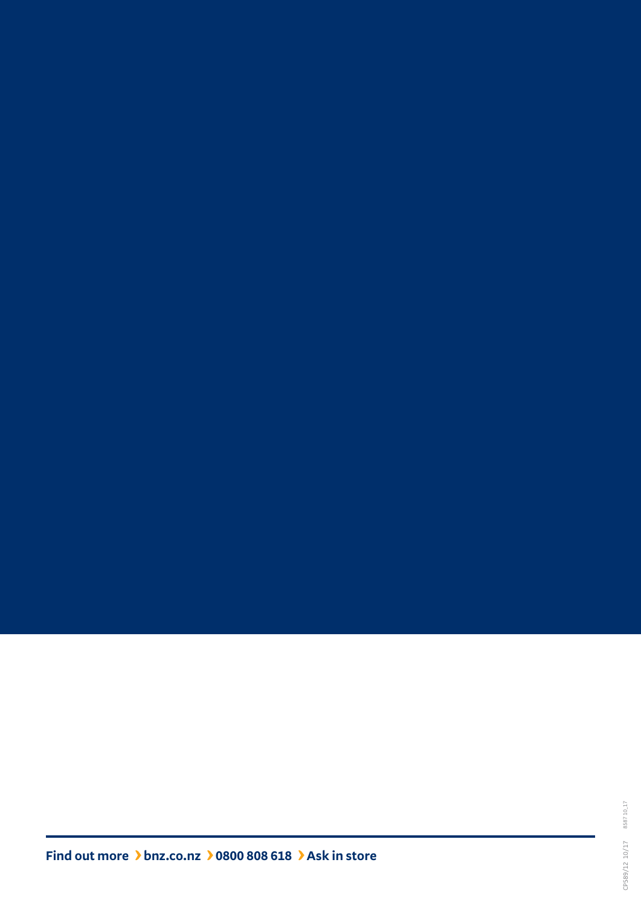**Find out more** › **bnz.co.nz** › **0800 808 618** › **Ask in store**

CPS89/12 10/17 8587 10_17